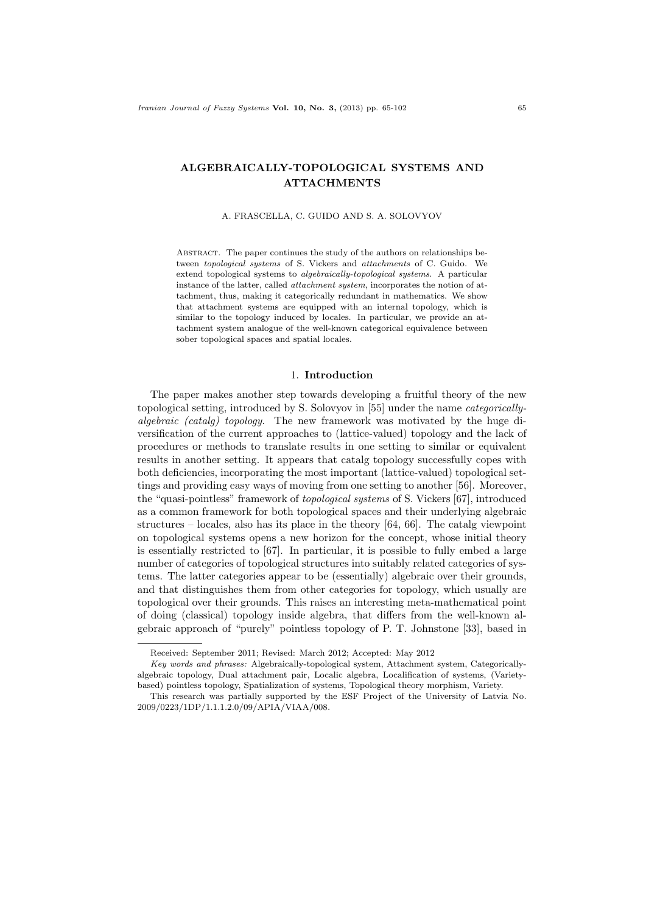# ALGEBRAICALLY-TOPOLOGICAL SYSTEMS AND ATTACHMENTS

A. FRASCELLA, C. GUIDO AND S. A. SOLOVYOV

Abstract. The paper continues the study of the authors on relationships between *topological systems* of S. Vickers and *attachments* of C. Guido. We extend topological systems to *algebraically-topological systems*. A particular instance of the latter, called *attachment system*, incorporates the notion of attachment, thus, making it categorically redundant in mathematics. We show that attachment systems are equipped with an internal topology, which is similar to the topology induced by locales. In particular, we provide an attachment system analogue of the well-known categorical equivalence between sober topological spaces and spatial locales.

## 1. Introduction

The paper makes another step towards developing a fruitful theory of the new topological setting, introduced by S. Solovyov in [55] under the name *categorically-algebraic (catalg) topology*. The new framework was motivated by the huge diversification of the current approaches to (lattice-valued) topology and the lack of procedures or methods to translate results in one setting to similar or equivalent results in another setting. It appears that catalg topology successfully copes with both deficiencies, incorporating the most important (lattice-valued) topological settings and providing easy ways of moving from one setting to another [56]. Moreover, the "quasi-pointless" framework of *topological systems* of S. Vickers [67], introduced as a common framework for both topological spaces and their underlying algebraic structures – locales, also has its place in the theory [64, 66]. The catalg viewpoint on topological systems opens a new horizon for the concept, whose initial theory is essentially restricted to [67]. In particular, it is possible to fully embed a large number of categories of topological structures into suitably related categories of systems. The latter categories appear to be (essentially) algebraic over their grounds, and that distinguishes them from other categories for topology, which usually are topological over their grounds. This raises an interesting meta-mathematical point of doing (classical) topology inside algebra, that differs from the well-known algebraic approach of "purely" pointless topology of P. T. Johnstone [33], based in

---

Received: September 2011; Revised: March 2012; Accepted: May 2012

*Key words and phrases:* Algebraically-topological system, Attachment system, Categorically-algebraic topology, Dual attachment pair, Localic algebra, Localification of systems, (Variety-based) pointless topology, Spatialization of systems, Topological theory morphism, Variety.

This research was partially supported by the ESF Project of the University of Latvia No. 2009/0223/1DP/1.1.1.2.0/09/APIA/VIAA/008.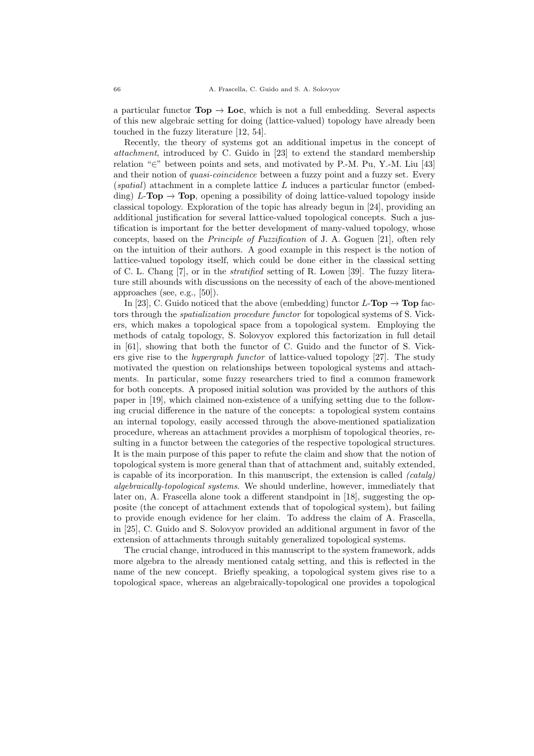a particular functor **Top** → **Loc**, which is not a full embedding. Several aspects of this new algebraic setting for doing (lattice-valued) topology have already been touched in the fuzzy literature [12, 54].

Recently, the theory of systems got an additional impetus in the concept of *attachment*, introduced by C. Guido in [23] to extend the standard membership relation "∈" between points and sets, and motivated by P.-M. Pu, Y.-M. Liu [43] and their notion of *quasi-coincidence* between a fuzzy point and a fuzzy set. Every (*spatial*) attachment in a complete lattice $L$ induces a particular functor (embedding) $L$-**Top** → **Top**, opening a possibility of doing lattice-valued topology inside classical topology. Exploration of the topic has already begun in [24], providing an additional justification for several lattice-valued topological concepts. Such a justification is important for the better development of many-valued topology, whose concepts, based on the *Principle of Fuzzification* of J. A. Goguen [21], often rely on the intuition of their authors. A good example in this respect is the notion of lattice-valued topology itself, which could be done either in the classical setting of C. L. Chang [7], or in the *stratified* setting of R. Lowen [39]. The fuzzy literature still abounds with discussions on the necessity of each of the above-mentioned approaches (see, e.g., [50]).

In [23], C. Guido noticed that the above (embedding) functor $L$-**Top** → **Top** factors through the *spatialization procedure functor* for topological systems of S. Vickers, which makes a topological space from a topological system. Employing the methods of catalg topology, S. Solovyov explored this factorization in full detail in [61], showing that both the functor of C. Guido and the functor of S. Vickers give rise to the *hypergraph functor* of lattice-valued topology [27]. The study motivated the question on relationships between topological systems and attachments. In particular, some fuzzy researchers tried to find a common framework for both concepts. A proposed initial solution was provided by the authors of this paper in [19], which claimed non-existence of a unifying setting due to the following crucial difference in the nature of the concepts: a topological system contains an internal topology, easily accessed through the above-mentioned spatialization procedure, whereas an attachment provides a morphism of topological theories, resulting in a functor between the categories of the respective topological structures. It is the main purpose of this paper to refute the claim and show that the notion of topological system is more general than that of attachment and, suitably extended, is capable of its incorporation. In this manuscript, the extension is called *(catalg) algebraically-topological systems*. We should underline, however, immediately that later on, A. Frascella alone took a different standpoint in [18], suggesting the opposite (the concept of attachment extends that of topological system), but failing to provide enough evidence for her claim. To address the claim of A. Frascella, in [25], C. Guido and S. Solovyov provided an additional argument in favor of the extension of attachments through suitably generalized topological systems.

The crucial change, introduced in this manuscript to the system framework, adds more algebra to the already mentioned catalg setting, and this is reflected in the name of the new concept. Briefly speaking, a topological system gives rise to a topological space, whereas an algebraically-topological one provides a topological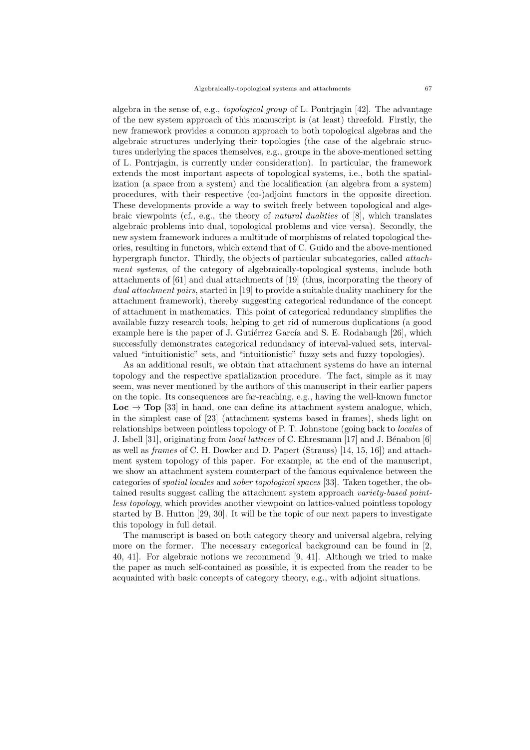algebra in the sense of, e.g., *topological group* of L. Pontrjagin [42]. The advantage of the new system approach of this manuscript is (at least) threefold. Firstly, the new framework provides a common approach to both topological algebras and the algebraic structures underlying their topologies (the case of the algebraic structures underlying the spaces themselves, e.g., groups in the above-mentioned setting of L. Pontrjagin, is currently under consideration). In particular, the framework extends the most important aspects of topological systems, i.e., both the spatialization (a space from a system) and the localification (an algebra from a system) procedures, with their respective (co-)adjoint functors in the opposite direction. These developments provide a way to switch freely between topological and algebraic viewpoints (cf., e.g., the theory of *natural dualities* of [8], which translates algebraic problems into dual, topological problems and vice versa). Secondly, the new system framework induces a multitude of morphisms of related topological theories, resulting in functors, which extend that of C. Guido and the above-mentioned hypergraph functor. Thirdly, the objects of particular subcategories, called *attachment systems*, of the category of algebraically-topological systems, include both attachments of [61] and dual attachments of [19] (thus, incorporating the theory of *dual attachment pairs*, started in [19] to provide a suitable duality machinery for the attachment framework), thereby suggesting categorical redundance of the concept of attachment in mathematics. This point of categorical redundancy simplifies the available fuzzy research tools, helping to get rid of numerous duplications (a good example here is the paper of J. Gutiérrez García and S. E. Rodabaugh [26], which successfully demonstrates categorical redundancy of interval-valued sets, interval-valued "intuitionistic" sets, and "intuitionistic" fuzzy sets and fuzzy topologies).

As an additional result, we obtain that attachment systems do have an internal topology and the respective spatialization procedure. The fact, simple as it may seem, was never mentioned by the authors of this manuscript in their earlier papers on the topic. Its consequences are far-reaching, e.g., having the well-known functor $\mathbf{Loc} \to \mathbf{Top}$ [33] in hand, one can define its attachment system analogue, which, in the simplest case of [23] (attachment systems based in frames), sheds light on relationships between pointless topology of P. T. Johnstone (going back to *locales* of J. Isbell [31], originating from *local lattices* of C. Ehresmann [17] and J. Bénabou [6] as well as *frames* of C. H. Dowker and D. Papert (Strauss) [14, 15, 16]) and attachment system topology of this paper. For example, at the end of the manuscript, we show an attachment system counterpart of the famous equivalence between the categories of *spatial locales* and *sober topological spaces* [33]. Taken together, the obtained results suggest calling the attachment system approach *variety-based pointless topology*, which provides another viewpoint on lattice-valued pointless topology started by B. Hutton [29, 30]. It will be the topic of our next papers to investigate this topology in full detail.

The manuscript is based on both category theory and universal algebra, relying more on the former. The necessary categorical background can be found in [2, 40, 41]. For algebraic notions we recommend [9, 41]. Although we tried to make the paper as much self-contained as possible, it is expected from the reader to be acquainted with basic concepts of category theory, e.g., with adjoint situations.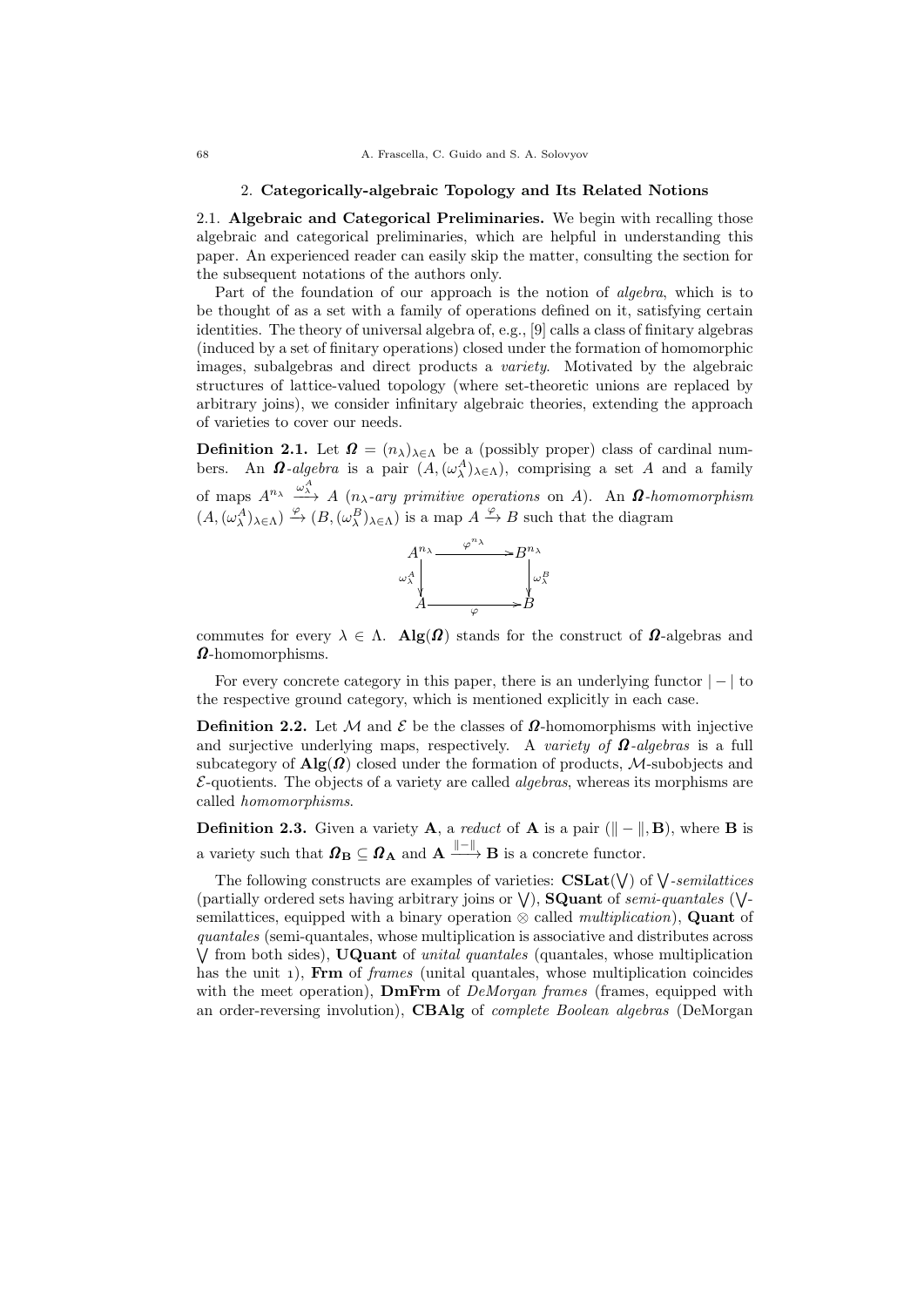## 2. Categorically-algebraic Topology and Its Related Notions

### 2.1. Algebraic and Categorical Preliminaries.

We begin with recalling those algebraic and categorical preliminaries, which are helpful in understanding this paper. An experienced reader can easily skip the matter, consulting the section for the subsequent notations of the authors only.

Part of the foundation of our approach is the notion of *algebra*, which is to be thought of as a set with a family of operations defined on it, satisfying certain identities. The theory of universal algebra of, e.g., [9] calls a class of finitary algebras (induced by a set of finitary operations) closed under the formation of homomorphic images, subalgebras and direct products a *variety*. Motivated by the algebraic structures of lattice-valued topology (where set-theoretic unions are replaced by arbitrary joins), we consider infinitary algebraic theories, extending the approach of varieties to cover our needs.

**Definition 2.1.** Let $\boldsymbol{\Omega} = (n_\lambda)_{\lambda \in \Lambda}$ be a (possibly proper) class of cardinal numbers. An *$\boldsymbol{\Omega}$-algebra* is a pair $(A, (\omega_\lambda^A)_{\lambda \in \Lambda})$, comprising a set $A$ and a family of maps $A^{n_\lambda} \xrightarrow{\omega_\lambda^A} A$ (*$n_\lambda$-ary primitive operations* on $A$). An *$\boldsymbol{\Omega}$-homomorphism* $(A, (\omega_\lambda^A)_{\lambda \in \Lambda}) \xrightarrow{\varphi} (B, (\omega_\lambda^B)_{\lambda \in \Lambda})$ is a map $A \xrightarrow{\varphi} B$ such that the diagram

$$\begin{array}{ccc} A^{n_\lambda} & \xrightarrow{\varphi^{n_\lambda}} & B^{n_\lambda} \\ {\scriptstyle \omega_\lambda^A}\downarrow & & \downarrow{\scriptstyle \omega_\lambda^B} \\ A & \xrightarrow[\varphi]{} & B \end{array}$$

commutes for every $\lambda \in \Lambda$. $\mathbf{Alg}(\boldsymbol{\Omega})$ stands for the construct of $\boldsymbol{\Omega}$-algebras and $\boldsymbol{\Omega}$-homomorphisms.

For every concrete category in this paper, there is an underlying functor $|-|$ to the respective ground category, which is mentioned explicitly in each case.

**Definition 2.2.** Let $\mathcal{M}$ and $\mathcal{E}$ be the classes of $\boldsymbol{\Omega}$-homomorphisms with injective and surjective underlying maps, respectively. A *variety of $\boldsymbol{\Omega}$-algebras* is a full subcategory of $\mathbf{Alg}(\boldsymbol{\Omega})$ closed under the formation of products, $\mathcal{M}$-subobjects and $\mathcal{E}$-quotients. The objects of a variety are called *algebras*, whereas its morphisms are called *homomorphisms*.

**Definition 2.3.** Given a variety $\mathbf{A}$, a *reduct* of $\mathbf{A}$ is a pair $(\| - \|, \mathbf{B})$, where $\mathbf{B}$ is a variety such that $\boldsymbol{\Omega}_\mathbf{B} \subseteq \boldsymbol{\Omega}_\mathbf{A}$ and $\mathbf{A} \xrightarrow{\| - \|} \mathbf{B}$ is a concrete functor.

The following constructs are examples of varieties: $\mathbf{CSLat}(\bigvee)$ of $\bigvee$*-semilattices* (partially ordered sets having arbitrary joins or $\bigvee$), $\mathbf{SQuant}$ of *semi-quantales* ($\bigvee$-semilattices, equipped with a binary operation $\otimes$ called *multiplication*), $\mathbf{Quant}$ of *quantales* (semi-quantales, whose multiplication is associative and distributes across $\bigvee$ from both sides), $\mathbf{UQuant}$ of *unital quantales* (quantales, whose multiplication has the unit $\imath$), $\mathbf{Frm}$ of *frames* (unital quantales, whose multiplication coincides with the meet operation), $\mathbf{DmFrm}$ of *DeMorgan frames* (frames, equipped with an order-reversing involution), $\mathbf{CBAlg}$ of *complete Boolean algebras* (DeMorgan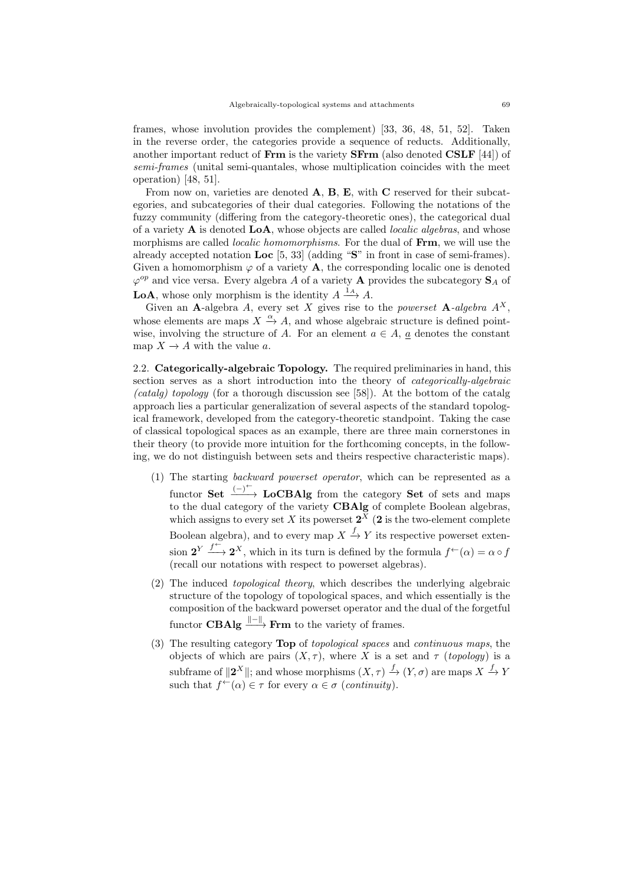frames, whose involution provides the complement) [33, 36, 48, 51, 52]. Taken in the reverse order, the categories provide a sequence of reducts. Additionally, another important reduct of **Frm** is the variety **SFrm** (also denoted **CSLF** [44]) of *semi-frames* (unital semi-quantales, whose multiplication coincides with the meet operation) [48, 51].

From now on, varieties are denoted **A**, **B**, **E**, with **C** reserved for their subcategories, and subcategories of their dual categories. Following the notations of the fuzzy community (differing from the category-theoretic ones), the categorical dual of a variety **A** is denoted **LoA**, whose objects are called *localic algebras*, and whose morphisms are called *localic homomorphisms*. For the dual of **Frm**, we will use the already accepted notation **Loc** [5, 33] (adding "**S**" in front in case of semi-frames). Given a homomorphism $\varphi$ of a variety **A**, the corresponding localic one is denoted $\varphi^{op}$ and vice versa. Every algebra $A$ of a variety **A** provides the subcategory $\mathbf{S}_A$ of **LoA**, whose only morphism is the identity $A \xrightarrow{1_A} A$.

Given an **A**-algebra $A$, every set $X$ gives rise to the *powerset* **A**-*algebra* $A^X$, whose elements are maps $X \xrightarrow{\alpha} A$, and whose algebraic structure is defined pointwise, involving the structure of $A$. For an element $a \in A$, $\underline{a}$ denotes the constant map $X \to A$ with the value $a$.

2.2. **Categorically-algebraic Topology.** The required preliminaries in hand, this section serves as a short introduction into the theory of *categorically-algebraic (catalg) topology* (for a thorough discussion see [58]). At the bottom of the catalg approach lies a particular generalization of several aspects of the standard topological framework, developed from the category-theoretic standpoint. Taking the case of classical topological spaces as an example, there are three main cornerstones in their theory (to provide more intuition for the forthcoming concepts, in the following, we do not distinguish between sets and theirs respective characteristic maps).

1. The starting *backward powerset operator*, which can be represented as a functor $\mathbf{Set} \xrightarrow{(-)^{\leftarrow}} \mathbf{LoCBAlg}$ from the category **Set** of sets and maps to the dual category of the variety **CBAlg** of complete Boolean algebras, which assigns to every set $X$ its powerset $\mathbf{2}^X$ (**2** is the two-element complete Boolean algebra), and to every map $X \xrightarrow{f} Y$ its respective powerset extension $\mathbf{2}^Y \xrightarrow{f^{\leftarrow}} \mathbf{2}^X$, which in its turn is defined by the formula $f^{\leftarrow}(\alpha) = \alpha \circ f$ (recall our notations with respect to powerset algebras).
2. The induced *topological theory*, which describes the underlying algebraic structure of the topology of topological spaces, and which essentially is the composition of the backward powerset operator and the dual of the forgetful functor $\mathbf{CBAlg} \xrightarrow{\|-\|} \mathbf{Frm}$ to the variety of frames.
3. The resulting category **Top** of *topological spaces* and *continuous maps*, the objects of which are pairs $(X, \tau)$, where $X$ is a set and $\tau$ (*topology*) is a subframe of $\|\mathbf{2}^X\|$; and whose morphisms $(X, \tau) \xrightarrow{f} (Y, \sigma)$ are maps $X \xrightarrow{f} Y$ such that $f^{\leftarrow}(\alpha) \in \tau$ for every $\alpha \in \sigma$ (*continuity*).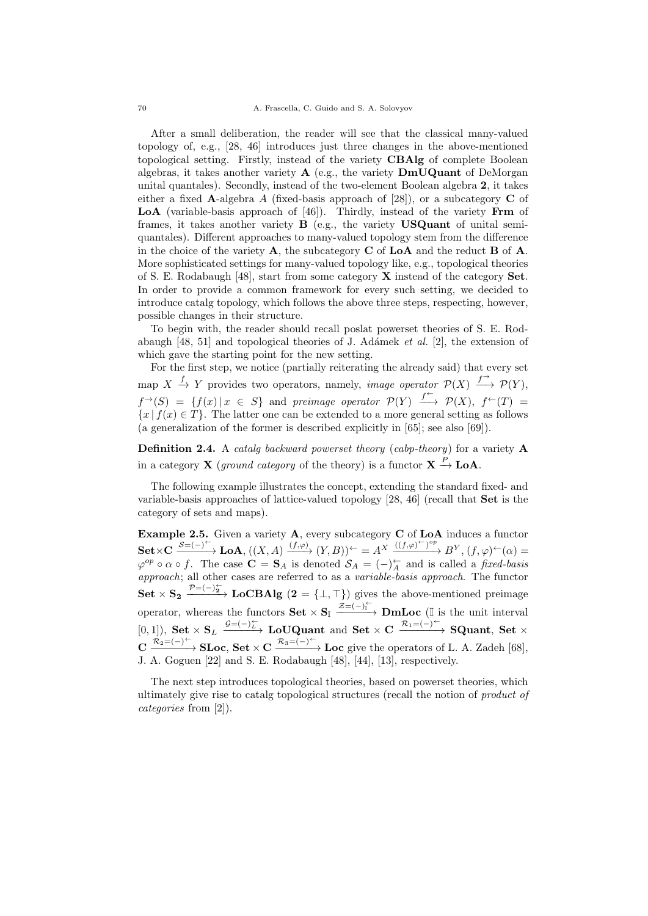After a small deliberation, the reader will see that the classical many-valued topology of, e.g., [28, 46] introduces just three changes in the above-mentioned topological setting. Firstly, instead of the variety **CBAlg** of complete Boolean algebras, it takes another variety **A** (e.g., the variety **DmUQuant** of DeMorgan unital quantales). Secondly, instead of the two-element Boolean algebra **2**, it takes either a fixed **A**-algebra $A$ (fixed-basis approach of [28]), or a subcategory **C** of **LoA** (variable-basis approach of [46]). Thirdly, instead of the variety **Frm** of frames, it takes another variety **B** (e.g., the variety **USQuant** of unital semi-quantales). Different approaches to many-valued topology stem from the difference in the choice of the variety **A**, the subcategory **C** of **LoA** and the reduct **B** of **A**. More sophisticated settings for many-valued topology like, e.g., topological theories of S. E. Rodabaugh [48], start from some category **X** instead of the category **Set**. In order to provide a common framework for every such setting, we decided to introduce catalg topology, which follows the above three steps, respecting, however, possible changes in their structure.

To begin with, the reader should recall poslat powerset theories of S. E. Rodabaugh [48, 51] and topological theories of J. Adámek *et al.* [2], the extension of which gave the starting point for the new setting.

For the first step, we notice (partially reiterating the already said) that every set map $X \xrightarrow{f} Y$ provides two operators, namely, *image operator* $\mathcal{P}(X) \xrightarrow{f^{\rightarrow}} \mathcal{P}(Y)$, $f^{\rightarrow}(S) = \{f(x) \mid x \in S\}$ and *preimage operator* $\mathcal{P}(Y) \xrightarrow{f^{\leftarrow}} \mathcal{P}(X)$, $f^{\leftarrow}(T) = \{x \mid f(x) \in T\}$. The latter one can be extended to a more general setting as follows (a generalization of the former is described explicitly in [65]; see also [69]).

**Definition 2.4.** A *catalg backward powerset theory* (*cabp-theory*) for a variety **A** in a category **X** (*ground category* of the theory) is a functor $\mathbf{X} \xrightarrow{P} \mathbf{LoA}$.

The following example illustrates the concept, extending the standard fixed- and variable-basis approaches of lattice-valued topology [28, 46] (recall that **Set** is the category of sets and maps).

**Example 2.5.** Given a variety **A**, every subcategory **C** of **LoA** induces a functor $\mathbf{Set}\times\mathbf{C} \xrightarrow{\mathcal{S}=(-)^{\leftarrow}} \mathbf{LoA}$, $((X,A) \xrightarrow{(f,\varphi)} (Y,B))^{\leftarrow} = A^X \xrightarrow{((f,\varphi)^{\leftarrow})^{op}} B^Y$, $(f,\varphi)^{\leftarrow}(\alpha) = \varphi^{op} \circ \alpha \circ f$. The case $\mathbf{C} = \mathbf{S}_A$ is denoted $\mathcal{S}_A = (-)^{\leftarrow}_A$ and is called a *fixed-basis approach*; all other cases are referred to as a *variable-basis approach*. The functor $\mathbf{Set} \times \mathbf{S_2} \xrightarrow{\mathcal{P}=(-)^{\leftarrow}_{\mathbf{2}}} \mathbf{LoCBAlg}$ ($\mathbf{2} = \{\bot, \top\}$) gives the above-mentioned preimage operator, whereas the functors $\mathbf{Set} \times \mathbf{S}_{\mathbb{I}} \xrightarrow{\mathcal{Z}=(-)^{\leftarrow}_{\mathbb{I}}} \mathbf{DmLoc}$ ($\mathbb{I}$ is the unit interval $[0,1]$), $\mathbf{Set} \times \mathbf{S}_L \xrightarrow{\mathcal{G}=(-)^{\leftarrow}_L} \mathbf{LoUQuant}$ and $\mathbf{Set} \times \mathbf{C} \xrightarrow{\mathcal{R}_1=(-)^{\leftarrow}} \mathbf{SQuant}$, $\mathbf{Set} \times \mathbf{C} \xrightarrow{\mathcal{R}_2=(-)^{\leftarrow}} \mathbf{SLoc}$, $\mathbf{Set} \times \mathbf{C} \xrightarrow{\mathcal{R}_3=(-)^{\leftarrow}} \mathbf{Loc}$ give the operators of L. A. Zadeh [68], J. A. Goguen [22] and S. E. Rodabaugh [48], [44], [13], respectively.

The next step introduces topological theories, based on powerset theories, which ultimately give rise to catalg topological structures (recall the notion of *product of categories* from [2]).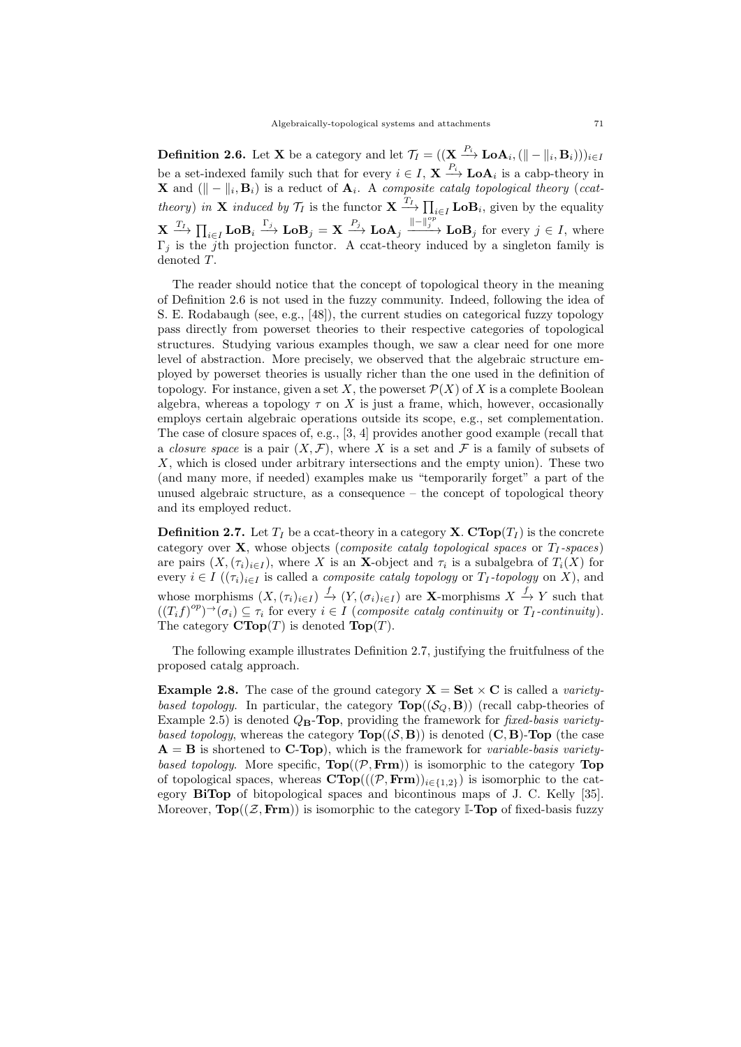**Definition 2.6.** Let $\mathbf{X}$ be a category and let $\mathcal{T}_I = ((\mathbf{X} \xrightarrow{P_i} \mathbf{LoA}_i, (\| - \|_i, \mathbf{B}_i)))_{i \in I}$ be a set-indexed family such that for every $i \in I$, $\mathbf{X} \xrightarrow{P_i} \mathbf{LoA}_i$ is a cabp-theory in $\mathbf{X}$ and $(\| - \|_i, \mathbf{B}_i)$ is a reduct of $\mathbf{A}_i$. A *composite catalg topological theory* (*ccat-theory*) *in* $\mathbf{X}$ *induced by* $\mathcal{T}_I$ is the functor $\mathbf{X} \xrightarrow{T_I} \prod_{i \in I} \mathbf{LoB}_i$, given by the equality $\mathbf{X} \xrightarrow{T_I} \prod_{i \in I} \mathbf{LoB}_i \xrightarrow{\Gamma_j} \mathbf{LoB}_j = \mathbf{X} \xrightarrow{P_j} \mathbf{LoA}_j \xrightarrow{\| - \|_j^{op}} \mathbf{LoB}_j$ for every $j \in I$, where $\Gamma_j$ is the $j$th projection functor. A ccat-theory induced by a singleton family is denoted $T$.

The reader should notice that the concept of topological theory in the meaning of Definition 2.6 is not used in the fuzzy community. Indeed, following the idea of S. E. Rodabaugh (see, e.g., [48]), the current studies on categorical fuzzy topology pass directly from powerset theories to their respective categories of topological structures. Studying various examples though, we saw a clear need for one more level of abstraction. More precisely, we observed that the algebraic structure employed by powerset theories is usually richer than the one used in the definition of topology. For instance, given a set $X$, the powerset $\mathcal{P}(X)$ of $X$ is a complete Boolean algebra, whereas a topology $\tau$ on $X$ is just a frame, which, however, occasionally employs certain algebraic operations outside its scope, e.g., set complementation. The case of closure spaces of, e.g., [3, 4] provides another good example (recall that a *closure space* is a pair $(X, \mathcal{F})$, where $X$ is a set and $\mathcal{F}$ is a family of subsets of $X$, which is closed under arbitrary intersections and the empty union). These two (and many more, if needed) examples make us "temporarily forget" a part of the unused algebraic structure, as a consequence – the concept of topological theory and its employed reduct.

**Definition 2.7.** Let $T_I$ be a ccat-theory in a category $\mathbf{X}$. $\mathbf{CTop}(T_I)$ is the concrete category over $\mathbf{X}$, whose objects (*composite catalg topological spaces* or $T_I$*-spaces*) are pairs $(X, (\tau_i)_{i \in I})$, where $X$ is an $\mathbf{X}$-object and $\tau_i$ is a subalgebra of $T_i(X)$ for every $i \in I$ ($(\tau_i)_{i \in I}$ is called a *composite catalg topology* or $T_I$*-topology* on $X$), and whose morphisms $(X, (\tau_i)_{i \in I}) \xrightarrow{f} (Y, (\sigma_i)_{i \in I})$ are $\mathbf{X}$-morphisms $X \xrightarrow{f} Y$ such that $((T_i f)^{op})^{\rightarrow}(\sigma_i) \subseteq \tau_i$ for every $i \in I$ (*composite catalg continuity* or $T_I$*-continuity*). The category $\mathbf{CTop}(T)$ is denoted $\mathbf{Top}(T)$.

The following example illustrates Definition 2.7, justifying the fruitfulness of the proposed catalg approach.

**Example 2.8.** The case of the ground category $\mathbf{X} = \mathbf{Set} \times \mathbf{C}$ is called a *variety-based topology*. In particular, the category $\mathbf{Top}((\mathcal{S}_Q, \mathbf{B}))$ (recall cabp-theories of Example 2.5) is denoted $Q_{\mathbf{B}}$-$\mathbf{Top}$, providing the framework for *fixed-basis variety-based topology*, whereas the category $\mathbf{Top}((\mathcal{S}, \mathbf{B}))$ is denoted $(\mathbf{C}, \mathbf{B})$-$\mathbf{Top}$ (the case $\mathbf{A} = \mathbf{B}$ is shortened to $\mathbf{C}$-$\mathbf{Top}$), which is the framework for *variable-basis variety-based topology*. More specific, $\mathbf{Top}((\mathcal{P}, \mathbf{Frm}))$ is isomorphic to the category $\mathbf{Top}$ of topological spaces, whereas $\mathbf{CTop}(((\mathcal{P}, \mathbf{Frm}))_{i \in \{1,2\}})$ is isomorphic to the category $\mathbf{BiTop}$ of bitopological spaces and bicontinous maps of J. C. Kelly [35]. Moreover, $\mathbf{Top}((\mathcal{Z}, \mathbf{Frm}))$ is isomorphic to the category $\mathbb{I}$-$\mathbf{Top}$ of fixed-basis fuzzy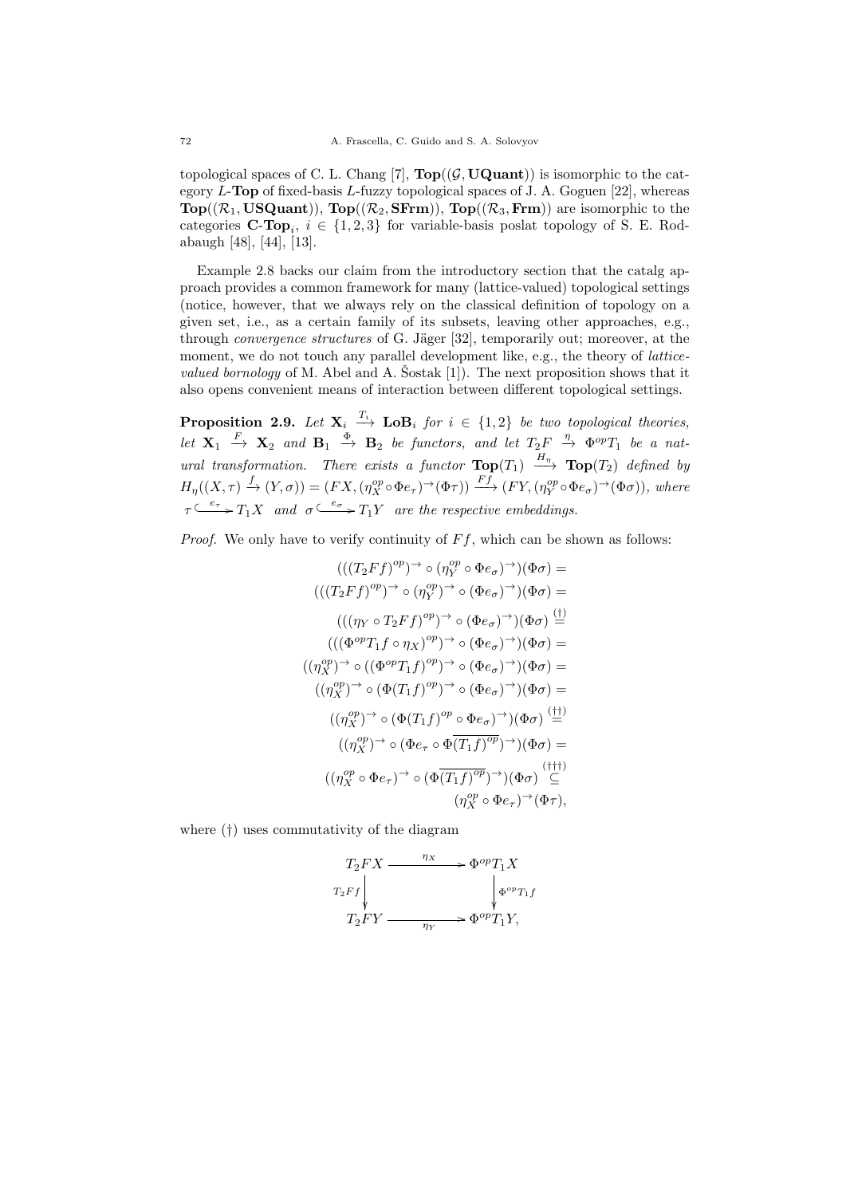topological spaces of C. L. Chang [7], $\mathbf{Top}((\mathcal{G},\mathbf{UQuant}))$ is isomorphic to the category $L$-$\mathbf{Top}$ of fixed-basis $L$-fuzzy topological spaces of J. A. Goguen [22], whereas $\mathbf{Top}((\mathcal{R}_1,\mathbf{USQuant}))$, $\mathbf{Top}((\mathcal{R}_2,\mathbf{SFrm}))$, $\mathbf{Top}((\mathcal{R}_3,\mathbf{Frm}))$ are isomorphic to the categories $\mathbf{C}$-$\mathbf{Top}_i$, $i\in\{1,2,3\}$ for variable-basis poslat topology of S. E. Rodabaugh [48], [44], [13].

Example 2.8 backs our claim from the introductory section that the catalg approach provides a common framework for many (lattice-valued) topological settings (notice, however, that we always rely on the classical definition of topology on a given set, i.e., as a certain family of its subsets, leaving other approaches, e.g., through *convergence structures* of G. Jäger [32], temporarily out; moreover, at the moment, we do not touch any parallel development like, e.g., the theory of *lattice-valued bornology* of M. Abel and A. Šostak [1]). The next proposition shows that it also opens convenient means of interaction between different topological settings.

**Proposition 2.9.** *Let $\mathbf{X}_i \xrightarrow{T_i} \mathbf{LoB}_i$ for $i\in\{1,2\}$ be two topological theories, let $\mathbf{X}_1 \xrightarrow{F} \mathbf{X}_2$ and $\mathbf{B}_1 \xrightarrow{\Phi} \mathbf{B}_2$ be functors, and let $T_2F \xrightarrow{\eta} \Phi^{op}T_1$ be a natural transformation. There exists a functor $\mathbf{Top}(T_1) \xrightarrow{H_\eta} \mathbf{Top}(T_2)$ defined by $H_\eta((X,\tau)\xrightarrow{f}(Y,\sigma)) = (FX,(\eta_X^{op}\circ\Phi e_\tau)^{\to}(\Phi\tau)) \xrightarrow{Ff} (FY,(\eta_Y^{op}\circ\Phi e_\sigma)^{\to}(\Phi\sigma))$, where $\tau \overset{e_\tau}{\hookrightarrow} T_1X$ and $\sigma \overset{e_\sigma}{\hookrightarrow} T_1Y$ are the respective embeddings.*

*Proof.* We only have to verify continuity of $Ff$, which can be shown as follows:

$$
\begin{aligned}
(((T_2Ff)^{op})^{\to}\circ(\eta_Y^{op}\circ\Phi e_\sigma)^{\to})(\Phi\sigma) &= \\
(((T_2Ff)^{op})^{\to}\circ(\eta_Y^{op})^{\to}\circ(\Phi e_\sigma)^{\to})(\Phi\sigma) &= \\
(((\eta_Y\circ T_2Ff)^{op})^{\to}\circ(\Phi e_\sigma)^{\to})(\Phi\sigma) &\overset{(\dagger)}{=} \\
(((\Phi^{op}T_1f\circ\eta_X)^{op})^{\to}\circ(\Phi e_\sigma)^{\to})(\Phi\sigma) &= \\
((\eta_X^{op})^{\to}\circ((\Phi^{op}T_1f)^{op})^{\to}\circ(\Phi e_\sigma)^{\to})(\Phi\sigma) &= \\
((\eta_X^{op})^{\to}\circ(\Phi(T_1f)^{op})^{\to}\circ(\Phi e_\sigma)^{\to})(\Phi\sigma) &= \\
((\eta_X^{op})^{\to}\circ(\Phi(T_1f)^{op}\circ\Phi e_\sigma)^{\to})(\Phi\sigma) &\overset{(\dagger\dagger)}{=} \\
((\eta_X^{op})^{\to}\circ(\Phi e_\tau\circ\Phi\overline{(T_1f)^{op}})^{\to})(\Phi\sigma) &= \\
((\eta_X^{op}\circ\Phi e_\tau)^{\to}\circ(\Phi\overline{(T_1f)^{op}})^{\to})(\Phi\sigma) &\overset{(\dagger\dagger\dagger)}{\subseteq} \\
&(\eta_X^{op}\circ\Phi e_\tau)^{\to}(\Phi\tau),
\end{aligned}
$$

where $(\dagger)$ uses commutativity of the diagram

$$
\begin{array}{ccc}
T_2FX & \xrightarrow{\eta_X} & \Phi^{op}T_1X \\
{\scriptstyle T_2Ff}\downarrow & & \downarrow{\scriptstyle \Phi^{op}T_1f} \\
T_2FY & \xrightarrow[\eta_Y]{} & \Phi^{op}T_1Y,
\end{array}
$$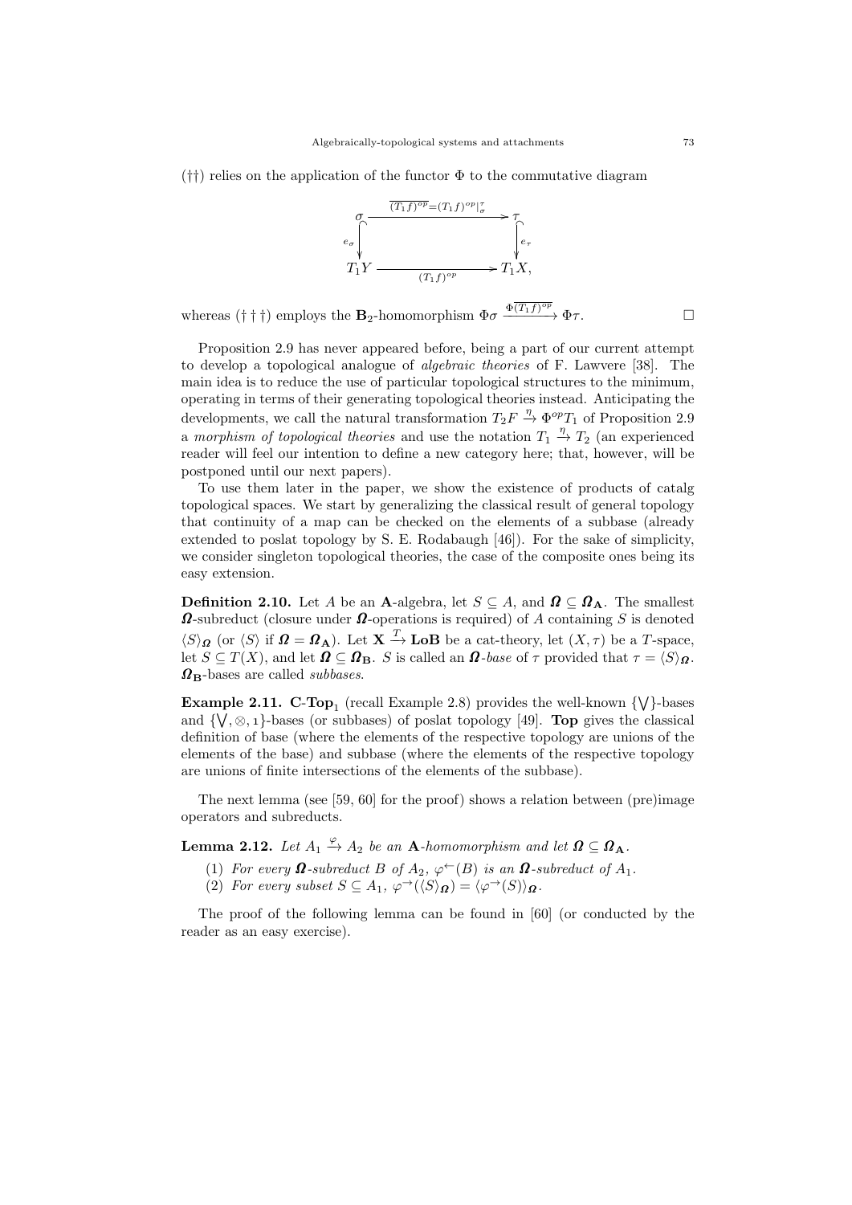(††) relies on the application of the functor $\Phi$ to the commutative diagram

$$\begin{array}{ccc} \sigma & \xrightarrow{\overline{(T_1 f)^{op}} = (T_1 f)^{op}|_{\sigma}^{\tau}} & \tau \\ {\scriptstyle e_\sigma}\downarrow & & \downarrow{\scriptstyle e_\tau} \\ T_1 Y & \xrightarrow[(T_1 f)^{op}]{} & T_1 X, \end{array}$$

whereas († † †) employs the $\mathbf{B}_2$-homomorphism $\Phi\sigma \xrightarrow{\Phi\overline{(T_1 f)^{op}}} \Phi\tau$. □

Proposition 2.9 has never appeared before, being a part of our current attempt to develop a topological analogue of *algebraic theories* of F. Lawvere [38]. The main idea is to reduce the use of particular topological structures to the minimum, operating in terms of their generating topological theories instead. Anticipating the developments, we call the natural transformation $T_2 F \xrightarrow{\eta} \Phi^{op} T_1$ of Proposition 2.9 a *morphism of topological theories* and use the notation $T_1 \xrightarrow{\eta} T_2$ (an experienced reader will feel our intention to define a new category here; that, however, will be postponed until our next papers).

To use them later in the paper, we show the existence of products of catalg topological spaces. We start by generalizing the classical result of general topology that continuity of a map can be checked on the elements of a subbase (already extended to poslat topology by S. E. Rodabaugh [46]). For the sake of simplicity, we consider singleton topological theories, the case of the composite ones being its easy extension.

**Definition 2.10.** Let $A$ be an $\mathbf{A}$-algebra, let $S \subseteq A$, and $\boldsymbol{\Omega} \subseteq \boldsymbol{\Omega}_{\mathbf{A}}$. The smallest $\boldsymbol{\Omega}$-subreduct (closure under $\boldsymbol{\Omega}$-operations is required) of $A$ containing $S$ is denoted $\langle S \rangle_{\boldsymbol{\Omega}}$ (or $\langle S \rangle$ if $\boldsymbol{\Omega} = \boldsymbol{\Omega}_{\mathbf{A}}$). Let $\mathbf{X} \xrightarrow{T} \mathbf{LoB}$ be a cat-theory, let $(X, \tau)$ be a $T$-space, let $S \subseteq T(X)$, and let $\boldsymbol{\Omega} \subseteq \boldsymbol{\Omega}_{\mathbf{B}}$. $S$ is called an $\boldsymbol{\Omega}$*-base* of $\tau$ provided that $\tau = \langle S \rangle_{\boldsymbol{\Omega}}$. $\boldsymbol{\Omega}_{\mathbf{B}}$-bases are called *subbases*.

**Example 2.11.** $\mathbf{C}$-$\mathbf{Top}_1$ (recall Example 2.8) provides the well-known $\{\bigvee\}$-bases and $\{\bigvee, \otimes, \mathbf{1}\}$-bases (or subbases) of poslat topology [49]. **Top** gives the classical definition of base (where the elements of the respective topology are unions of the elements of the base) and subbase (where the elements of the respective topology are unions of finite intersections of the elements of the subbase).

The next lemma (see [59, 60] for the proof) shows a relation between (pre)image operators and subreducts.

**Lemma 2.12.** *Let $A_1 \xrightarrow{\varphi} A_2$ be an $\mathbf{A}$-homomorphism and let $\boldsymbol{\Omega} \subseteq \boldsymbol{\Omega}_{\mathbf{A}}$.*

(1) *For every $\boldsymbol{\Omega}$-subreduct $B$ of $A_2$, $\varphi^{\leftarrow}(B)$ is an $\boldsymbol{\Omega}$-subreduct of $A_1$.*
(2) *For every subset $S \subseteq A_1$, $\varphi^{\rightarrow}(\langle S \rangle_{\boldsymbol{\Omega}}) = \langle \varphi^{\rightarrow}(S) \rangle_{\boldsymbol{\Omega}}$.*

The proof of the following lemma can be found in [60] (or conducted by the reader as an easy exercise).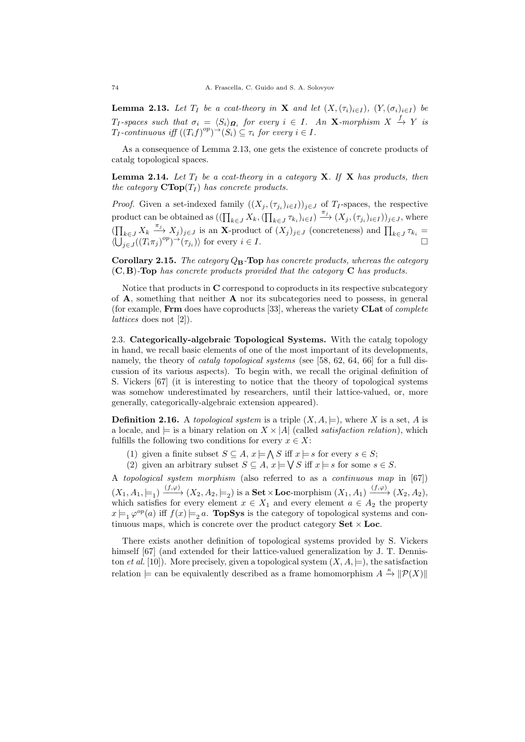**Lemma 2.13.** *Let $T_I$ be a ccat-theory in $\mathbf{X}$ and let $(X, (\tau_i)_{i\in I})$, $(Y, (\sigma_i)_{i\in I})$ be $T_I$-spaces such that $\sigma_i = \langle S_i \rangle_{\boldsymbol{\Omega}_i}$ for every $i \in I$. An $\mathbf{X}$-morphism $X \xrightarrow{f} Y$ is $T_I$-continuous iff $((T_i f)^{op})^{\rightarrow}(S_i) \subseteq \tau_i$ for every $i \in I$.*

As a consequence of Lemma 2.13, one gets the existence of concrete products of catalg topological spaces.

**Lemma 2.14.** *Let $T_I$ be a ccat-theory in a category $\mathbf{X}$. If $\mathbf{X}$ has products, then the category $\mathbf{CTop}(T_I)$ has concrete products.*

*Proof.* Given a set-indexed family $((X_j, (\tau_{j_i})_{i\in I}))_{j\in J}$ of $T_I$-spaces, the respective product can be obtained as $((\prod_{k\in J} X_k, (\prod_{k\in J} \tau_{k_i})_{i\in I}) \xrightarrow{\pi_j} (X_j, (\tau_{j_i})_{i\in I}))_{j\in J}$, where $(\prod_{k\in J} X_k \xrightarrow{\pi_j} X_j)_{j\in J}$ is an $\mathbf{X}$-product of $(X_j)_{j\in J}$ (concreteness) and $\prod_{k\in J} \tau_{k_i} = \langle \bigcup_{j\in J} ((T_i \pi_j)^{op})^{\rightarrow}(\tau_{j_i}) \rangle$ for every $i \in I$. □

**Corollary 2.15.** *The category $Q_{\mathbf{B}}$-$\mathbf{Top}$ has concrete products, whereas the category $(\mathbf{C}, \mathbf{B})$-$\mathbf{Top}$ has concrete products provided that the category $\mathbf{C}$ has products.*

Notice that products in $\mathbf{C}$ correspond to coproducts in its respective subcategory of $\mathbf{A}$, something that neither $\mathbf{A}$ nor its subcategories need to possess, in general (for example, $\mathbf{Frm}$ does have coproducts [33], whereas the variety $\mathbf{CLat}$ of *complete lattices* does not [2]).

2.3. **Categorically-algebraic Topological Systems.** With the catalg topology in hand, we recall basic elements of one of the most important of its developments, namely, the theory of *catalg topological systems* (see [58, 62, 64, 66] for a full discussion of its various aspects). To begin with, we recall the original definition of S. Vickers [67] (it is interesting to notice that the theory of topological systems was somehow underestimated by researchers, until their lattice-valued, or, more generally, categorically-algebraic extension appeared).

**Definition 2.16.** A *topological system* is a triple $(X, A, \models)$, where $X$ is a set, $A$ is a locale, and $\models$ is a binary relation on $X \times |A|$ (called *satisfaction relation*), which fulfills the following two conditions for every $x \in X$:

(1) given a finite subset $S \subseteq A$, $x \models \bigwedge S$ iff $x \models s$ for every $s \in S$;
(2) given an arbitrary subset $S \subseteq A$, $x \models \bigvee S$ iff $x \models s$ for some $s \in S$.

A *topological system morphism* (also referred to as a *continuous map* in [67]) $(X_1, A_1, \models_1) \xrightarrow{(f,\varphi)} (X_2, A_2, \models_2)$ is a $\mathbf{Set} \times \mathbf{Loc}$-morphism $(X_1, A_1) \xrightarrow{(f,\varphi)} (X_2, A_2)$, which satisfies for every element $x \in X_1$ and every element $a \in A_2$ the property $x \models_1 \varphi^{op}(a)$ iff $f(x) \models_2 a$. $\mathbf{TopSys}$ is the category of topological systems and continuous maps, which is concrete over the product category $\mathbf{Set} \times \mathbf{Loc}$.

There exists another definition of topological systems provided by S. Vickers himself [67] (and extended for their lattice-valued generalization by J. T. Denniston *et al.* [10]). More precisely, given a topological system $(X, A, \models)$, the satisfaction relation $\models$ can be equivalently described as a frame homomorphism $A \xrightarrow{\kappa} \|\mathcal{P}(X)\|$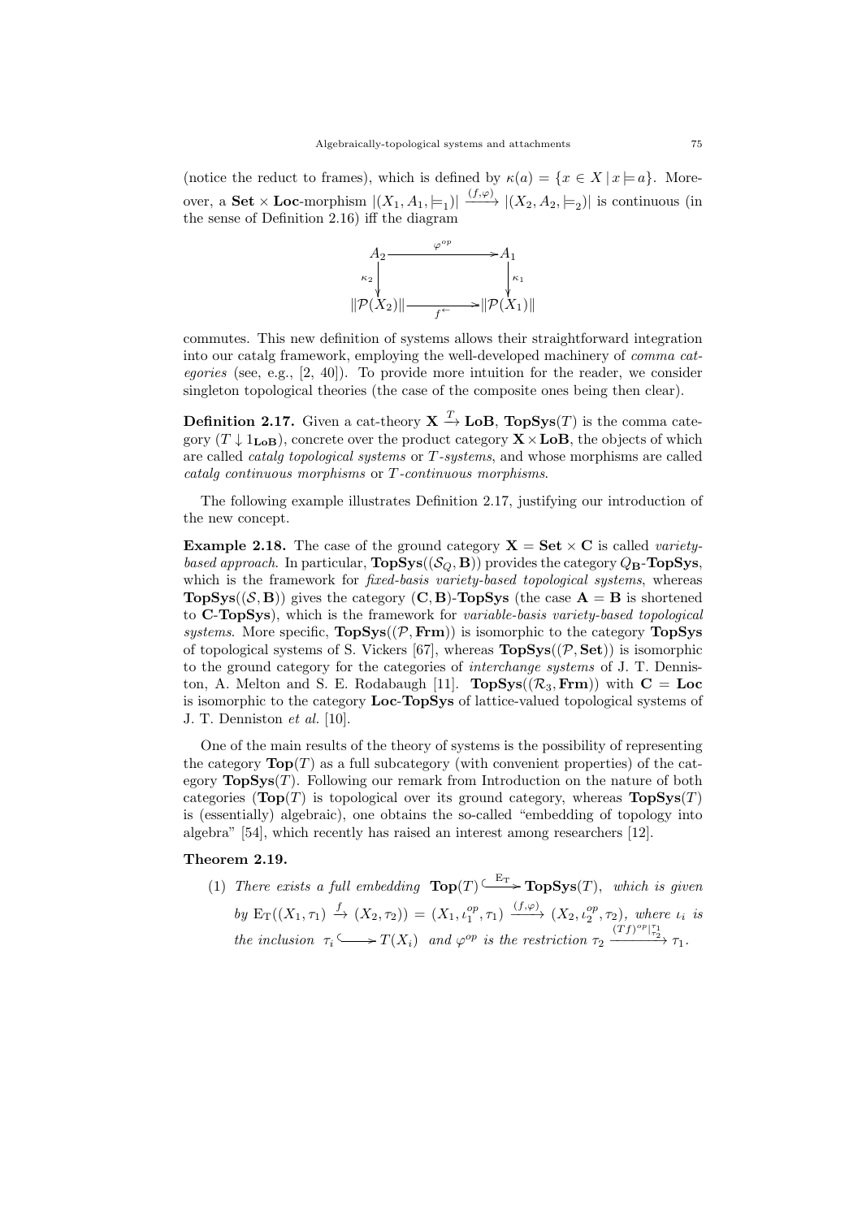(notice the reduct to frames), which is defined by $\kappa(a) = \{x \in X \mid x \models a\}$. Moreover, a $\mathbf{Set} \times \mathbf{Loc}$-morphism $|(X_1, A_1, \models_1)| \xrightarrow{(f,\varphi)} |(X_2, A_2, \models_2)|$ is continuous (in the sense of Definition 2.16) iff the diagram

$$\begin{array}{ccc} A_2 & \xrightarrow{\varphi^{op}} & A_1 \\ {\scriptstyle\kappa_2}\downarrow & & \downarrow{\scriptstyle\kappa_1} \\ \|\mathcal{P}(X_2)\| & \xrightarrow[f^{\leftarrow}]{} & \|\mathcal{P}(X_1)\| \end{array}$$

commutes. This new definition of systems allows their straightforward integration into our catalg framework, employing the well-developed machinery of *comma categories* (see, e.g., [2, 40]). To provide more intuition for the reader, we consider singleton topological theories (the case of the composite ones being then clear).

**Definition 2.17.** Given a cat-theory $\mathbf{X} \xrightarrow{T} \mathbf{LoB}$, $\mathbf{TopSys}(T)$ is the comma category $(T \downarrow 1_{\mathbf{LoB}})$, concrete over the product category $\mathbf{X} \times \mathbf{LoB}$, the objects of which are called *catalg topological systems* or *$T$-systems*, and whose morphisms are called *catalg continuous morphisms* or *$T$-continuous morphisms*.

The following example illustrates Definition 2.17, justifying our introduction of the new concept.

**Example 2.18.** The case of the ground category $\mathbf{X} = \mathbf{Set} \times \mathbf{C}$ is called *variety-based approach*. In particular, $\mathbf{TopSys}((\mathcal{S}_Q, \mathbf{B}))$ provides the category $Q_{\mathbf{B}}$-$\mathbf{TopSys}$, which is the framework for *fixed-basis variety-based topological systems*, whereas $\mathbf{TopSys}((\mathcal{S}, \mathbf{B}))$ gives the category $(\mathbf{C}, \mathbf{B})$-$\mathbf{TopSys}$ (the case $\mathbf{A} = \mathbf{B}$ is shortened to $\mathbf{C}$-$\mathbf{TopSys}$), which is the framework for *variable-basis variety-based topological systems*. More specific, $\mathbf{TopSys}((\mathcal{P}, \mathbf{Frm}))$ is isomorphic to the category $\mathbf{TopSys}$ of topological systems of S. Vickers [67], whereas $\mathbf{TopSys}((\mathcal{P}, \mathbf{Set}))$ is isomorphic to the ground category for the categories of *interchange systems* of J. T. Denniston, A. Melton and S. E. Rodabaugh [11]. $\mathbf{TopSys}((\mathcal{R}_3, \mathbf{Frm}))$ with $\mathbf{C} = \mathbf{Loc}$ is isomorphic to the category $\mathbf{Loc}$-$\mathbf{TopSys}$ of lattice-valued topological systems of J. T. Denniston *et al.* [10].

One of the main results of the theory of systems is the possibility of representing the category $\mathbf{Top}(T)$ as a full subcategory (with convenient properties) of the category $\mathbf{TopSys}(T)$. Following our remark from Introduction on the nature of both categories ($\mathbf{Top}(T)$ is topological over its ground category, whereas $\mathbf{TopSys}(T)$ is (essentially) algebraic), one obtains the so-called "embedding of topology into algebra" [54], which recently has raised an interest among researchers [12].

**Theorem 2.19.**

(1) *There exists a full embedding* $\mathbf{Top}(T) \overset{\mathrm{E_T}}{\hookrightarrow} \mathbf{TopSys}(T)$, *which is given by* $\mathrm{E_T}((X_1, \tau_1) \xrightarrow{f} (X_2, \tau_2)) = (X_1, \iota_1^{op}, \tau_1) \xrightarrow{(f,\varphi)} (X_2, \iota_2^{op}, \tau_2)$, *where $\iota_i$ is the inclusion* $\tau_i \hookrightarrow T(X_i)$ *and $\varphi^{op}$ is the restriction* $\tau_2 \xrightarrow{(Tf)^{op}|_{\tau_2}^{\tau_1}} \tau_1$.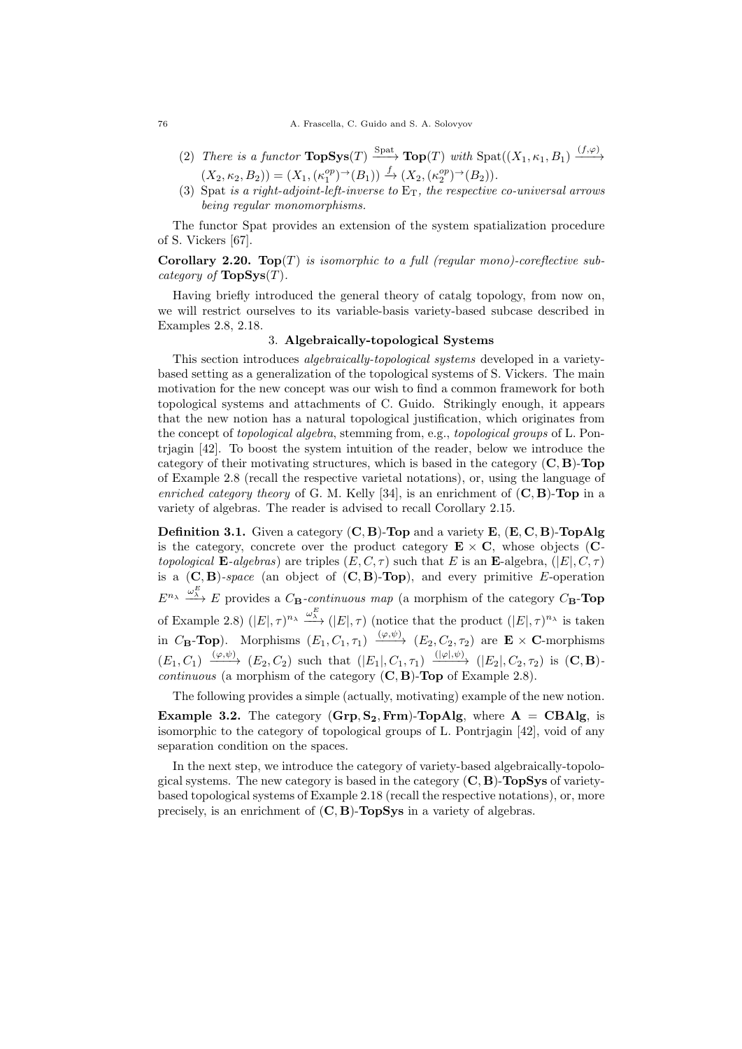(2) *There is a functor* $\mathbf{TopSys}(T) \xrightarrow{\text{Spat}} \mathbf{Top}(T)$ *with* $\text{Spat}((X_1, \kappa_1, B_1) \xrightarrow{(f,\varphi)} (X_2, \kappa_2, B_2)) = (X_1, (\kappa_1^{op})^{\rightarrow}(B_1)) \xrightarrow{f} (X_2, (\kappa_2^{op})^{\rightarrow}(B_2))$.

(3) Spat *is a right-adjoint-left-inverse to* $\text{E}_\text{T}$*, the respective co-universal arrows being regular monomorphisms.*

The functor Spat provides an extension of the system spatialization procedure of S. Vickers [67].

**Corollary 2.20.** $\mathbf{Top}(T)$ *is isomorphic to a full (regular mono)-coreflective subcategory of* $\mathbf{TopSys}(T)$.

Having briefly introduced the general theory of catalg topology, from now on, we will restrict ourselves to its variable-basis variety-based subcase described in Examples 2.8, 2.18.

## 3. Algebraically-topological Systems

This section introduces *algebraically-topological systems* developed in a variety-based setting as a generalization of the topological systems of S. Vickers. The main motivation for the new concept was our wish to find a common framework for both topological systems and attachments of C. Guido. Strikingly enough, it appears that the new notion has a natural topological justification, which originates from the concept of *topological algebra*, stemming from, e.g., *topological groups* of L. Pontrjagin [42]. To boost the system intuition of the reader, below we introduce the category of their motivating structures, which is based in the category $(\mathbf{C}, \mathbf{B})$-$\mathbf{Top}$ of Example 2.8 (recall the respective varietal notations), or, using the language of *enriched category theory* of G. M. Kelly [34], is an enrichment of $(\mathbf{C}, \mathbf{B})$-$\mathbf{Top}$ in a variety of algebras. The reader is advised to recall Corollary 2.15.

**Definition 3.1.** Given a category $(\mathbf{C}, \mathbf{B})$-$\mathbf{Top}$ and a variety $\mathbf{E}$, $(\mathbf{E}, \mathbf{C}, \mathbf{B})$-$\mathbf{TopAlg}$ is the category, concrete over the product category $\mathbf{E} \times \mathbf{C}$, whose objects (**C**-*topological* **E**-*algebras*) are triples $(E, C, \tau)$ such that $E$ is an $\mathbf{E}$-algebra, $(|E|, C, \tau)$ is a $(\mathbf{C}, \mathbf{B})$-*space* (an object of $(\mathbf{C}, \mathbf{B})$-$\mathbf{Top}$), and every primitive $E$-operation $E^{n_\lambda} \xrightarrow{\omega_\lambda^E} E$ provides a $C_\mathbf{B}$-*continuous map* (a morphism of the category $C_\mathbf{B}$-$\mathbf{Top}$ of Example 2.8) $(|E|, \tau)^{n_\lambda} \xrightarrow{\omega_\lambda^E} (|E|, \tau)$ (notice that the product $(|E|, \tau)^{n_\lambda}$ is taken in $C_\mathbf{B}$-$\mathbf{Top}$). Morphisms $(E_1, C_1, \tau_1) \xrightarrow{(\varphi,\psi)} (E_2, C_2, \tau_2)$ are $\mathbf{E} \times \mathbf{C}$-morphisms $(E_1, C_1) \xrightarrow{(\varphi,\psi)} (E_2, C_2)$ such that $(|E_1|, C_1, \tau_1) \xrightarrow{(|\varphi|,\psi)} (|E_2|, C_2, \tau_2)$ is $(\mathbf{C}, \mathbf{B})$-*continuous* (a morphism of the category $(\mathbf{C}, \mathbf{B})$-$\mathbf{Top}$ of Example 2.8).

The following provides a simple (actually, motivating) example of the new notion.

**Example 3.2.** The category $(\mathbf{Grp}, \mathbf{S_2}, \mathbf{Frm})$-$\mathbf{TopAlg}$, where $\mathbf{A} = \mathbf{CBAlg}$, is isomorphic to the category of topological groups of L. Pontrjagin [42], void of any separation condition on the spaces.

In the next step, we introduce the category of variety-based algebraically-topological systems. The new category is based in the category $(\mathbf{C}, \mathbf{B})$-$\mathbf{TopSys}$ of variety-based topological systems of Example 2.18 (recall the respective notations), or, more precisely, is an enrichment of $(\mathbf{C}, \mathbf{B})$-$\mathbf{TopSys}$ in a variety of algebras.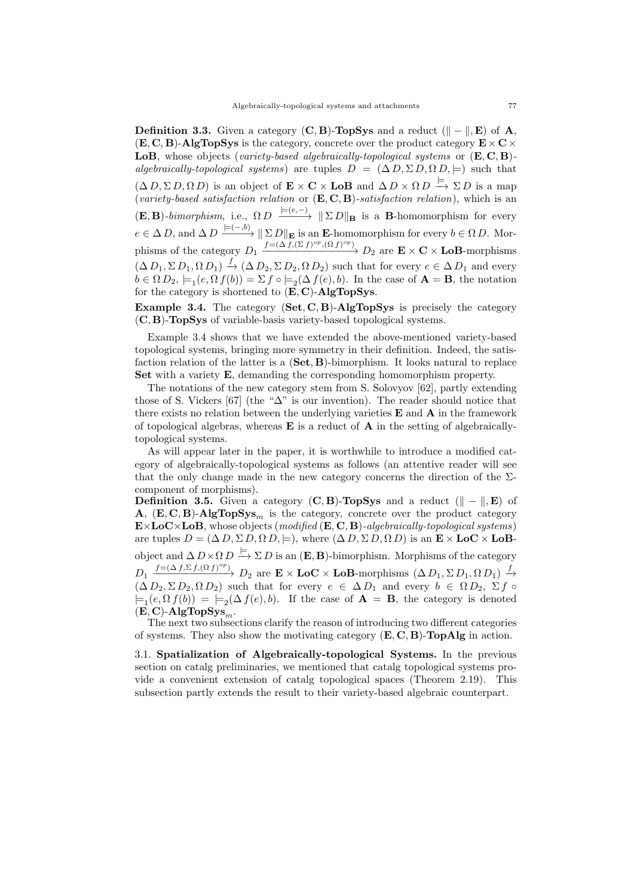**Definition 3.3.** Given a category $(\mathbf{C},\mathbf{B})$-**TopSys** and a reduct $(\| - \|, \mathbf{E})$ of $\mathbf{A}$, $(\mathbf{E},\mathbf{C},\mathbf{B})$-**AlgTopSys** is the category, concrete over the product category $\mathbf{E} \times \mathbf{C} \times$ **LoB**, whose objects (*variety-based algebraically-topological systems* or $(\mathbf{E},\mathbf{C},\mathbf{B})$-*algebraically-topological systems*) are tuples $D = (\Delta\, D, \Sigma\, D, \Omega\, D, \models)$ such that $(\Delta\, D, \Sigma\, D, \Omega\, D)$ is an object of $\mathbf{E} \times \mathbf{C} \times \mathbf{LoB}$ and $\Delta\, D \times \Omega\, D \xrightarrow{\models} \Sigma\, D$ is a map (*variety-based satisfaction relation* or $(\mathbf{E},\mathbf{C},\mathbf{B})$-*satisfaction relation*), which is an $(\mathbf{E},\mathbf{B})$-*bimorphism*, i.e., $\Omega\, D \xrightarrow{\models(e,-)} \| \Sigma\, D \|_{\mathbf{B}}$ is a $\mathbf{B}$-homomorphism for every $e \in \Delta\, D$, and $\Delta\, D \xrightarrow{\models(-,b)} \| \Sigma\, D \|_{\mathbf{E}}$ is an $\mathbf{E}$-homomorphism for every $b \in \Omega\, D$. Morphisms of the category $D_1 \xrightarrow{f=(\Delta\, f, (\Sigma\, f)^{op}, (\Omega\, f)^{op})} D_2$ are $\mathbf{E} \times \mathbf{C} \times \mathbf{LoB}$-morphisms $(\Delta\, D_1, \Sigma\, D_1, \Omega\, D_1) \xrightarrow{f} (\Delta\, D_2, \Sigma\, D_2, \Omega\, D_2)$ such that for every $e \in \Delta\, D_1$ and every $b \in \Omega\, D_2$, $\models_1(e, \Omega\, f(b)) = \Sigma\, f \circ \models_2(\Delta\, f(e), b)$. In the case of $\mathbf{A} = \mathbf{B}$, the notation for the category is shortened to $(\mathbf{E},\mathbf{C})$-**AlgTopSys**.

**Example 3.4.** The category $(\mathbf{Set},\mathbf{C},\mathbf{B})$-**AlgTopSys** is precisely the category $(\mathbf{C},\mathbf{B})$-**TopSys** of variable-basis variety-based topological systems.

Example 3.4 shows that we have extended the above-mentioned variety-based topological systems, bringing more symmetry in their definition. Indeed, the satisfaction relation of the latter is a $(\mathbf{Set},\mathbf{B})$-bimorphism. It looks natural to replace **Set** with a variety $\mathbf{E}$, demanding the corresponding homomorphism property.

The notations of the new category stem from S. Solovyov [62], partly extending those of S. Vickers [67] (the "$\Delta$" is our invention). The reader should notice that there exists no relation between the underlying varieties $\mathbf{E}$ and $\mathbf{A}$ in the framework of topological algebras, whereas $\mathbf{E}$ is a reduct of $\mathbf{A}$ in the setting of algebraically-topological systems.

As will appear later in the paper, it is worthwhile to introduce a modified category of algebraically-topological systems as follows (an attentive reader will see that the only change made in the new category concerns the direction of the $\Sigma$-component of morphisms).

**Definition 3.5.** Given a category $(\mathbf{C},\mathbf{B})$-**TopSys** and a reduct $(\| - \|, \mathbf{E})$ of $\mathbf{A}$, $(\mathbf{E},\mathbf{C},\mathbf{B})$-$\mathbf{AlgTopSys}_m$ is the category, concrete over the product category $\mathbf{E}\times\mathbf{LoC}\times\mathbf{LoB}$, whose objects (*modified* $(\mathbf{E},\mathbf{C},\mathbf{B})$-*algebraically-topological systems*) are tuples $D = (\Delta\, D, \Sigma\, D, \Omega\, D, \models)$, where $(\Delta\, D, \Sigma\, D, \Omega\, D)$ is an $\mathbf{E} \times \mathbf{LoC} \times \mathbf{LoB}$-object and $\Delta\, D \times \Omega\, D \xrightarrow{\models} \Sigma\, D$ is an $(\mathbf{E},\mathbf{B})$-bimorphism. Morphisms of the category $D_1 \xrightarrow{f=(\Delta\, f, \Sigma\, f, (\Omega\, f)^{op})} D_2$ are $\mathbf{E} \times \mathbf{LoC} \times \mathbf{LoB}$-morphisms $(\Delta\, D_1, \Sigma\, D_1, \Omega\, D_1) \xrightarrow{f} (\Delta\, D_2, \Sigma\, D_2, \Omega\, D_2)$ such that for every $e \in \Delta\, D_1$ and $b \in \Omega\, D_2$, $\Sigma\, f \circ \models_1(e, \Omega\, f(b)) = \models_2(\Delta\, f(e), b)$. If the case of $\mathbf{A} = \mathbf{B}$, the category is denoted $(\mathbf{E},\mathbf{C})$-$\mathbf{AlgTopSys}_m$.

The next two subsections clarify the reason of introducing two different categories of systems. They also show the motivating category $(\mathbf{E},\mathbf{C},\mathbf{B})$-**TopAlg** in action.

## 3.1. Spatialization of Algebraically-topological Systems.

In the previous section on catalg preliminaries, we mentioned that catalg topological systems provide a convenient extension of catalg topological spaces (Theorem 2.19). This subsection partly extends the result to their variety-based algebraic counterpart.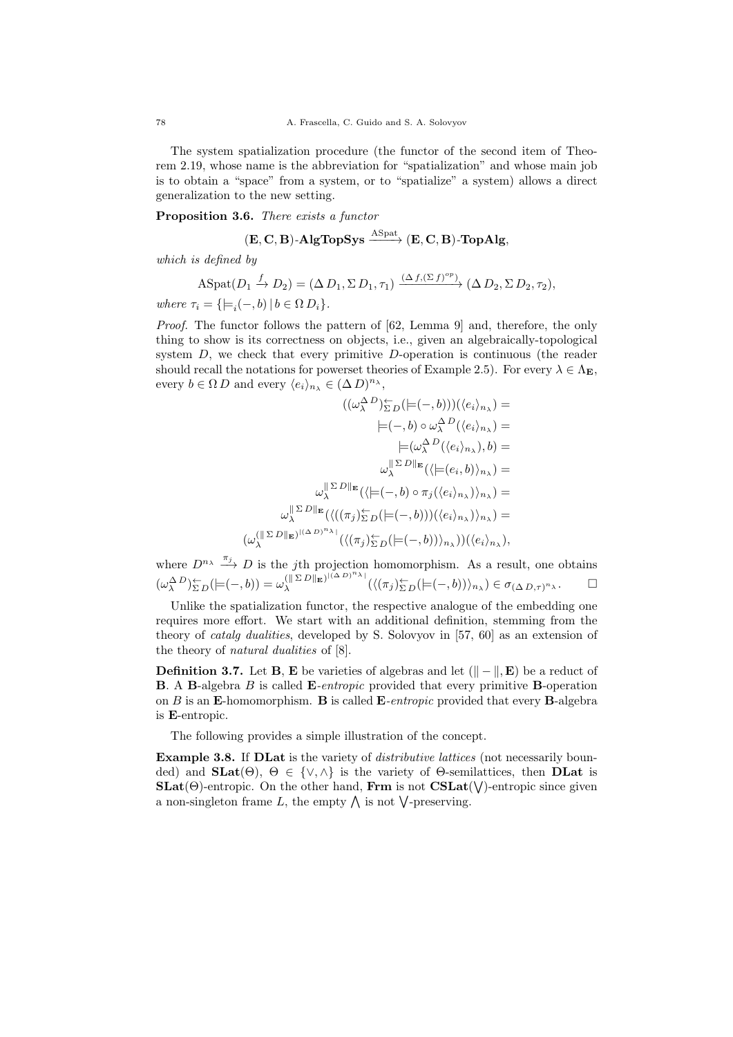The system spatialization procedure (the functor of the second item of Theorem 2.19, whose name is the abbreviation for "spatialization" and whose main job is to obtain a "space" from a system, or to "spatialize" a system) allows a direct generalization to the new setting.

**Proposition 3.6.** *There exists a functor*

$$(\mathbf{E}, \mathbf{C}, \mathbf{B})\text{-}\mathbf{AlgTopSys} \xrightarrow{\mathrm{ASpat}} (\mathbf{E}, \mathbf{C}, \mathbf{B})\text{-}\mathbf{TopAlg},$$

*which is defined by*

$$\mathrm{ASpat}(D_1 \xrightarrow{f} D_2) = (\Delta\, D_1, \Sigma\, D_1, \tau_1) \xrightarrow{(\Delta\, f, (\Sigma\, f)^{op})} (\Delta\, D_2, \Sigma\, D_2, \tau_2),$$

*where* $\tau_i = \{\models_i(-, b) \mid b \in \Omega\, D_i\}$.

*Proof.* The functor follows the pattern of [62, Lemma 9] and, therefore, the only thing to show is its correctness on objects, i.e., given an algebraically-topological system $D$, we check that every primitive $D$-operation is continuous (the reader should recall the notations for powerset theories of Example 2.5). For every $\lambda \in \Lambda_{\mathbf{E}}$, every $b \in \Omega\, D$ and every $\langle e_i \rangle_{n_\lambda} \in (\Delta\, D)^{n_\lambda}$,

$$\begin{aligned}
((\omega_\lambda^{\Delta\, D})^{\leftarrow}_{\Sigma\, D}(\models(-, b)))(\langle e_i \rangle_{n_\lambda}) &= \\
\models(-, b) \circ \omega_\lambda^{\Delta\, D}(\langle e_i \rangle_{n_\lambda}) &= \\
\models(\omega_\lambda^{\Delta\, D}(\langle e_i \rangle_{n_\lambda}), b) &= \\
\omega_\lambda^{\|\Sigma\, D\|_{\mathbf{E}}}(\langle \models(e_i, b) \rangle_{n_\lambda}) &= \\
\omega_\lambda^{\|\Sigma\, D\|_{\mathbf{E}}}(\langle \models(-, b) \circ \pi_j(\langle e_i \rangle_{n_\lambda}) \rangle_{n_\lambda}) &= \\
\omega_\lambda^{\|\Sigma\, D\|_{\mathbf{E}}}(\langle ((\pi_j)^{\leftarrow}_{\Sigma\, D}(\models(-, b)))(\langle e_i \rangle_{n_\lambda}) \rangle_{n_\lambda}) &= \\
(\omega_\lambda^{(\|\Sigma\, D\|_{\mathbf{E}})^{|(\Delta\, D)^{n_\lambda}|}}(\langle (\pi_j)^{\leftarrow}_{\Sigma\, D}(\models(-, b)) \rangle_{n_\lambda}))(\langle e_i \rangle_{n_\lambda}),&
\end{aligned}$$

where $D^{n_\lambda} \xrightarrow{\pi_j} D$ is the $j$th projection homomorphism. As a result, one obtains $(\omega_\lambda^{\Delta\, D})^{\leftarrow}_{\Sigma\, D}(\models(-, b)) = \omega_\lambda^{(\|\Sigma\, D\|_{\mathbf{E}})^{|(\Delta\, D)^{n_\lambda}|}}(\langle (\pi_j)^{\leftarrow}_{\Sigma\, D}(\models(-, b)) \rangle_{n_\lambda}) \in \sigma_{(\Delta\, D, \tau)^{n_\lambda}}$. $\square$

Unlike the spatialization functor, the respective analogue of the embedding one requires more effort. We start with an additional definition, stemming from the theory of *catalg dualities*, developed by S. Solovyov in [57, 60] as an extension of the theory of *natural dualities* of [8].

**Definition 3.7.** Let $\mathbf{B}$, $\mathbf{E}$ be varieties of algebras and let $(\| - \|, \mathbf{E})$ be a reduct of $\mathbf{B}$. A $\mathbf{B}$-algebra $B$ is called $\mathbf{E}$-*entropic* provided that every primitive $\mathbf{B}$-operation on $B$ is an $\mathbf{E}$-homomorphism. $\mathbf{B}$ is called $\mathbf{E}$-*entropic* provided that every $\mathbf{B}$-algebra is $\mathbf{E}$-entropic.

The following provides a simple illustration of the concept.

**Example 3.8.** If $\mathbf{DLat}$ is the variety of *distributive lattices* (not necessarily bounded) and $\mathbf{SLat}(\Theta)$, $\Theta \in \{\vee, \wedge\}$ is the variety of $\Theta$-semilattices, then $\mathbf{DLat}$ is $\mathbf{SLat}(\Theta)$-entropic. On the other hand, $\mathbf{Frm}$ is not $\mathbf{CSLat}(\bigvee)$-entropic since given a non-singleton frame $L$, the empty $\bigwedge$ is not $\bigvee$-preserving.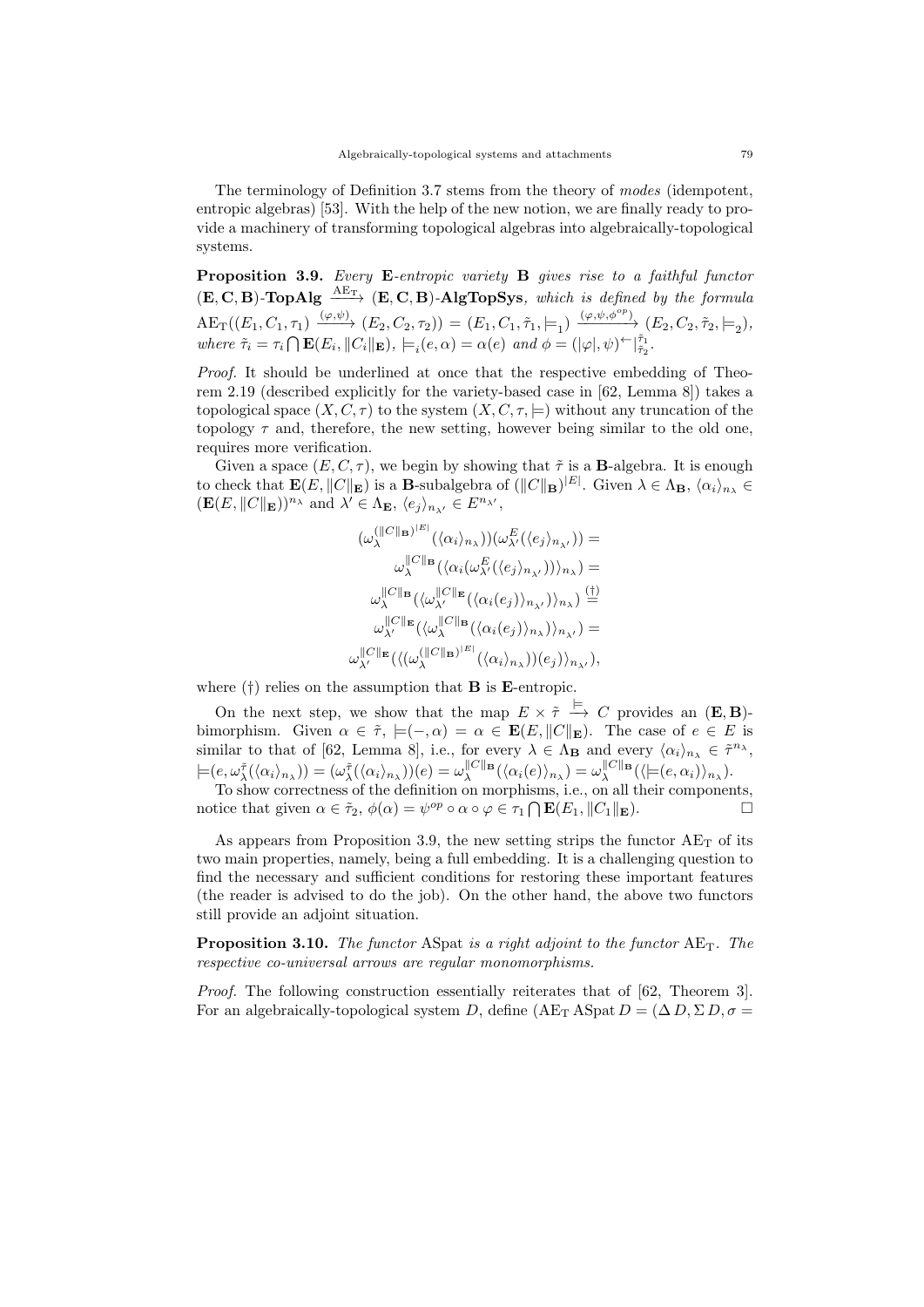The terminology of Definition 3.7 stems from the theory of *modes* (idempotent, entropic algebras) [53]. With the help of the new notion, we are finally ready to provide a machinery of transforming topological algebras into algebraically-topological systems.

**Proposition 3.9.** *Every* $\mathbf{E}$*-entropic variety* $\mathbf{B}$ *gives rise to a faithful functor* $(\mathbf{E},\mathbf{C},\mathbf{B})$-$\mathbf{TopAlg} \xrightarrow{\mathrm{AE_T}} (\mathbf{E},\mathbf{C},\mathbf{B})$-$\mathbf{AlgTopSys}$*, which is defined by the formula* $\mathrm{AE_T}((E_1,C_1,\tau_1) \xrightarrow{(\varphi,\psi)} (E_2,C_2,\tau_2)) = (E_1,C_1,\tilde{\tau}_1,\models_1) \xrightarrow{(\varphi,\psi,\phi^{op})} (E_2,C_2,\tilde{\tau}_2,\models_2)$*, where* $\tilde{\tau}_i = \tau_i \bigcap \mathbf{E}(E_i, \|C_i\|_{\mathbf{E}})$*,* $\models_i(e,\alpha) = \alpha(e)$ *and* $\phi = (|\varphi|,\psi)^{\leftarrow}|^{\tilde{\tau}_1}_{\tilde{\tau}_2}$.

*Proof.* It should be underlined at once that the respective embedding of Theorem 2.19 (described explicitly for the variety-based case in [62, Lemma 8]) takes a topological space $(X,C,\tau)$ to the system $(X,C,\tau,\models)$ without any truncation of the topology $\tau$ and, therefore, the new setting, however being similar to the old one, requires more verification.

Given a space $(E,C,\tau)$, we begin by showing that $\tilde{\tau}$ is a $\mathbf{B}$-algebra. It is enough to check that $\mathbf{E}(E,\|C\|_{\mathbf{E}})$ is a $\mathbf{B}$-subalgebra of $(\|C\|_{\mathbf{B}})^{|E|}$. Given $\lambda \in \Lambda_{\mathbf{B}}$, $\langle \alpha_i \rangle_{n_\lambda} \in (\mathbf{E}(E,\|C\|_{\mathbf{E}}))^{n_\lambda}$ and $\lambda' \in \Lambda_{\mathbf{E}}$, $\langle e_j \rangle_{n_{\lambda'}} \in E^{n_{\lambda'}}$,

$$
\begin{aligned}
(\omega_\lambda^{(\|C\|_{\mathbf{B}})^{|E|}}(\langle \alpha_i \rangle_{n_\lambda}))(\omega_{\lambda'}^{E}(\langle e_j \rangle_{n_{\lambda'}})) &= \\
\omega_\lambda^{\|C\|_{\mathbf{B}}}(\langle \alpha_i(\omega_{\lambda'}^{E}(\langle e_j \rangle_{n_{\lambda'}})) \rangle_{n_\lambda}) &= \\
\omega_\lambda^{\|C\|_{\mathbf{B}}}(\langle \omega_{\lambda'}^{\|C\|_{\mathbf{E}}}(\langle \alpha_i(e_j) \rangle_{n_{\lambda'}}) \rangle_{n_\lambda}) &\overset{(\dagger)}{=} \\
\omega_{\lambda'}^{\|C\|_{\mathbf{E}}}(\langle \omega_{\lambda}^{\|C\|_{\mathbf{B}}}(\langle \alpha_i(e_j) \rangle_{n_\lambda}) \rangle_{n_{\lambda'}}) &= \\
\omega_{\lambda'}^{\|C\|_{\mathbf{E}}}(\langle (\omega_\lambda^{(\|C\|_{\mathbf{B}})^{|E|}}(\langle \alpha_i \rangle_{n_\lambda}))(e_j) \rangle_{n_{\lambda'}}),&
\end{aligned}
$$

where $(\dagger)$ relies on the assumption that $\mathbf{B}$ is $\mathbf{E}$-entropic.

On the next step, we show that the map $E \times \tilde{\tau} \xrightarrow{\models} C$ provides an $(\mathbf{E},\mathbf{B})$-bimorphism. Given $\alpha \in \tilde{\tau}$, $\models(-,\alpha) = \alpha \in \mathbf{E}(E,\|C\|_{\mathbf{E}})$. The case of $e \in E$ is similar to that of [62, Lemma 8], i.e., for every $\lambda \in \Lambda_{\mathbf{B}}$ and every $\langle \alpha_i \rangle_{n_\lambda} \in \tilde{\tau}^{n_\lambda}$, $\models(e, \omega_\lambda^{\tilde{\tau}}(\langle \alpha_i \rangle_{n_\lambda})) = (\omega_\lambda^{\tilde{\tau}}(\langle \alpha_i \rangle_{n_\lambda}))(e) = \omega_\lambda^{\|C\|_{\mathbf{B}}}(\langle \alpha_i(e) \rangle_{n_\lambda}) = \omega_\lambda^{\|C\|_{\mathbf{B}}}(\langle \models(e,\alpha_i) \rangle_{n_\lambda})$.

To show correctness of the definition on morphisms, i.e., on all their components, notice that given $\alpha \in \tilde{\tau}_2$, $\phi(\alpha) = \psi^{op} \circ \alpha \circ \varphi \in \tau_1 \bigcap \mathbf{E}(E_1, \|C_1\|_{\mathbf{E}})$. $\square$

As appears from Proposition 3.9, the new setting strips the functor $\mathrm{AE_T}$ of its two main properties, namely, being a full embedding. It is a challenging question to find the necessary and sufficient conditions for restoring these important features (the reader is advised to do the job). On the other hand, the above two functors still provide an adjoint situation.

**Proposition 3.10.** *The functor* ASpat *is a right adjoint to the functor* $\mathrm{AE_T}$*. The respective co-universal arrows are regular monomorphisms.*

*Proof.* The following construction essentially reiterates that of [62, Theorem 3]. For an algebraically-topological system $D$, define $(\mathrm{AE_T}\,\mathrm{ASpat}\,D = (\Delta\, D, \Sigma\, D, \sigma =$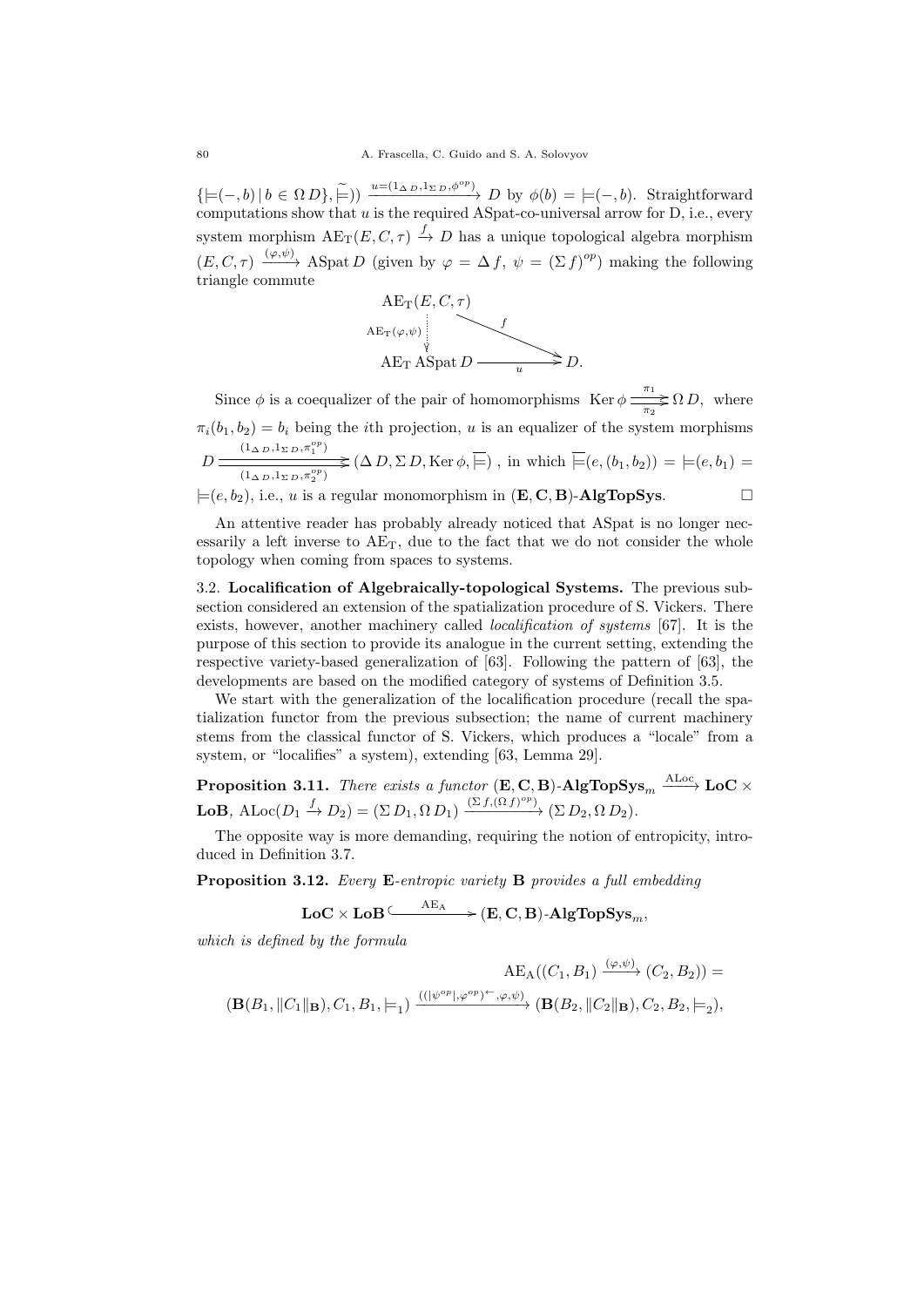$\{\models(-,b)\,|\,b\in\Omega\,D\},\widetilde{\models})) \xrightarrow{u=(1_{\Delta\,D},1_{\Sigma\,D},\phi^{op})} D$ by $\phi(b)=\models(-,b)$. Straightforward computations show that $u$ is the required ASpat-co-universal arrow for D, i.e., every system morphism $\mathrm{AE_T}(E,C,\tau)\xrightarrow{f} D$ has a unique topological algebra morphism $(E,C,\tau)\xrightarrow{(\varphi,\psi)} \mathrm{ASpat}\,D$ (given by $\varphi=\Delta\,f,\ \psi=(\Sigma\,f)^{op}$) making the following triangle commute

$$\begin{array}{ccc}
\mathrm{AE_T}(E,C,\tau) & & \\
{\scriptstyle \mathrm{AE_T}(\varphi,\psi)}\,\vdots & \searrow^{f} & \\
\mathrm{AE_T}\,\mathrm{ASpat}\,D & \xrightarrow[u]{} & D.
\end{array}$$

Since $\phi$ is a coequalizer of the pair of homomorphisms $\mathrm{Ker}\,\phi \overset{\pi_1}{\underset{\pi_2}{\rightrightarrows}} \Omega\,D$, where $\pi_i(b_1,b_2)=b_i$ being the $i$th projection, $u$ is an equalizer of the system morphisms $D \overset{(1_{\Delta\,D},1_{\Sigma\,D},\pi_1^{op})}{\underset{(1_{\Delta\,D},1_{\Sigma\,D},\pi_2^{op})}{\rightrightarrows}} (\Delta\,D,\Sigma\,D,\mathrm{Ker}\,\phi,\overline{\models})$, in which $\overline{\models}(e,(b_1,b_2))=\models(e,b_1)=\models(e,b_2)$, i.e., $u$ is a regular monomorphism in $(\mathbf{E},\mathbf{C},\mathbf{B})$-**AlgTopSys**. □

An attentive reader has probably already noticed that ASpat is no longer necessarily a left inverse to $\mathrm{AE_T}$, due to the fact that we do not consider the whole topology when coming from spaces to systems.

### 3.2. Localification of Algebraically-topological Systems.

The previous subsection considered an extension of the spatialization procedure of S. Vickers. There exists, however, another machinery called *localification of systems* [67]. It is the purpose of this section to provide its analogue in the current setting, extending the respective variety-based generalization of [63]. Following the pattern of [63], the developments are based on the modified category of systems of Definition 3.5.

We start with the generalization of the localification procedure (recall the spatialization functor from the previous subsection; the name of current machinery stems from the classical functor of S. Vickers, which produces a "locale" from a system, or "localifies" a system), extending [63, Lemma 29].

**Proposition 3.11.** *There exists a functor* $(\mathbf{E},\mathbf{C},\mathbf{B})\text{-}\mathbf{AlgTopSys}_m \xrightarrow{\mathrm{ALoc}} \mathbf{LoC}\times\mathbf{LoB}$, $\mathrm{ALoc}(D_1\xrightarrow{f}D_2)=(\Sigma\,D_1,\Omega\,D_1)\xrightarrow{(\Sigma\,f,(\Omega\,f)^{op})}(\Sigma\,D_2,\Omega\,D_2)$.

The opposite way is more demanding, requiring the notion of entropicity, introduced in Definition 3.7.

**Proposition 3.12.** *Every* **E***-entropic variety* **B** *provides a full embedding*

$$\mathbf{LoC}\times\mathbf{LoB} \overset{\mathrm{AE_A}}{\hookrightarrow} (\mathbf{E},\mathbf{C},\mathbf{B})\text{-}\mathbf{AlgTopSys}_m,$$

*which is defined by the formula*

$$\mathrm{AE_A}((C_1,B_1)\xrightarrow{(\varphi,\psi)}(C_2,B_2)) =$$

$$(\mathbf{B}(B_1,\|C_1\|_{\mathbf{B}}),C_1,B_1,\models_1) \xrightarrow{((|\psi^{op}|,\varphi^{op})^{\leftarrow},\varphi,\psi)} (\mathbf{B}(B_2,\|C_2\|_{\mathbf{B}}),C_2,B_2,\models_2),$$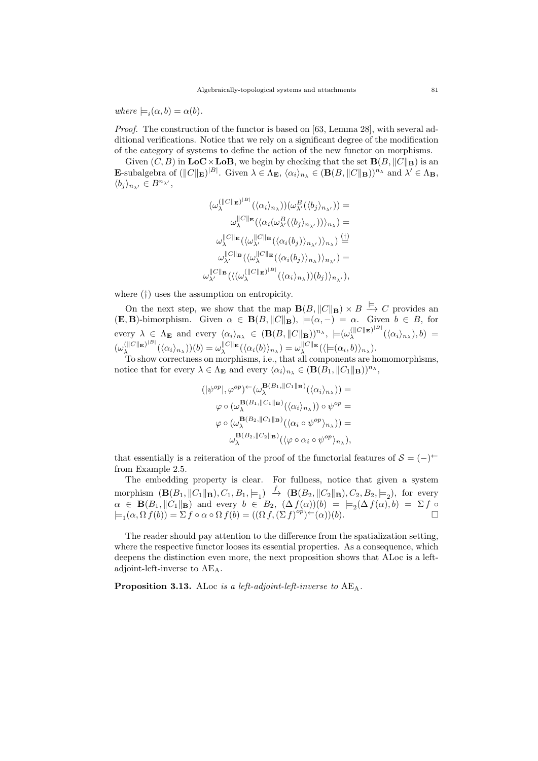*where* $\models_i(\alpha, b) = \alpha(b)$.

*Proof.* The construction of the functor is based on [63, Lemma 28], with several additional verifications. Notice that we rely on a significant degree of the modification of the category of systems to define the action of the new functor on morphisms.

Given $(C, B)$ in $\mathbf{LoC} \times \mathbf{LoB}$, we begin by checking that the set $\mathbf{B}(B, \|C\|_{\mathbf{B}})$ is an $\mathbf{E}$-subalgebra of $(\|C\|_{\mathbf{E}})^{|B|}$. Given $\lambda \in \Lambda_{\mathbf{E}}$, $\langle \alpha_i \rangle_{n_\lambda} \in (\mathbf{B}(B, \|C\|_{\mathbf{B}}))^{n_\lambda}$ and $\lambda' \in \Lambda_{\mathbf{B}}$, $\langle b_j \rangle_{n_{\lambda'}} \in B^{n_{\lambda'}}$,

$$
\begin{aligned}
(\omega_\lambda^{(\|C\|_{\mathbf{E}})^{|B|}}(\langle \alpha_i \rangle_{n_\lambda}))(\omega_{\lambda'}^{B}(\langle b_j \rangle_{n_{\lambda'}})) &= \\
\omega_\lambda^{\|C\|_{\mathbf{E}}}(\langle \alpha_i(\omega_{\lambda'}^{B}(\langle b_j \rangle_{n_{\lambda'}})) \rangle_{n_\lambda}) &= \\
\omega_\lambda^{\|C\|_{\mathbf{E}}}(\langle \omega_{\lambda'}^{\|C\|_{\mathbf{B}}}(\langle \alpha_i(b_j) \rangle_{n_{\lambda'}}) \rangle_{n_\lambda}) &\overset{(\dagger)}{=} \\
\omega_{\lambda'}^{\|C\|_{\mathbf{B}}}(\langle \omega_\lambda^{\|C\|_{\mathbf{E}}}(\langle \alpha_i(b_j) \rangle_{n_\lambda}) \rangle_{n_{\lambda'}}) &= \\
\omega_{\lambda'}^{\|C\|_{\mathbf{B}}}(\langle (\omega_\lambda^{(\|C\|_{\mathbf{E}})^{|B|}}(\langle \alpha_i \rangle_{n_\lambda}))(b_j) \rangle_{n_{\lambda'}}),
\end{aligned}
$$

where (†) uses the assumption on entropicity.

On the next step, we show that the map $\mathbf{B}(B, \|C\|_{\mathbf{B}}) \times B \xrightarrow{\models} C$ provides an $(\mathbf{E}, \mathbf{B})$-bimorphism. Given $\alpha \in \mathbf{B}(B, \|C\|_{\mathbf{B}})$, $\models(\alpha, -) = \alpha$. Given $b \in B$, for every $\lambda \in \Lambda_{\mathbf{E}}$ and every $\langle \alpha_i \rangle_{n_\lambda} \in (\mathbf{B}(B, \|C\|_{\mathbf{B}}))^{n_\lambda}$, $\models(\omega_\lambda^{(\|C\|_{\mathbf{E}})^{|B|}}(\langle \alpha_i \rangle_{n_\lambda}), b) = (\omega_\lambda^{(\|C\|_{\mathbf{E}})^{|B|}}(\langle \alpha_i \rangle_{n_\lambda}))(b) = \omega_\lambda^{\|C\|_{\mathbf{E}}}(\langle \alpha_i(b) \rangle_{n_\lambda}) = \omega_\lambda^{\|C\|_{\mathbf{E}}}(\langle \models(\alpha_i, b) \rangle_{n_\lambda})$.

To show correctness on morphisms, i.e., that all components are homomorphisms, notice that for every $\lambda \in \Lambda_{\mathbf{E}}$ and every $\langle \alpha_i \rangle_{n_\lambda} \in (\mathbf{B}(B_1, \|C_1\|_{\mathbf{B}}))^{n_\lambda}$,

$$
\begin{aligned}
(|\psi^{op}|, \varphi^{op})^{\leftarrow}(\omega_\lambda^{\mathbf{B}(B_1, \|C_1\|_{\mathbf{B}})}(\langle \alpha_i \rangle_{n_\lambda})) &= \\
\varphi \circ (\omega_\lambda^{\mathbf{B}(B_1, \|C_1\|_{\mathbf{B}})}(\langle \alpha_i \rangle_{n_\lambda})) \circ \psi^{op} &= \\
\varphi \circ (\omega_\lambda^{\mathbf{B}(B_2, \|C_1\|_{\mathbf{B}})}(\langle \alpha_i \circ \psi^{op} \rangle_{n_\lambda})) &= \\
\omega_\lambda^{\mathbf{B}(B_2, \|C_2\|_{\mathbf{B}})}(\langle \varphi \circ \alpha_i \circ \psi^{op} \rangle_{n_\lambda}),
\end{aligned}
$$

that essentially is a reiteration of the proof of the functorial features of $\mathcal{S} = (-)^{\leftarrow}$ from Example 2.5.

The embedding property is clear. For fullness, notice that given a system morphism $(\mathbf{B}(B_1, \|C_1\|_{\mathbf{B}}), C_1, B_1, \models_1) \xrightarrow{f} (\mathbf{B}(B_2, \|C_2\|_{\mathbf{B}}), C_2, B_2, \models_2)$, for every $\alpha \in \mathbf{B}(B_1, \|C_1\|_{\mathbf{B}})$ and every $b \in B_2$, $(\Delta f(\alpha))(b) = \models_2(\Delta f(\alpha), b) = \Sigma f \circ \models_1(\alpha, \Omega f(b)) = \Sigma f \circ \alpha \circ \Omega f(b) = ((\Omega f, (\Sigma f)^{op})^{\leftarrow}(\alpha))(b)$. □

The reader should pay attention to the difference from the spatialization setting, where the respective functor looses its essential properties. As a consequence, which deepens the distinction even more, the next proposition shows that ALoc is a left-adjoint-left-inverse to $\mathrm{AE_A}$.

**Proposition 3.13.** ALoc *is a left-adjoint-left-inverse to* $\mathrm{AE_A}$.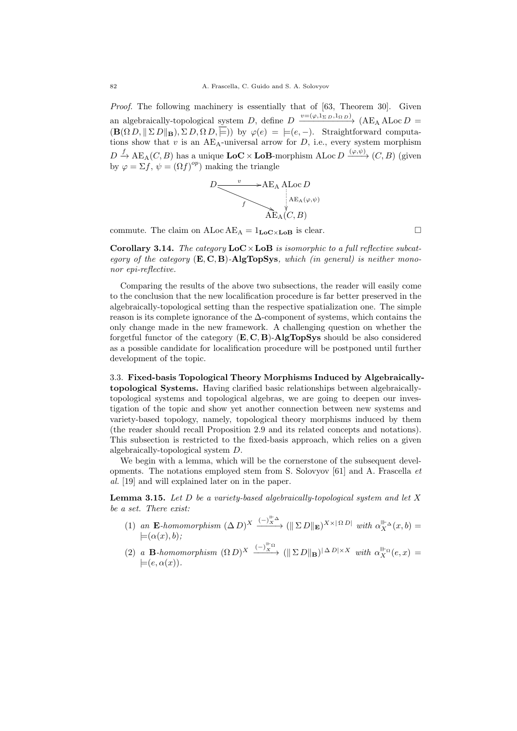*Proof.* The following machinery is essentially that of [63, Theorem 30]. Given an algebraically-topological system $D$, define $D \xrightarrow{v=(\varphi,1_{\Sigma D},1_{\Omega D})} (\mathrm{AE_A}\,\mathrm{ALoc}\,D = (\mathbf{B}(\Omega\, D, \|\,\Sigma\, D\|_{\mathbf{B}}), \Sigma\, D, \Omega\, D, \overline{\models}))$ by $\varphi(e) = \models(e,-)$. Straightforward computations show that $v$ is an $\mathrm{AE_A}$-universal arrow for $D$, i.e., every system morphism $D \xrightarrow{f} \mathrm{AE_A}(C,B)$ has a unique $\mathbf{LoC}\times\mathbf{LoB}$-morphism $\mathrm{ALoc}\,D \xrightarrow{(\varphi,\psi)} (C,B)$ (given by $\varphi = \Sigma f$, $\psi = (\Omega f)^{op}$) making the triangle

$$\begin{array}{ccc} D & \xrightarrow{v} & \mathrm{AE_A}\,\mathrm{ALoc}\,D \\ & {\searrow}^{f} & \Big\downarrow{\scriptstyle \mathrm{AE_A}(\varphi,\psi)} \\ & & \mathrm{AE_A}(C,B) \end{array}$$

commute. The claim on $\mathrm{ALoc}\,\mathrm{AE_A} = 1_{\mathbf{LoC}\times\mathbf{LoB}}$ is clear. $\square$

**Corollary 3.14.** *The category* $\mathbf{LoC}\times\mathbf{LoB}$ *is isomorphic to a full reflective subcategory of the category* $(\mathbf{E},\mathbf{C},\mathbf{B})$-$\mathbf{AlgTopSys}$*, which (in general) is neither mono-nor epi-reflective.*

Comparing the results of the above two subsections, the reader will easily come to the conclusion that the new localification procedure is far better preserved in the algebraically-topological setting than the respective spatialization one. The simple reason is its complete ignorance of the $\Delta$-component of systems, which contains the only change made in the new framework. A challenging question on whether the forgetful functor of the category $(\mathbf{E},\mathbf{C},\mathbf{B})$-$\mathbf{AlgTopSys}$ should be also considered as a possible candidate for localification procedure will be postponed until further development of the topic.

3.3. **Fixed-basis Topological Theory Morphisms Induced by Algebraically-topological Systems.** Having clarified basic relationships between algebraically-topological systems and topological algebras, we are going to deepen our investigation of the topic and show yet another connection between new systems and variety-based topology, namely, topological theory morphisms induced by them (the reader should recall Proposition 2.9 and its related concepts and notations). This subsection is restricted to the fixed-basis approach, which relies on a given algebraically-topological system $D$.

We begin with a lemma, which will be the cornerstone of the subsequent developments. The notations employed stem from S. Solovyov [61] and A. Frascella *et al.* [19] and will explained later on in the paper.

**Lemma 3.15.** *Let $D$ be a variety-based algebraically-topological system and let $X$ be a set. There exist:*

1. *an* $\mathbf{E}$*-homomorphism* $(\Delta\, D)^X \xrightarrow{(-)^{\Vdash\Delta}_X} (\|\,\Sigma\, D\|_{\mathbf{E}})^{X\times|\,\Omega\, D|}$ *with* $\alpha^{\Vdash\Delta}_X(x,b) = \models(\alpha(x),b)$*;*
2. *a* $\mathbf{B}$*-homomorphism* $(\Omega\, D)^X \xrightarrow{(-)^{\Vdash\Omega}_X} (\|\,\Sigma\, D\|_{\mathbf{B}})^{|\,\Delta\, D|\times X}$ *with* $\alpha^{\Vdash\Omega}_X(e,x) = \models(e,\alpha(x))$*.*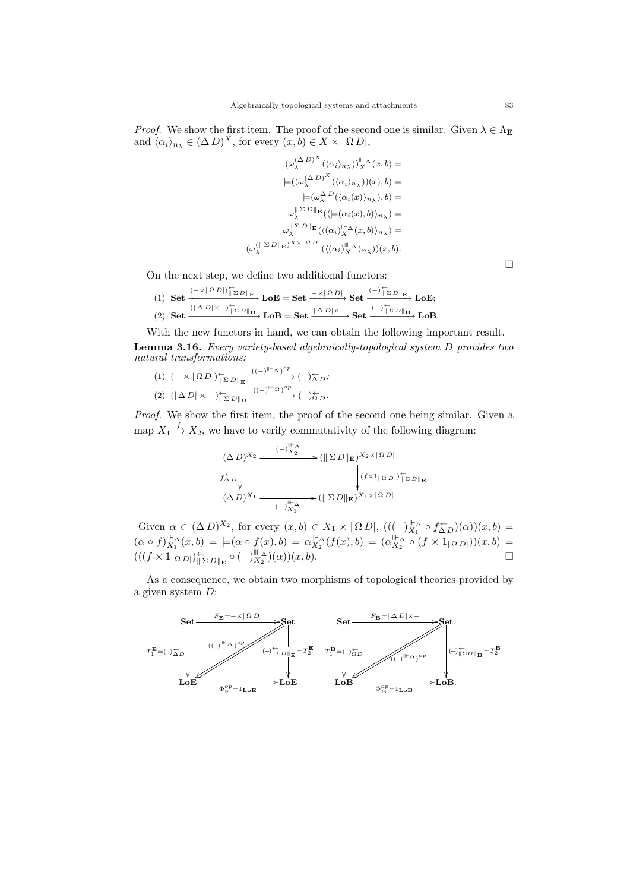*Proof.* We show the first item. The proof of the second one is similar. Given $\lambda \in \Lambda_{\mathbf{E}}$ and $\langle \alpha_i \rangle_{n_\lambda} \in (\Delta\, D)^X$, for every $(x, b) \in X \times |\,\Omega\, D|$,

$$\begin{aligned}
(\omega_\lambda^{(\Delta\, D)^X}(\langle \alpha_i \rangle_{n_\lambda}))_X^{\Vdash_\Delta}(x, b) &= \\
\models((\omega_\lambda^{(\Delta\, D)^X}(\langle \alpha_i \rangle_{n_\lambda}))(x), b) &= \\
\models(\omega_\lambda^{\Delta\, D}(\langle \alpha_i(x) \rangle_{n_\lambda}), b) &= \\
\omega_\lambda^{\|\,\Sigma\, D\|_{\mathbf{E}}}(\langle \models(\alpha_i(x), b) \rangle_{n_\lambda}) &= \\
\omega_\lambda^{\|\,\Sigma\, D\|_{\mathbf{E}}}(\langle (\alpha_i)_X^{\Vdash_\Delta}(x, b) \rangle_{n_\lambda}) &= \\
(\omega_\lambda^{(\|\,\Sigma\, D\|_{\mathbf{E}})^{X \times |\,\Omega\, D|}}(\langle (\alpha_i)_X^{\Vdash_\Delta} \rangle_{n_\lambda}))(x, b).&
\end{aligned}$$

□

On the next step, we define two additional functors:

(1) $\mathbf{Set} \xrightarrow{(-\times|\,\Omega\, D|)^{\leftarrow}_{\|\,\Sigma\, D\|_{\mathbf{E}}}} \mathbf{LoE} = \mathbf{Set} \xrightarrow{-\times|\,\Omega\, D|} \mathbf{Set} \xrightarrow{(-)^{\leftarrow}_{\|\,\Sigma\, D\|_{\mathbf{E}}}} \mathbf{LoE}$;

(2) $\mathbf{Set} \xrightarrow{(|\,\Delta\, D|\times -)^{\leftarrow}_{\|\,\Sigma\, D\|_{\mathbf{B}}}} \mathbf{LoB} = \mathbf{Set} \xrightarrow{|\,\Delta\, D|\times -} \mathbf{Set} \xrightarrow{(-)^{\leftarrow}_{\|\,\Sigma\, D\|_{\mathbf{B}}}} \mathbf{LoB}$.

With the new functors in hand, we can obtain the following important result.

**Lemma 3.16.** *Every variety-based algebraically-topological system $D$ provides two natural transformations:*

(1) $(-\times|\,\Omega\, D|)^{\leftarrow}_{\|\,\Sigma\, D\|_{\mathbf{E}}} \xrightarrow{((-)^{\Vdash_\Delta})^{op}} (-)^{\leftarrow}_{\Delta\, D}$;

(2) $(|\,\Delta\, D|\times -)^{\leftarrow}_{\|\,\Sigma\, D\|_{\mathbf{B}}} \xrightarrow{((-)^{\Vdash_\Omega})^{op}} (-)^{\leftarrow}_{\Omega\, D}$.

*Proof.* We show the first item, the proof of the second one being similar. Given a map $X_1 \xrightarrow{f} X_2$, we have to verify commutativity of the following diagram:

$$\begin{array}{ccc}
(\Delta\, D)^{X_2} & \xrightarrow{(-)_{X_2}^{\Vdash_\Delta}} & (\|\,\Sigma\, D\|_{\mathbf{E}})^{X_2\times|\,\Omega\, D|} \\
{\scriptstyle f^{\leftarrow}_{\Delta\, D}}\downarrow & & \downarrow{\scriptstyle (f\times 1_{|\,\Omega\, D|})^{\leftarrow}_{\|\,\Sigma\, D\|_{\mathbf{E}}}} \\
(\Delta\, D)^{X_1} & \xrightarrow[(-)_{X_1}^{\Vdash_\Delta}]{} & (\|\,\Sigma\, D\|_{\mathbf{E}})^{X_1\times|\,\Omega\, D|}.
\end{array}$$

Given $\alpha \in (\Delta\, D)^{X_2}$, for every $(x, b) \in X_1 \times |\,\Omega\, D|$, $(((-)_{X_1}^{\Vdash_\Delta} \circ f^{\leftarrow}_{\Delta\, D})(\alpha))(x, b) = (\alpha \circ f)_{X_1}^{\Vdash_\Delta}(x, b) = \models(\alpha \circ f(x), b) = \alpha_{X_2}^{\Vdash_\Delta}(f(x), b) = (\alpha_{X_2}^{\Vdash_\Delta} \circ (f \times 1_{|\,\Omega\, D|}))(x, b) = (((f \times 1_{|\,\Omega\, D|})^{\leftarrow}_{\|\,\Sigma\, D\|_{\mathbf{E}}} \circ (-)_{X_2}^{\Vdash_\Delta})(\alpha))(x, b)$. □

As a consequence, we obtain two morphisms of topological theories provided by a given system $D$:

$$\begin{array}{ccc}
\mathbf{Set} & \xrightarrow{F_{\mathbf{E}} = -\times|\,\Omega\, D|} & \mathbf{Set} \\
{\scriptstyle T_1^{\mathbf{E}} = (-)^{\leftarrow}_{\Delta\, D}}\downarrow & \swarrow_{((-)^{\Vdash_\Delta})^{op}} & \downarrow{\scriptstyle (-)^{\leftarrow}_{\|\Sigma D\|_{\mathbf{E}}} = T_2^{\mathbf{E}}} \\
\mathbf{LoE} & \xrightarrow[\Phi_{\mathbf{E}}^{op} = 1_{\mathbf{LoE}}]{} & \mathbf{LoE}
\end{array}
\qquad
\begin{array}{ccc}
\mathbf{Set} & \xrightarrow{F_{\mathbf{B}} = |\,\Delta\, D|\times -} & \mathbf{Set} \\
{\scriptstyle T_1^{\mathbf{B}} = (-)^{\leftarrow}_{\Omega D}}\downarrow & \swarrow_{((-)^{\Vdash_\Omega})^{op}} & \downarrow{\scriptstyle (-)^{\leftarrow}_{\|\Sigma D\|_{\mathbf{B}}} = T_2^{\mathbf{B}}} \\
\mathbf{LoB} & \xrightarrow[\Phi_{\mathbf{B}}^{op} = 1_{\mathbf{LoB}}]{} & \mathbf{LoB}.
\end{array}$$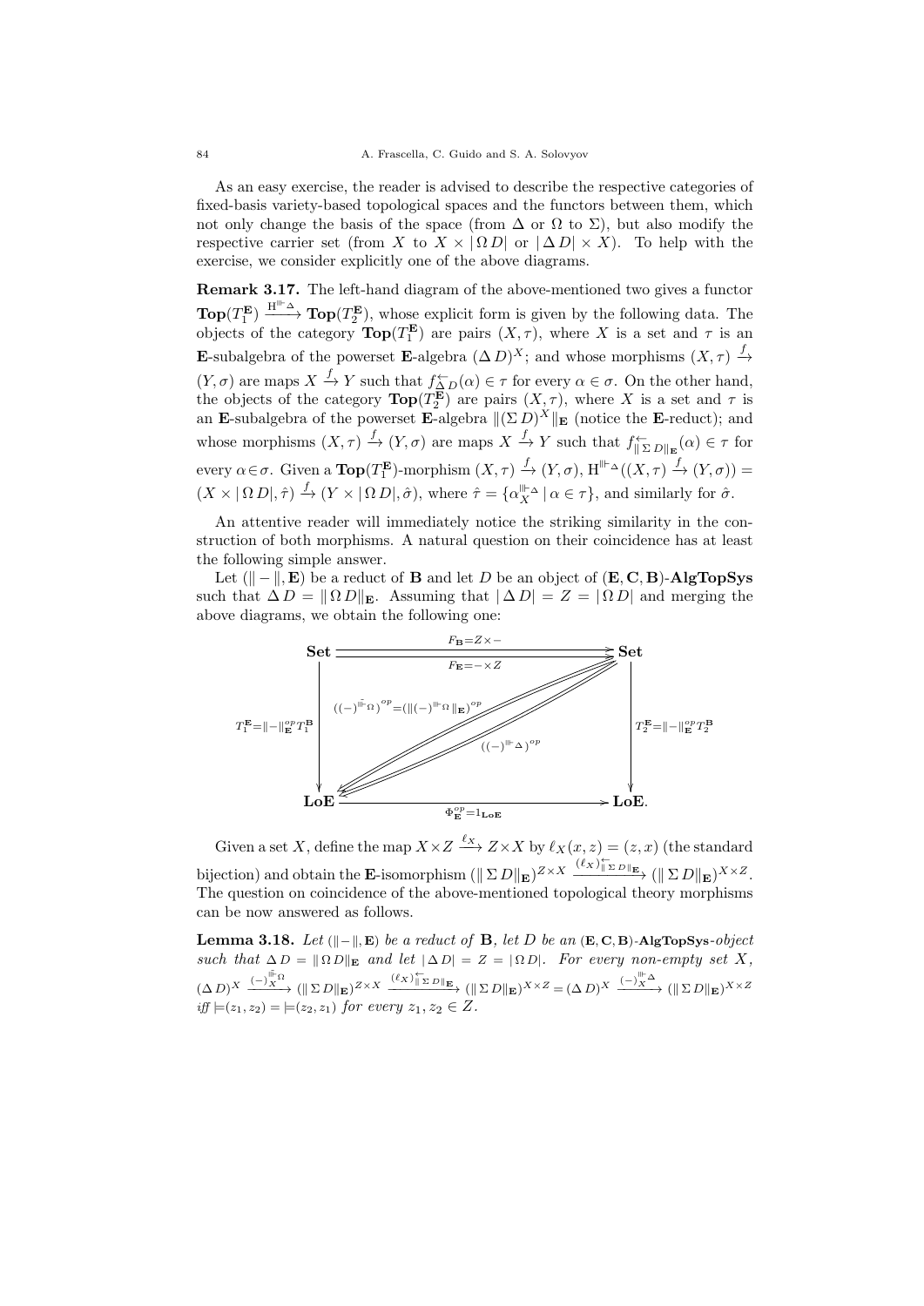As an easy exercise, the reader is advised to describe the respective categories of fixed-basis variety-based topological spaces and the functors between them, which not only change the basis of the space (from $\Delta$ or $\Omega$ to $\Sigma$), but also modify the respective carrier set (from $X$ to $X \times |\,\Omega\, D|$ or $|\,\Delta\, D| \times X$). To help with the exercise, we consider explicitly one of the above diagrams.

**Remark 3.17.** The left-hand diagram of the above-mentioned two gives a functor $\mathbf{Top}(T_1^{\mathbf{E}}) \xrightarrow{\mathrm{H}^{\Vdash_\Delta}} \mathbf{Top}(T_2^{\mathbf{E}})$, whose explicit form is given by the following data. The objects of the category $\mathbf{Top}(T_1^{\mathbf{E}})$ are pairs $(X, \tau)$, where $X$ is a set and $\tau$ is an $\mathbf{E}$-subalgebra of the powerset $\mathbf{E}$-algebra $(\Delta\, D)^X$; and whose morphisms $(X,\tau) \xrightarrow{f} (Y,\sigma)$ are maps $X \xrightarrow{f} Y$ such that $f^{\leftarrow}_{\Delta\, D}(\alpha) \in \tau$ for every $\alpha \in \sigma$. On the other hand, the objects of the category $\mathbf{Top}(T_2^{\mathbf{E}})$ are pairs $(X,\tau)$, where $X$ is a set and $\tau$ is an $\mathbf{E}$-subalgebra of the powerset $\mathbf{E}$-algebra $\|(\Sigma\, D)^X\|_{\mathbf{E}}$ (notice the $\mathbf{E}$-reduct); and whose morphisms $(X,\tau) \xrightarrow{f} (Y,\sigma)$ are maps $X \xrightarrow{f} Y$ such that $f^{\leftarrow}_{\|\,\Sigma\, D\|_{\mathbf{E}}}(\alpha) \in \tau$ for every $\alpha \in \sigma$. Given a $\mathbf{Top}(T_1^{\mathbf{E}})$-morphism $(X,\tau) \xrightarrow{f} (Y,\sigma)$, $\mathrm{H}^{\Vdash_\Delta}((X,\tau) \xrightarrow{f} (Y,\sigma)) = (X \times |\,\Omega\, D|, \hat{\tau}) \xrightarrow{f} (Y \times |\,\Omega\, D|, \hat{\sigma})$, where $\hat{\tau} = \{\alpha_X^{\Vdash_\Delta} \mid \alpha \in \tau\}$, and similarly for $\hat{\sigma}$.

An attentive reader will immediately notice the striking similarity in the construction of both morphisms. A natural question on their coincidence has at least the following simple answer.

Let $(\|-\|, \mathbf{E})$ be a reduct of $\mathbf{B}$ and let $D$ be an object of $(\mathbf{E}, \mathbf{C}, \mathbf{B})$-$\mathbf{AlgTopSys}$ such that $\Delta\, D = \|\,\Omega\, D\|_{\mathbf{E}}$. Assuming that $|\,\Delta\, D| = Z = |\,\Omega\, D|$ and merging the above diagrams, we obtain the following one:

$$
\begin{array}{ccc}
\mathbf{Set} & \overset{F_{\mathbf{B}} = Z\times -}{\underset{F_{\mathbf{E}} = -\times Z}{\rightrightarrows}} & \mathbf{Set} \\
\Big\downarrow {\scriptstyle T_1^{\mathbf{E}} = \|-\|^{op}_{\mathbf{E}} T_1^{\mathbf{B}}} & {\scriptstyle ((-)^{\Vdash_\Omega})^{op} = (\|(-)^{\Vdash_\Omega}\|_{\mathbf{E}})^{op}}\quad {\scriptstyle ((-)^{\Vdash_\Delta})^{op}} & \Big\downarrow {\scriptstyle T_2^{\mathbf{E}} = \|-\|^{op}_{\mathbf{E}} T_2^{\mathbf{B}}} \\
\mathbf{LoE} & \xrightarrow{\Phi^{op}_{\mathbf{E}} = 1_{\mathbf{LoE}}} & \mathbf{LoE}.
\end{array}
$$

Given a set $X$, define the map $X \times Z \xrightarrow{\ell_X} Z \times X$ by $\ell_X(x,z) = (z,x)$ (the standard bijection) and obtain the $\mathbf{E}$-isomorphism $(\|\,\Sigma\, D\|_{\mathbf{E}})^{Z\times X} \xrightarrow{(\ell_X)^{\leftarrow}_{\|\,\Sigma\, D\|_{\mathbf{E}}}} (\|\,\Sigma\, D\|_{\mathbf{E}})^{X \times Z}$. The question on coincidence of the above-mentioned topological theory morphisms can be now answered as follows.

**Lemma 3.18.** *Let $(\|-\|, \mathbf{E})$ be a reduct of $\mathbf{B}$, let $D$ be an $(\mathbf{E}, \mathbf{C}, \mathbf{B})$-$\mathbf{AlgTopSys}$-object such that $\Delta\, D = \|\,\Omega\, D\|_{\mathbf{E}}$ and let $|\,\Delta\, D| = Z = |\,\Omega\, D|$. For every non-empty set $X$, $(\Delta\, D)^X \xrightarrow{(-)_X^{\Vdash_\Omega}} (\|\,\Sigma\, D\|_{\mathbf{E}})^{Z\times X} \xrightarrow{(\ell_X)^{\leftarrow}_{\|\,\Sigma\, D\|_{\mathbf{E}}}} (\|\,\Sigma\, D\|_{\mathbf{E}})^{X\times Z} = (\Delta\, D)^X \xrightarrow{(-)_X^{\Vdash_\Delta}} (\|\,\Sigma\, D\|_{\mathbf{E}})^{X\times Z}$ iff $\models(z_1,z_2) = \models(z_2,z_1)$ for every $z_1, z_2 \in Z$.*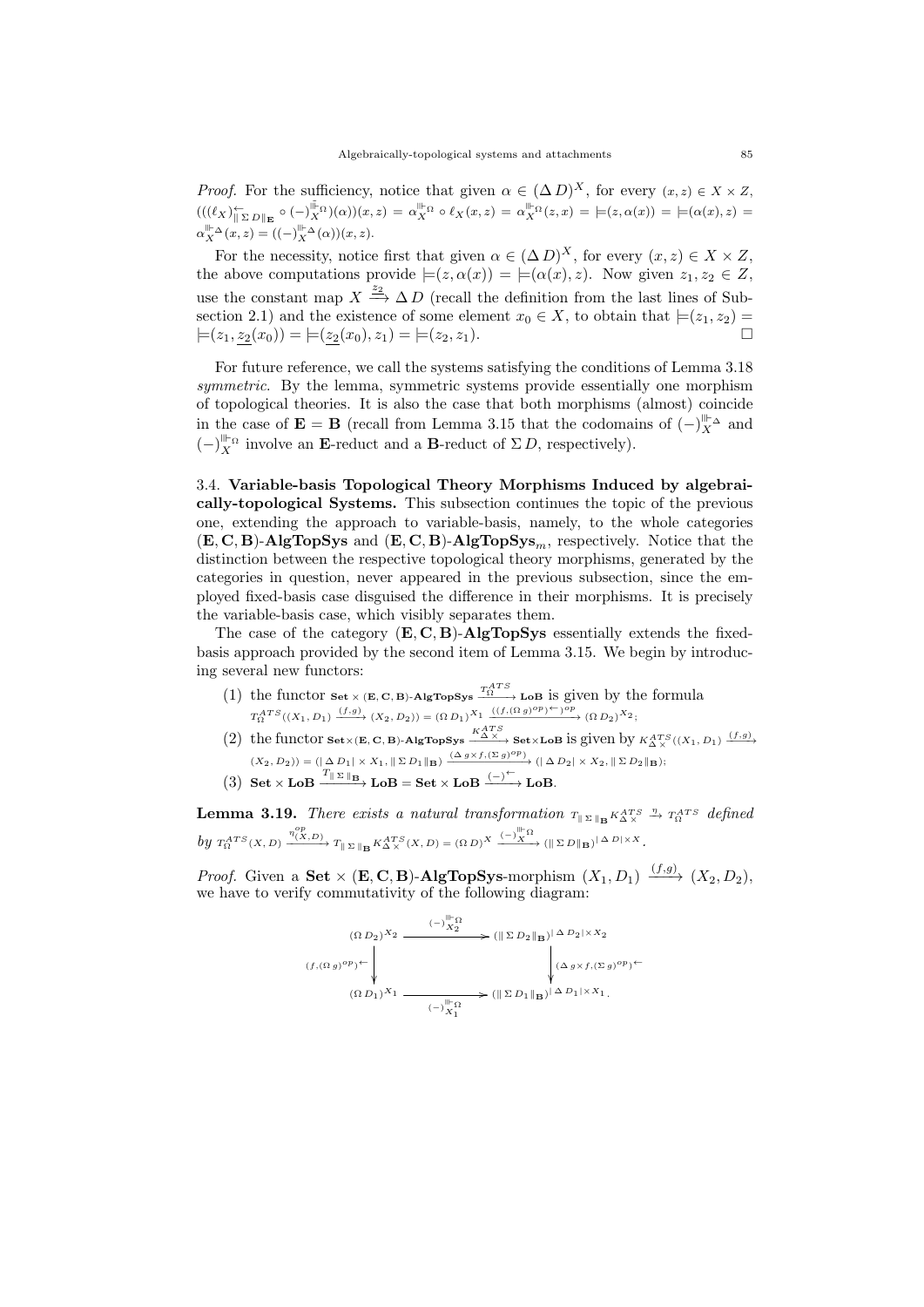*Proof.* For the sufficiency, notice that given $\alpha \in (\Delta\, D)^X$, for every $(x, z) \in X \times Z$, $(((\ell_X)^{\leftarrow}_{\|\,\Sigma\, D\|_{\mathbf{E}}} \circ (-)^{\Vdash \Omega}_X)(\alpha))(x, z) = \alpha^{\Vdash \Omega}_X \circ \ell_X(x, z) = \alpha^{\Vdash \Omega}_X(z, x) = \models(z, \alpha(x)) = \models(\alpha(x), z) = \alpha^{\Vdash \Delta}_X(x, z) = ((-)^{\Vdash \Delta}_X(\alpha))(x, z)$.

For the necessity, notice first that given $\alpha \in (\Delta\, D)^X$, for every $(x, z) \in X \times Z$, the above computations provide $\models(z, \alpha(x)) = \models(\alpha(x), z)$. Now given $z_1, z_2 \in Z$, use the constant map $X \xrightarrow{\underline{z_2}} \Delta\, D$ (recall the definition from the last lines of Subsection 2.1) and the existence of some element $x_0 \in X$, to obtain that $\models(z_1, z_2) = \models(z_1, \underline{z_2}(x_0)) = \models(\underline{z_2}(x_0), z_1) = \models(z_2, z_1)$. $\square$

For future reference, we call the systems satisfying the conditions of Lemma 3.18 *symmetric*. By the lemma, symmetric systems provide essentially one morphism of topological theories. It is also the case that both morphisms (almost) coincide in the case of $\mathbf{E} = \mathbf{B}$ (recall from Lemma 3.15 that the codomains of $(-)^{\Vdash \Delta}_X$ and $(-)^{\Vdash \Omega}_X$ involve an $\mathbf{E}$-reduct and a $\mathbf{B}$-reduct of $\Sigma\, D$, respectively).

### 3.4. Variable-basis Topological Theory Morphisms Induced by algebraically-topological Systems.

This subsection continues the topic of the previous one, extending the approach to variable-basis, namely, to the whole categories $(\mathbf{E}, \mathbf{C}, \mathbf{B})$-**AlgTopSys** and $(\mathbf{E}, \mathbf{C}, \mathbf{B})$-**AlgTopSys**$_m$, respectively. Notice that the distinction between the respective topological theory morphisms, generated by the categories in question, never appeared in the previous subsection, since the employed fixed-basis case disguised the difference in their morphisms. It is precisely the variable-basis case, which visibly separates them.

The case of the category $(\mathbf{E}, \mathbf{C}, \mathbf{B})$-**AlgTopSys** essentially extends the fixed-basis approach provided by the second item of Lemma 3.15. We begin by introducing several new functors:

1. the functor $\mathbf{Set} \times (\mathbf{E}, \mathbf{C}, \mathbf{B})\text{-}\mathbf{AlgTopSys} \xrightarrow{T^{ATS}_{\Omega}} \mathbf{LoB}$ is given by the formula $T^{ATS}_{\Omega}((X_1, D_1) \xrightarrow{(f,g)} (X_2, D_2)) = (\Omega\, D_1)^{X_1} \xrightarrow{((f,(\Omega\, g)^{op})^{\leftarrow})^{op}} (\Omega\, D_2)^{X_2}$;
2. the functor $\mathbf{Set} \times (\mathbf{E}, \mathbf{C}, \mathbf{B})\text{-}\mathbf{AlgTopSys} \xrightarrow{K^{ATS}_{\Delta \times}} \mathbf{Set} \times \mathbf{LoB}$ is given by $K^{ATS}_{\Delta \times}((X_1, D_1) \xrightarrow{(f,g)} (X_2, D_2)) = (|\,\Delta\, D_1| \times X_1, \|\,\Sigma\, D_1\|_{\mathbf{B}}) \xrightarrow{(\Delta\, g \times f, (\Sigma\, g)^{op})} (|\,\Delta\, D_2| \times X_2, \|\,\Sigma\, D_2\|_{\mathbf{B}})$;
3. $\mathbf{Set} \times \mathbf{LoB} \xrightarrow{T_{\|\,\Sigma\,\|_{\mathbf{B}}}} \mathbf{LoB} = \mathbf{Set} \times \mathbf{LoB} \xrightarrow{(-)^{\leftarrow}} \mathbf{LoB}$.

**Lemma 3.19.** *There exists a natural transformation $T_{\|\,\Sigma\,\|_{\mathbf{B}}} K^{ATS}_{\Delta \times} \xrightarrow{\eta} T^{ATS}_{\Omega}$ defined by $T^{ATS}_{\Omega}(X, D) \xrightarrow{\eta^{op}_{(X,D)}} T_{\|\,\Sigma\,\|_{\mathbf{B}}} K^{ATS}_{\Delta \times}(X, D) = (\Omega\, D)^X \xrightarrow{(-)^{\Vdash \Omega}_X} (\|\,\Sigma\, D\|_{\mathbf{B}})^{|\,\Delta\, D| \times X}$.*

*Proof.* Given a $\mathbf{Set} \times (\mathbf{E}, \mathbf{C}, \mathbf{B})$-**AlgTopSys**-morphism $(X_1, D_1) \xrightarrow{(f,g)} (X_2, D_2)$, we have to verify commutativity of the following diagram:

$$
\begin{array}{ccc}
(\Omega\, D_2)^{X_2} & \xrightarrow{(-)^{\Vdash \Omega}_{X_2}} & (\|\,\Sigma\, D_2\|_{\mathbf{B}})^{|\,\Delta\, D_2| \times X_2} \\
\Big\downarrow {\scriptstyle (f,(\Omega\, g)^{op})^{\leftarrow}} & & \Big\downarrow {\scriptstyle (\Delta\, g \times f, (\Sigma\, g)^{op})^{\leftarrow}} \\
(\Omega\, D_1)^{X_1} & \xrightarrow[(-)^{\Vdash \Omega}_{X_1}]{} & (\|\,\Sigma\, D_1\|_{\mathbf{B}})^{|\,\Delta\, D_1| \times X_1}.
\end{array}
$$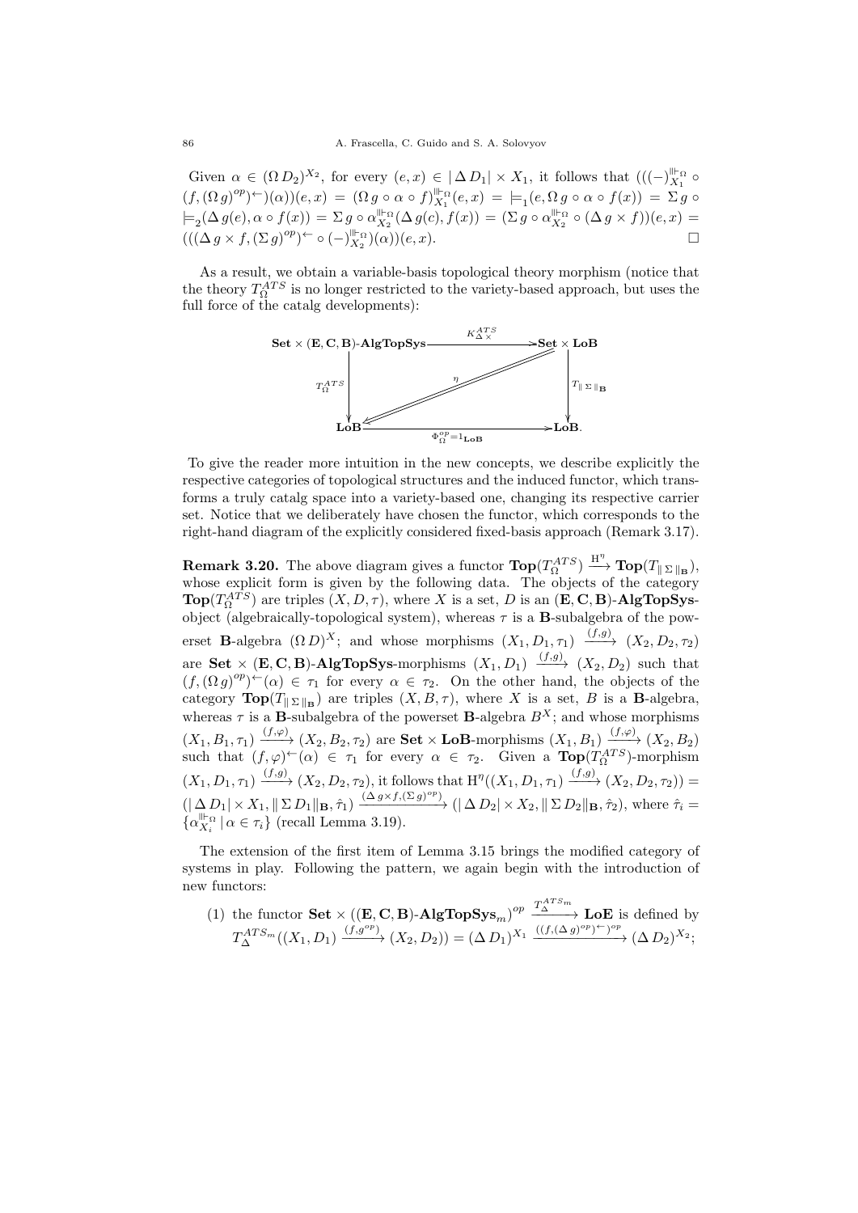Given $\alpha \in (\Omega\, D_2)^{X_2}$, for every $(e,x) \in |\,\Delta\, D_1| \times X_1$, it follows that $(((-)^{\Vdash_\Omega}_{X_1} \circ (f,(\Omega\, g)^{op})^{\leftarrow})(\alpha))(e,x) = (\Omega\, g \circ \alpha \circ f)^{\Vdash_\Omega}_{X_1}(e,x) = \models_1(e, \Omega\, g \circ \alpha \circ f(x)) = \Sigma\, g \circ \models_2(\Delta\, g(e), \alpha \circ f(x)) = \Sigma\, g \circ \alpha^{\Vdash_\Omega}_{X_2}(\Delta\, g(c), f(x)) = (\Sigma\, g \circ \alpha^{\Vdash_\Omega}_{X_2} \circ (\Delta\, g \times f))(e,x) = (((\Delta\, g \times f, (\Sigma\, g)^{op})^{\leftarrow} \circ (-)^{\Vdash_\Omega}_{X_2})(\alpha))(e,x)$. $\square$

As a result, we obtain a variable-basis topological theory morphism (notice that the theory $T^{ATS}_\Omega$ is no longer restricted to the variety-based approach, but uses the full force of the catalg developments):

$$
\begin{array}{ccc}
\mathbf{Set} \times (\mathbf{E},\mathbf{C},\mathbf{B})\text{-}\mathbf{AlgTopSys} & \xrightarrow{K^{ATS}_{\Delta\times}} & \mathbf{Set} \times \mathbf{LoB} \\
\Big\downarrow {\scriptstyle T^{ATS}_\Omega} & \overset{\eta}{\Longleftarrow} & \Big\downarrow {\scriptstyle T_{\|\,\Sigma\,\|_{\mathbf{B}}}} \\
\mathbf{LoB} & \xrightarrow[\Phi^{op}_\Omega = 1_{\mathbf{LoB}}]{} & \mathbf{LoB}.
\end{array}
$$

To give the reader more intuition in the new concepts, we describe explicitly the respective categories of topological structures and the induced functor, which transforms a truly catalg space into a variety-based one, changing its respective carrier set. Notice that we deliberately have chosen the functor, which corresponds to the right-hand diagram of the explicitly considered fixed-basis approach (Remark 3.17).

**Remark 3.20.** The above diagram gives a functor $\mathbf{Top}(T^{ATS}_\Omega) \xrightarrow{\mathrm{H}^\eta} \mathbf{Top}(T_{\|\,\Sigma\,\|_{\mathbf{B}}})$, whose explicit form is given by the following data. The objects of the category $\mathbf{Top}(T^{ATS}_\Omega)$ are triples $(X, D, \tau)$, where $X$ is a set, $D$ is an $(\mathbf{E},\mathbf{C},\mathbf{B})$-$\mathbf{AlgTopSys}$-object (algebraically-topological system), whereas $\tau$ is a $\mathbf{B}$-subalgebra of the powerset $\mathbf{B}$-algebra $(\Omega\, D)^X$; and whose morphisms $(X_1, D_1, \tau_1) \xrightarrow{(f,g)} (X_2, D_2, \tau_2)$ are $\mathbf{Set} \times (\mathbf{E},\mathbf{C},\mathbf{B})$-$\mathbf{AlgTopSys}$-morphisms $(X_1, D_1) \xrightarrow{(f,g)} (X_2, D_2)$ such that $(f, (\Omega\, g)^{op})^{\leftarrow}(\alpha) \in \tau_1$ for every $\alpha \in \tau_2$. On the other hand, the objects of the category $\mathbf{Top}(T_{\|\,\Sigma\,\|_{\mathbf{B}}})$ are triples $(X, B, \tau)$, where $X$ is a set, $B$ is a $\mathbf{B}$-algebra, whereas $\tau$ is a $\mathbf{B}$-subalgebra of the powerset $\mathbf{B}$-algebra $B^X$; and whose morphisms $(X_1, B_1, \tau_1) \xrightarrow{(f,\varphi)} (X_2, B_2, \tau_2)$ are $\mathbf{Set} \times \mathbf{LoB}$-morphisms $(X_1, B_1) \xrightarrow{(f,\varphi)} (X_2, B_2)$ such that $(f,\varphi)^{\leftarrow}(\alpha) \in \tau_1$ for every $\alpha \in \tau_2$. Given a $\mathbf{Top}(T^{ATS}_\Omega)$-morphism $(X_1, D_1, \tau_1) \xrightarrow{(f,g)} (X_2, D_2, \tau_2)$, it follows that $\mathrm{H}^\eta((X_1, D_1, \tau_1) \xrightarrow{(f,g)} (X_2, D_2, \tau_2)) = (|\,\Delta\, D_1| \times X_1, \|\,\Sigma\, D_1\|_{\mathbf{B}}, \hat{\tau}_1) \xrightarrow{(\Delta\, g \times f, (\Sigma\, g)^{op})} (|\,\Delta\, D_2| \times X_2, \|\,\Sigma\, D_2\|_{\mathbf{B}}, \hat{\tau}_2)$, where $\hat{\tau}_i = \{\alpha^{\Vdash_\Omega}_{X_i} \mid \alpha \in \tau_i\}$ (recall Lemma 3.19).

The extension of the first item of Lemma 3.15 brings the modified category of systems in play. Following the pattern, we again begin with the introduction of new functors:

(1) the functor $\mathbf{Set} \times ((\mathbf{E},\mathbf{C},\mathbf{B})\text{-}\mathbf{AlgTopSys}_m)^{op} \xrightarrow{T^{ATS_m}_\Delta} \mathbf{LoE}$ is defined by $T^{ATS_m}_\Delta((X_1, D_1) \xrightarrow{(f,g^{op})} (X_2, D_2)) = (\Delta\, D_1)^{X_1} \xrightarrow{((f,(\Delta\, g)^{op})^{\leftarrow})^{op}} (\Delta\, D_2)^{X_2}$;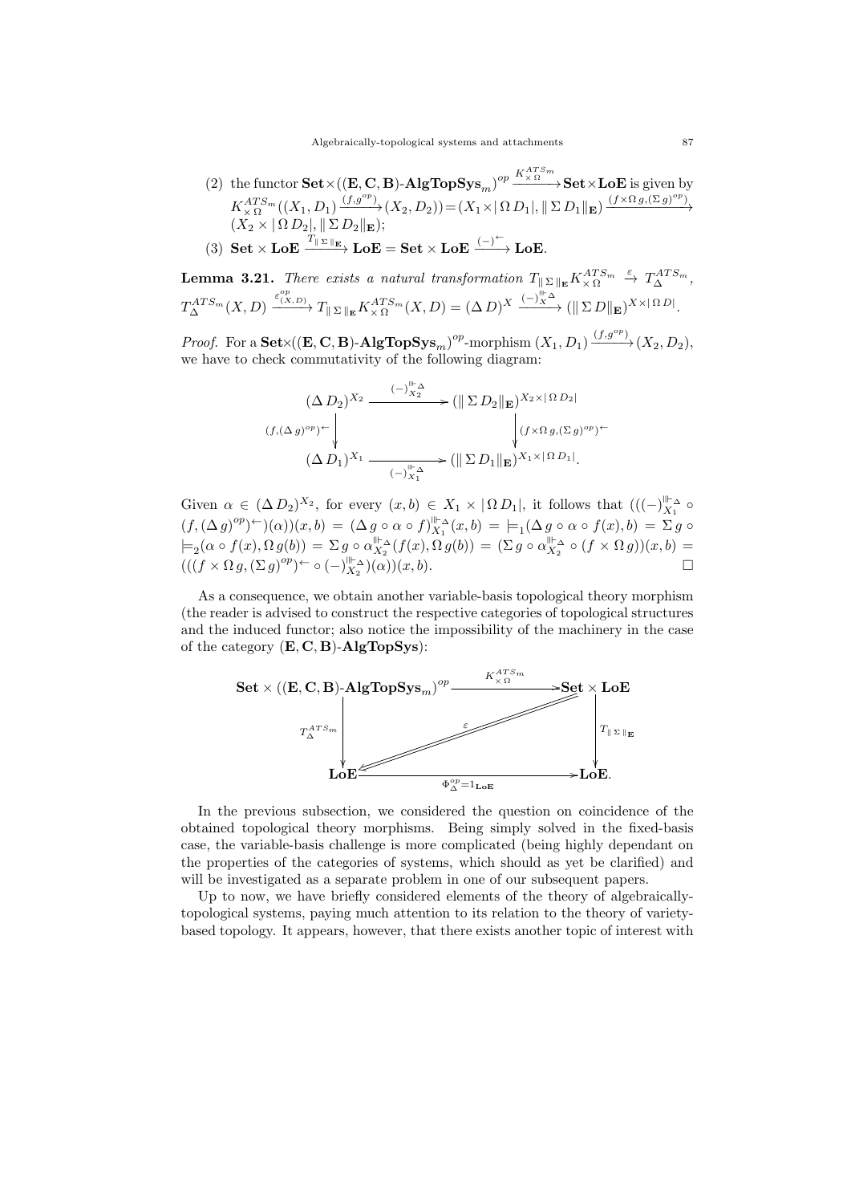(2) the functor $\mathbf{Set}\times((\mathbf{E},\mathbf{C},\mathbf{B})\text{-}\mathbf{AlgTopSys}_m)^{op} \xrightarrow{K^{ATS_m}_{\times\,\Omega}} \mathbf{Set}\times\mathbf{LoE}$ is given by $K^{ATS_m}_{\times\,\Omega}((X_1,D_1)\xrightarrow{(f,g^{op})}(X_2,D_2)) = (X_1\times|\,\Omega\,D_1|, \|\,\Sigma\,D_1\|_{\mathbf{E}}) \xrightarrow{(f\times\Omega\,g,(\Sigma\,g)^{op})} (X_2\times|\,\Omega\,D_2|, \|\,\Sigma\,D_2\|_{\mathbf{E}})$;

(3) $\mathbf{Set}\times\mathbf{LoE} \xrightarrow{T_{\|\,\Sigma\,\|_{\mathbf{E}}}} \mathbf{LoE} = \mathbf{Set}\times\mathbf{LoE} \xrightarrow{(-)^{\leftarrow}} \mathbf{LoE}$.

**Lemma 3.21.** *There exists a natural transformation* $T_{\|\,\Sigma\,\|_{\mathbf{E}}} K^{ATS_m}_{\times\,\Omega} \xrightarrow{\varepsilon} T^{ATS_m}_{\Delta}$, $T^{ATS_m}_{\Delta}(X,D) \xrightarrow{\varepsilon^{op}_{(X,D)}} T_{\|\,\Sigma\,\|_{\mathbf{E}}} K^{ATS_m}_{\times\,\Omega}(X,D) = (\Delta\,D)^X \xrightarrow{(-)^{\Vdash_\Delta}_X} (\|\,\Sigma\,D\|_{\mathbf{E}})^{X\times|\,\Omega\,D|}$.

*Proof.* For a $\mathbf{Set}\times((\mathbf{E},\mathbf{C},\mathbf{B})\text{-}\mathbf{AlgTopSys}_m)^{op}$-morphism $(X_1,D_1)\xrightarrow{(f,g^{op})}(X_2,D_2)$, we have to check commutativity of the following diagram:

$$
\begin{array}{ccc}
(\Delta\,D_2)^{X_2} & \xrightarrow{(-)^{\Vdash_\Delta}_{X_2}} & (\|\,\Sigma\,D_2\|_{\mathbf{E}})^{X_2\times|\,\Omega\,D_2|} \\
\Big\downarrow{\scriptstyle (f,(\Delta\,g)^{op})^{\leftarrow}} & & \Big\downarrow{\scriptstyle (f\times\Omega\,g,(\Sigma\,g)^{op})^{\leftarrow}} \\
(\Delta\,D_1)^{X_1} & \xrightarrow[(-)^{\Vdash_\Delta}_{X_1}]{} & (\|\,\Sigma\,D_1\|_{\mathbf{E}})^{X_1\times|\,\Omega\,D_1|}.
\end{array}
$$

Given $\alpha\in(\Delta\,D_2)^{X_2}$, for every $(x,b)\in X_1\times|\,\Omega\,D_1|$, it follows that $(((-)^{\Vdash_\Delta}_{X_1}\circ(f,(\Delta\,g)^{op})^{\leftarrow})(\alpha))(x,b) = (\Delta\,g\circ\alpha\circ f)^{\Vdash_\Delta}_{X_1}(x,b) = \models_1(\Delta\,g\circ\alpha\circ f(x),b) = \Sigma\,g\circ\models_2(\alpha\circ f(x),\Omega\,g(b)) = \Sigma\,g\circ\alpha^{\Vdash_\Delta}_{X_2}(f(x),\Omega\,g(b)) = (\Sigma\,g\circ\alpha^{\Vdash_\Delta}_{X_2}\circ(f\times\Omega\,g))(x,b) = (((f\times\Omega\,g,(\Sigma\,g)^{op})^{\leftarrow}\circ(-)^{\Vdash_\Delta}_{X_2})(\alpha))(x,b)$. $\square$

As a consequence, we obtain another variable-basis topological theory morphism (the reader is advised to construct the respective categories of topological structures and the induced functor; also notice the impossibility of the machinery in the case of the category $(\mathbf{E},\mathbf{C},\mathbf{B})\text{-}\mathbf{AlgTopSys}$):

$$
\begin{array}{ccc}
\mathbf{Set}\times((\mathbf{E},\mathbf{C},\mathbf{B})\text{-}\mathbf{AlgTopSys}_m)^{op} & \xrightarrow{K^{ATS_m}_{\times\,\Omega}} & \mathbf{Set}\times\mathbf{LoE} \\
\Big\downarrow{\scriptstyle T^{ATS_m}_{\Delta}} & \overset{\varepsilon}{\Longleftarrow} & \Big\downarrow{\scriptstyle T_{\|\,\Sigma\,\|_{\mathbf{E}}}} \\
\mathbf{LoE} & \xrightarrow[\Phi^{op}_{\Delta}=1_{\mathbf{LoE}}]{} & \mathbf{LoE}.
\end{array}
$$

In the previous subsection, we considered the question on coincidence of the obtained topological theory morphisms. Being simply solved in the fixed-basis case, the variable-basis challenge is more complicated (being highly dependant on the properties of the categories of systems, which should as yet be clarified) and will be investigated as a separate problem in one of our subsequent papers.

Up to now, we have briefly considered elements of the theory of algebraically-topological systems, paying much attention to its relation to the theory of variety-based topology. It appears, however, that there exists another topic of interest with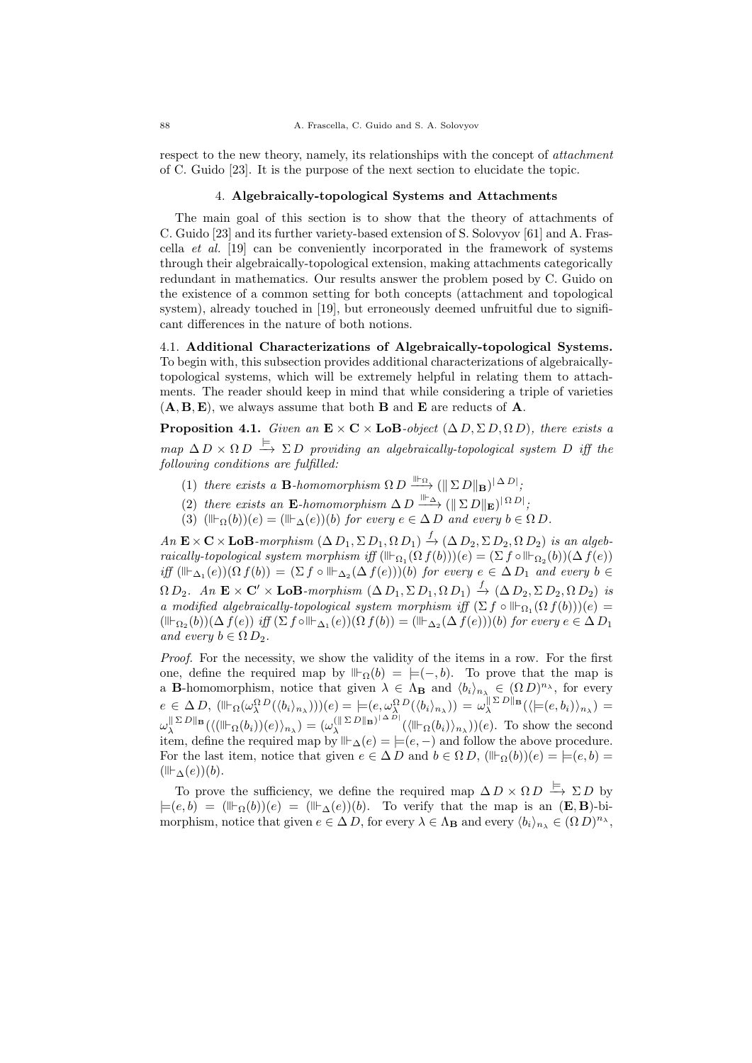respect to the new theory, namely, its relationships with the concept of *attachment* of C. Guido [23]. It is the purpose of the next section to elucidate the topic.

## 4. Algebraically-topological Systems and Attachments

The main goal of this section is to show that the theory of attachments of C. Guido [23] and its further variety-based extension of S. Solovyov [61] and A. Frascella *et al.* [19] can be conveniently incorporated in the framework of systems through their algebraically-topological extension, making attachments categorically redundant in mathematics. Our results answer the problem posed by C. Guido on the existence of a common setting for both concepts (attachment and topological system), already touched in [19], but erroneously deemed unfruitful due to significant differences in the nature of both notions.

### 4.1. Additional Characterizations of Algebraically-topological Systems.

To begin with, this subsection provides additional characterizations of algebraically-topological systems, which will be extremely helpful in relating them to attachments. The reader should keep in mind that while considering a triple of varieties $(\mathbf{A}, \mathbf{B}, \mathbf{E})$, we always assume that both $\mathbf{B}$ and $\mathbf{E}$ are reducts of $\mathbf{A}$.

**Proposition 4.1.** *Given an $\mathbf{E} \times \mathbf{C} \times \mathbf{LoB}$-object $(\Delta\, D, \Sigma\, D, \Omega\, D)$, there exists a map $\Delta\, D \times \Omega\, D \xrightarrow{\models} \Sigma\, D$ providing an algebraically-topological system $D$ iff the following conditions are fulfilled:*

1. *there exists a $\mathbf{B}$-homomorphism $\Omega\, D \xrightarrow{\Vdash_{\Omega}} (\|\Sigma\, D\|_{\mathbf{B}})^{|\Delta\, D|}$;*
2. *there exists an $\mathbf{E}$-homomorphism $\Delta\, D \xrightarrow{\Vdash_{\Delta}} (\|\Sigma\, D\|_{\mathbf{E}})^{|\Omega\, D|}$;*
3. *$(\Vdash_{\Omega}(b))(e) = (\Vdash_{\Delta}(e))(b)$ for every $e \in \Delta\, D$ and every $b \in \Omega\, D$.*

*An $\mathbf{E} \times \mathbf{C} \times \mathbf{LoB}$-morphism $(\Delta\, D_1, \Sigma\, D_1, \Omega\, D_1) \xrightarrow{f} (\Delta\, D_2, \Sigma\, D_2, \Omega\, D_2)$ is an algebraically-topological system morphism iff $(\Vdash_{\Omega_1}(\Omega\, f(b)))(e) = (\Sigma\, f \circ \Vdash_{\Omega_2}(b))(\Delta\, f(e))$ iff $(\Vdash_{\Delta_1}(e))(\Omega\, f(b)) = (\Sigma\, f \circ \Vdash_{\Delta_2}(\Delta\, f(e)))(b)$ for every $e \in \Delta\, D_1$ and every $b \in \Omega\, D_2$. An $\mathbf{E} \times \mathbf{C}' \times \mathbf{LoB}$-morphism $(\Delta\, D_1, \Sigma\, D_1, \Omega\, D_1) \xrightarrow{f} (\Delta\, D_2, \Sigma\, D_2, \Omega\, D_2)$ is a modified algebraically-topological system morphism iff $(\Sigma\, f \circ \Vdash_{\Omega_1}(\Omega\, f(b)))(e) = (\Vdash_{\Omega_2}(b))(\Delta\, f(e))$ iff $(\Sigma\, f \circ \Vdash_{\Delta_1}(e))(\Omega\, f(b)) = (\Vdash_{\Delta_2}(\Delta\, f(e)))(b)$ for every $e \in \Delta\, D_1$ and every $b \in \Omega\, D_2$.*

*Proof.* For the necessity, we show the validity of the items in a row. For the first one, define the required map by $\Vdash_{\Omega}(b) = \models(-, b)$. To prove that the map is a $\mathbf{B}$-homomorphism, notice that given $\lambda \in \Lambda_{\mathbf{B}}$ and $\langle b_i \rangle_{n_\lambda} \in (\Omega\, D)^{n_\lambda}$, for every $e \in \Delta\, D$, $(\Vdash_{\Omega}(\omega_\lambda^{\Omega\, D}(\langle b_i \rangle_{n_\lambda})))(e) = \models(e, \omega_\lambda^{\Omega\, D}(\langle b_i \rangle_{n_\lambda})) = \omega_\lambda^{\|\Sigma\, D\|_{\mathbf{B}}}(\langle \models(e, b_i) \rangle_{n_\lambda}) = \omega_\lambda^{\|\Sigma\, D\|_{\mathbf{B}}}(\langle (\Vdash_{\Omega}(b_i))(e) \rangle_{n_\lambda}) = (\omega_\lambda^{(\|\Sigma\, D\|_{\mathbf{B}})^{|\Delta\, D|}}(\langle \Vdash_{\Omega}(b_i) \rangle_{n_\lambda}))(e)$. To show the second item, define the required map by $\Vdash_{\Delta}(e) = \models(e, -)$ and follow the above procedure. For the last item, notice that given $e \in \Delta\, D$ and $b \in \Omega\, D$, $(\Vdash_{\Omega}(b))(e) = \models(e, b) = (\Vdash_{\Delta}(e))(b)$.

To prove the sufficiency, we define the required map $\Delta\, D \times \Omega\, D \xrightarrow{\models} \Sigma\, D$ by $\models(e, b) = (\Vdash_{\Omega}(b))(e) = (\Vdash_{\Delta}(e))(b)$. To verify that the map is an $(\mathbf{E}, \mathbf{B})$-bimorphism, notice that given $e \in \Delta\, D$, for every $\lambda \in \Lambda_{\mathbf{B}}$ and every $\langle b_i \rangle_{n_\lambda} \in (\Omega\, D)^{n_\lambda}$,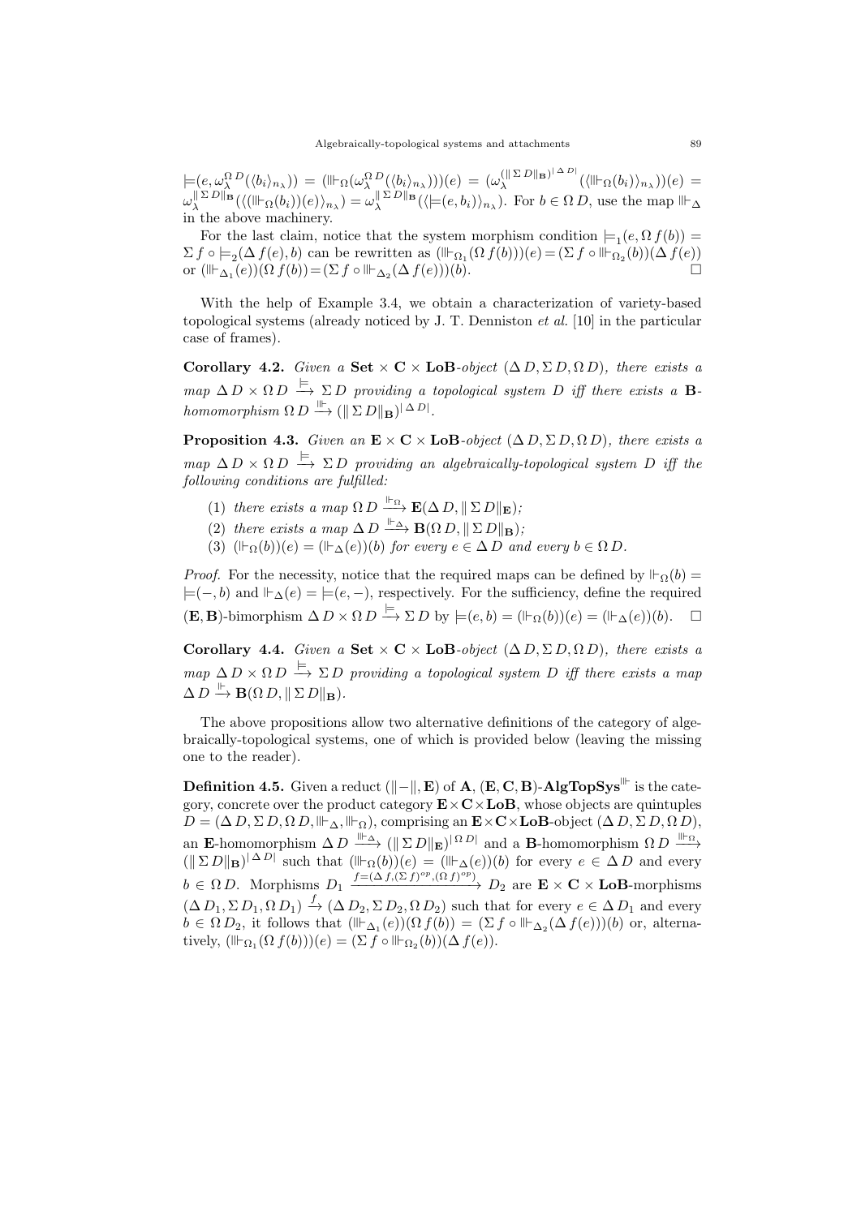$\models(e,\omega_\lambda^{\Omega\, D}(\langle b_i\rangle_{n_\lambda})) = (\Vdash_\Omega(\omega_\lambda^{\Omega\, D}(\langle b_i\rangle_{n_\lambda})))(e) = (\omega_\lambda^{(\|\Sigma\, D\|_{\mathbf{B}})^{|\,\Delta\, D|}}(\langle \Vdash_\Omega(b_i)\rangle_{n_\lambda}))(e) = \omega_\lambda^{\|\Sigma\, D\|_{\mathbf{B}}}(\langle(\Vdash_\Omega(b_i))(e)\rangle_{n_\lambda}) = \omega_\lambda^{\|\Sigma\, D\|_{\mathbf{B}}}(\langle \models(e,b_i)\rangle_{n_\lambda})$. For $b\in\Omega\, D$, use the map $\Vdash_\Delta$ in the above machinery.

For the last claim, notice that the system morphism condition $\models_1(e,\Omega\, f(b)) = \Sigma\, f\circ \models_2(\Delta\, f(e),b)$ can be rewritten as $(\Vdash_{\Omega_1}(\Omega\, f(b)))(e) = (\Sigma\, f\circ \Vdash_{\Omega_2}(b))(\Delta\, f(e))$ or $(\Vdash_{\Delta_1}(e))(\Omega\, f(b)) = (\Sigma\, f\circ \Vdash_{\Delta_2}(\Delta\, f(e)))(b)$. $\square$

With the help of Example 3.4, we obtain a characterization of variety-based topological systems (already noticed by J. T. Denniston *et al.* [10] in the particular case of frames).

**Corollary 4.2.** *Given a* $\mathbf{Set}\times\mathbf{C}\times\mathbf{LoB}$*-object* $(\Delta\, D,\Sigma\, D,\Omega\, D)$*, there exists a map* $\Delta\, D\times\Omega\, D\xrightarrow{\models}\Sigma\, D$ *providing a topological system* $D$ *iff there exists a* $\mathbf{B}$*-homomorphism* $\Omega\, D\xrightarrow{\Vdash}(\|\Sigma\, D\|_{\mathbf{B}})^{|\,\Delta\, D|}$.

**Proposition 4.3.** *Given an* $\mathbf{E}\times\mathbf{C}\times\mathbf{LoB}$*-object* $(\Delta\, D,\Sigma\, D,\Omega\, D)$*, there exists a map* $\Delta\, D\times\Omega\, D\xrightarrow{\models}\Sigma\, D$ *providing an algebraically-topological system* $D$ *iff the following conditions are fulfilled:*

(1) *there exists a map* $\Omega\, D\xrightarrow{\Vdash_\Omega}\mathbf{E}(\Delta\, D,\|\Sigma\, D\|_{\mathbf{E}})$*;*

(2) *there exists a map* $\Delta\, D\xrightarrow{\Vdash_\Delta}\mathbf{B}(\Omega\, D,\|\Sigma\, D\|_{\mathbf{B}})$*;*

(3) $(\Vdash_\Omega(b))(e) = (\Vdash_\Delta(e))(b)$ *for every* $e\in\Delta\, D$ *and every* $b\in\Omega\, D$.

*Proof.* For the necessity, notice that the required maps can be defined by $\Vdash_\Omega(b) = \models(-,b)$ and $\Vdash_\Delta(e) = \models(e,-)$, respectively. For the sufficiency, define the required $(\mathbf{E},\mathbf{B})$-bimorphism $\Delta\, D\times\Omega\, D\xrightarrow{\models}\Sigma\, D$ by $\models(e,b) = (\Vdash_\Omega(b))(e) = (\Vdash_\Delta(e))(b)$. $\square$

**Corollary 4.4.** *Given a* $\mathbf{Set}\times\mathbf{C}\times\mathbf{LoB}$*-object* $(\Delta\, D,\Sigma\, D,\Omega\, D)$*, there exists a map* $\Delta\, D\times\Omega\, D\xrightarrow{\models}\Sigma\, D$ *providing a topological system* $D$ *iff there exists a map* $\Delta\, D\xrightarrow{\Vdash}\mathbf{B}(\Omega\, D,\|\Sigma\, D\|_{\mathbf{B}})$.

The above propositions allow two alternative definitions of the category of algebraically-topological systems, one of which is provided below (leaving the missing one to the reader).

**Definition 4.5.** Given a reduct $(\|-\|,\mathbf{E})$ of $\mathbf{A}$, $(\mathbf{E},\mathbf{C},\mathbf{B})$-$\mathbf{AlgTopSys}^{\Vdash}$ is the category, concrete over the product category $\mathbf{E}\times\mathbf{C}\times\mathbf{LoB}$, whose objects are quintuples $D = (\Delta\, D,\Sigma\, D,\Omega\, D,\Vdash_\Delta,\Vdash_\Omega)$, comprising an $\mathbf{E}\times\mathbf{C}\times\mathbf{LoB}$-object $(\Delta\, D,\Sigma\, D,\Omega\, D)$, an $\mathbf{E}$-homomorphism $\Delta\, D\xrightarrow{\Vdash_\Delta}(\|\Sigma\, D\|_{\mathbf{E}})^{|\,\Omega\, D|}$ and a $\mathbf{B}$-homomorphism $\Omega\, D\xrightarrow{\Vdash_\Omega}(\|\Sigma\, D\|_{\mathbf{B}})^{|\,\Delta\, D|}$ such that $(\Vdash_\Omega(b))(e) = (\Vdash_\Delta(e))(b)$ for every $e\in\Delta\, D$ and every $b\in\Omega\, D$. Morphisms $D_1\xrightarrow{f=(\Delta\, f,(\Sigma\, f)^{op},(\Omega\, f)^{op})}D_2$ are $\mathbf{E}\times\mathbf{C}\times\mathbf{LoB}$-morphisms $(\Delta\, D_1,\Sigma\, D_1,\Omega\, D_1)\xrightarrow{f}(\Delta\, D_2,\Sigma\, D_2,\Omega\, D_2)$ such that for every $e\in\Delta\, D_1$ and every $b\in\Omega\, D_2$, it follows that $(\Vdash_{\Delta_1}(e))(\Omega\, f(b)) = (\Sigma\, f\circ\Vdash_{\Delta_2}(\Delta\, f(e)))(b)$ or, alternatively, $(\Vdash_{\Omega_1}(\Omega\, f(b)))(e) = (\Sigma\, f\circ\Vdash_{\Omega_2}(b))(\Delta\, f(e))$.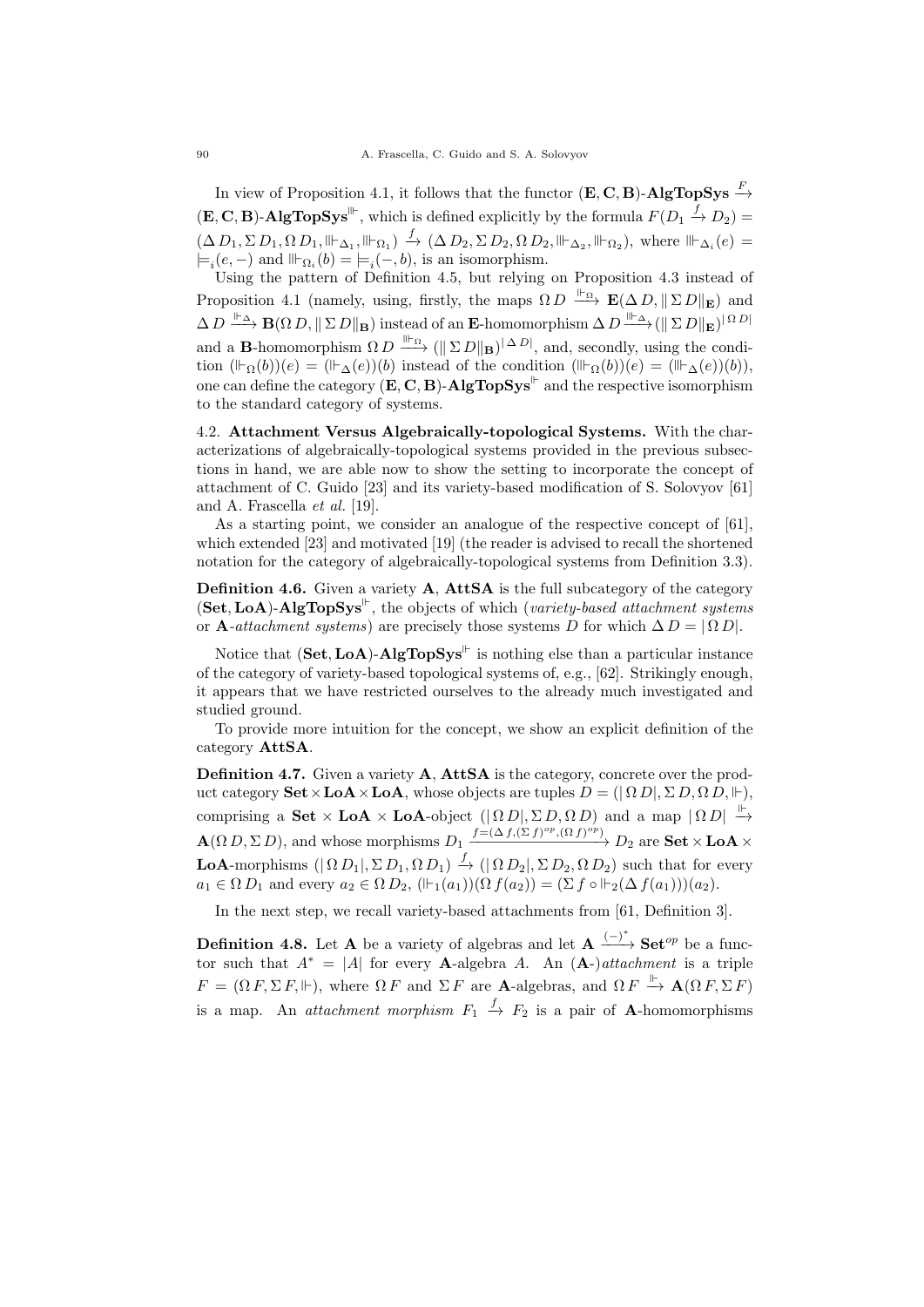In view of Proposition 4.1, it follows that the functor $(\mathbf{E},\mathbf{C},\mathbf{B})$-$\mathbf{AlgTopSys} \xrightarrow{F} (\mathbf{E},\mathbf{C},\mathbf{B})$-$\mathbf{AlgTopSys}^{\Vdash}$, which is defined explicitly by the formula $F(D_1 \xrightarrow{f} D_2) = (\Delta D_1, \Sigma D_1, \Omega D_1, \Vvdash_{\Delta_1}, \Vvdash_{\Omega_1}) \xrightarrow{f} (\Delta D_2, \Sigma D_2, \Omega D_2, \Vvdash_{\Delta_2}, \Vvdash_{\Omega_2})$, where $\Vvdash_{\Delta_i}(e) = \models_i(e,-)$ and $\Vvdash_{\Omega_i}(b) = \models_i(-,b)$, is an isomorphism.

Using the pattern of Definition 4.5, but relying on Proposition 4.3 instead of Proposition 4.1 (namely, using, firstly, the maps $\Omega D \xrightarrow{\Vdash_\Omega} \mathbf{E}(\Delta D, \|\Sigma D\|_{\mathbf{E}})$ and $\Delta D \xrightarrow{\Vdash_\Delta} \mathbf{B}(\Omega D, \|\Sigma D\|_{\mathbf{B}})$ instead of an $\mathbf{E}$-homomorphism $\Delta D \xrightarrow{\Vvdash_\Delta} (\|\Sigma D\|_{\mathbf{E}})^{|\Omega D|}$ and a $\mathbf{B}$-homomorphism $\Omega D \xrightarrow{\Vvdash_\Omega} (\|\Sigma D\|_{\mathbf{B}})^{|\Delta D|}$, and, secondly, using the condition $(\Vdash_\Omega(b))(e) = (\Vdash_\Delta(e))(b)$ instead of the condition $(\Vvdash_\Omega(b))(e) = (\Vvdash_\Delta(e))(b)$), one can define the category $(\mathbf{E},\mathbf{C},\mathbf{B})$-$\mathbf{AlgTopSys}^{\Vdash}$ and the respective isomorphism to the standard category of systems.

4.2. **Attachment Versus Algebraically-topological Systems.** With the characterizations of algebraically-topological systems provided in the previous subsections in hand, we are able now to show the setting to incorporate the concept of attachment of C. Guido [23] and its variety-based modification of S. Solovyov [61] and A. Frascella *et al.* [19].

As a starting point, we consider an analogue of the respective concept of [61], which extended [23] and motivated [19] (the reader is advised to recall the shortened notation for the category of algebraically-topological systems from Definition 3.3).

**Definition 4.6.** Given a variety $\mathbf{A}$, $\mathbf{AttSA}$ is the full subcategory of the category $(\mathbf{Set},\mathbf{LoA})$-$\mathbf{AlgTopSys}^{\Vdash}$, the objects of which (*variety-based attachment systems* or $\mathbf{A}$-*attachment systems*) are precisely those systems $D$ for which $\Delta D = |\Omega D|$.

Notice that $(\mathbf{Set},\mathbf{LoA})$-$\mathbf{AlgTopSys}^{\Vdash}$ is nothing else than a particular instance of the category of variety-based topological systems of, e.g., [62]. Strikingly enough, it appears that we have restricted ourselves to the already much investigated and studied ground.

To provide more intuition for the concept, we show an explicit definition of the category $\mathbf{AttSA}$.

**Definition 4.7.** Given a variety $\mathbf{A}$, $\mathbf{AttSA}$ is the category, concrete over the product category $\mathbf{Set}\times\mathbf{LoA}\times\mathbf{LoA}$, whose objects are tuples $D = (|\Omega D|, \Sigma D, \Omega D, \Vdash)$, comprising a $\mathbf{Set}\times\mathbf{LoA}\times\mathbf{LoA}$-object $(|\Omega D|, \Sigma D, \Omega D)$ and a map $|\Omega D| \xrightarrow{\Vdash} \mathbf{A}(\Omega D, \Sigma D)$, and whose morphisms $D_1 \xrightarrow{f=(\Delta f, (\Sigma f)^{op}, (\Omega f)^{op})} D_2$ are $\mathbf{Set}\times\mathbf{LoA}\times\mathbf{LoA}$-morphisms $(|\Omega D_1|, \Sigma D_1, \Omega D_1) \xrightarrow{f} (|\Omega D_2|, \Sigma D_2, \Omega D_2)$ such that for every $a_1 \in \Omega D_1$ and every $a_2 \in \Omega D_2$, $(\Vdash_1(a_1))(\Omega f(a_2)) = (\Sigma f \circ \Vdash_2(\Delta f(a_1)))(a_2)$.

In the next step, we recall variety-based attachments from [61, Definition 3].

**Definition 4.8.** Let $\mathbf{A}$ be a variety of algebras and let $\mathbf{A} \xrightarrow{(-)^*} \mathbf{Set}^{op}$ be a functor such that $A^* = |A|$ for every $\mathbf{A}$-algebra $A$. An $(\mathbf{A}$-$)$*attachment* is a triple $F = (\Omega F, \Sigma F, \Vdash)$, where $\Omega F$ and $\Sigma F$ are $\mathbf{A}$-algebras, and $\Omega F \xrightarrow{\Vdash} \mathbf{A}(\Omega F, \Sigma F)$ is a map. An *attachment morphism* $F_1 \xrightarrow{f} F_2$ is a pair of $\mathbf{A}$-homomorphisms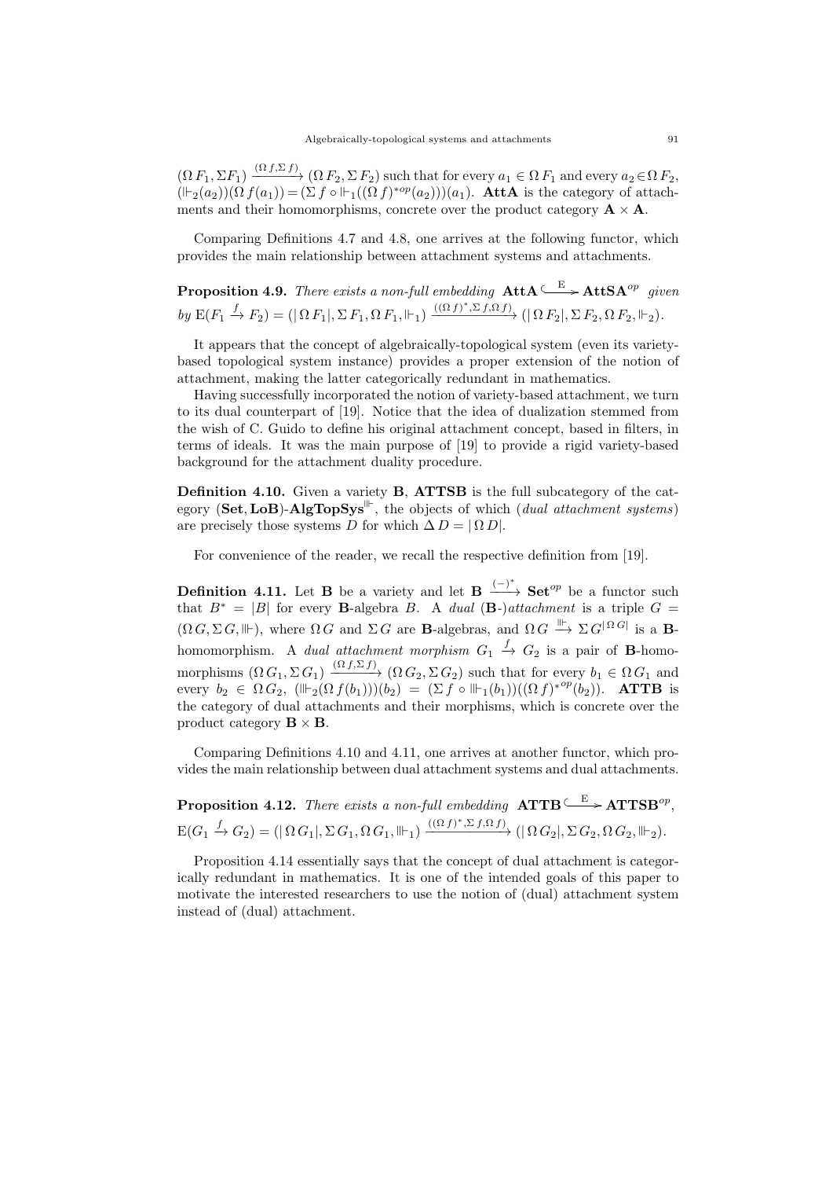$(\Omega\, F_1, \Sigma F_1) \xrightarrow{(\Omega\, f, \Sigma\, f)} (\Omega\, F_2, \Sigma\, F_2)$ such that for every $a_1 \in \Omega\, F_1$ and every $a_2 \in \Omega\, F_2$, $(\Vdash_2(a_2))(\Omega\, f(a_1)) = (\Sigma\, f \circ \Vdash_1((\Omega\, f)^{*op}(a_2)))(a_1)$. **AttA** is the category of attachments and their homomorphisms, concrete over the product category $\mathbf{A} \times \mathbf{A}$.

Comparing Definitions 4.7 and 4.8, one arrives at the following functor, which provides the main relationship between attachment systems and attachments.

**Proposition 4.9.** *There exists a non-full embedding* $\mathbf{AttA} \xhookrightarrow{\mathrm{E}} \mathbf{AttSA}^{op}$ *given by* $\mathrm{E}(F_1 \xrightarrow{f} F_2) = (|\,\Omega\, F_1|, \Sigma\, F_1, \Omega\, F_1, \Vdash_1) \xrightarrow{((\Omega\, f)^*, \Sigma\, f, \Omega\, f)} (|\,\Omega\, F_2|, \Sigma\, F_2, \Omega\, F_2, \Vdash_2)$.

It appears that the concept of algebraically-topological system (even its variety-based topological system instance) provides a proper extension of the notion of attachment, making the latter categorically redundant in mathematics.

Having successfully incorporated the notion of variety-based attachment, we turn to its dual counterpart of [19]. Notice that the idea of dualization stemmed from the wish of C. Guido to define his original attachment concept, based in filters, in terms of ideals. It was the main purpose of [19] to provide a rigid variety-based background for the attachment duality procedure.

**Definition 4.10.** Given a variety **B**, **ATTSB** is the full subcategory of the category $(\mathbf{Set}, \mathbf{LoB})$-$\mathbf{AlgTopSys}^{\Vdash}$, the objects of which (*dual attachment systems*) are precisely those systems $D$ for which $\Delta\, D = |\,\Omega\, D|$.

For convenience of the reader, we recall the respective definition from [19].

**Definition 4.11.** Let **B** be a variety and let $\mathbf{B} \xrightarrow{(-)^*} \mathbf{Set}^{op}$ be a functor such that $B^* = |B|$ for every **B**-algebra $B$. A *dual* (**B**-)*attachment* is a triple $G = (\Omega\, G, \Sigma\, G, \Vdash)$, where $\Omega\, G$ and $\Sigma\, G$ are **B**-algebras, and $\Omega\, G \xrightarrow{\Vdash} \Sigma\, G^{|\,\Omega\, G|}$ is a **B**-homomorphism. A *dual attachment morphism* $G_1 \xrightarrow{f} G_2$ is a pair of **B**-homomorphisms $(\Omega\, G_1, \Sigma\, G_1) \xrightarrow{(\Omega\, f, \Sigma\, f)} (\Omega\, G_2, \Sigma\, G_2)$ such that for every $b_1 \in \Omega\, G_1$ and every $b_2 \in \Omega\, G_2$, $(\Vdash_2(\Omega\, f(b_1)))(b_2) = (\Sigma\, f \circ \Vdash_1(b_1))((\Omega\, f)^{*op}(b_2))$. **ATTB** is the category of dual attachments and their morphisms, which is concrete over the product category $\mathbf{B} \times \mathbf{B}$.

Comparing Definitions 4.10 and 4.11, one arrives at another functor, which provides the main relationship between dual attachment systems and dual attachments.

**Proposition 4.12.** *There exists a non-full embedding* $\mathbf{ATTB} \xhookrightarrow{\mathrm{E}} \mathbf{ATTSB}^{op}$, $\mathrm{E}(G_1 \xrightarrow{f} G_2) = (|\,\Omega\, G_1|, \Sigma\, G_1, \Omega\, G_1, \Vdash_1) \xrightarrow{((\Omega\, f)^*, \Sigma\, f, \Omega\, f)} (|\,\Omega\, G_2|, \Sigma\, G_2, \Omega\, G_2, \Vdash_2)$.

Proposition 4.14 essentially says that the concept of dual attachment is categorically redundant in mathematics. It is one of the intended goals of this paper to motivate the interested researchers to use the notion of (dual) attachment system instead of (dual) attachment.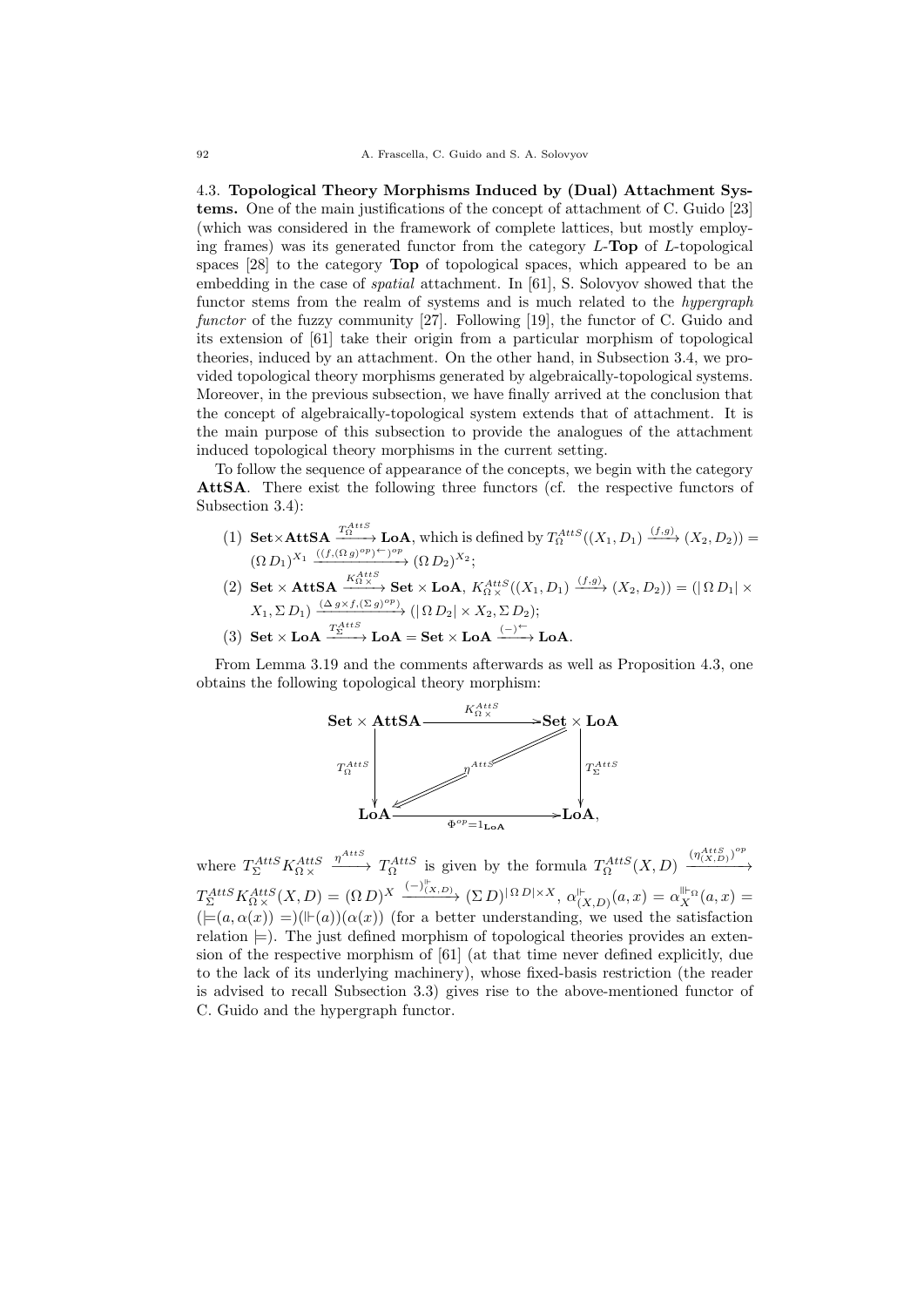4.3. **Topological Theory Morphisms Induced by (Dual) Attachment Systems.** One of the main justifications of the concept of attachment of C. Guido [23] (which was considered in the framework of complete lattices, but mostly employing frames) was its generated functor from the category $L$-**Top** of $L$-topological spaces [28] to the category **Top** of topological spaces, which appeared to be an embedding in the case of *spatial* attachment. In [61], S. Solovyov showed that the functor stems from the realm of systems and is much related to the *hypergraph functor* of the fuzzy community [27]. Following [19], the functor of C. Guido and its extension of [61] take their origin from a particular morphism of topological theories, induced by an attachment. On the other hand, in Subsection 3.4, we provided topological theory morphisms generated by algebraically-topological systems. Moreover, in the previous subsection, we have finally arrived at the conclusion that the concept of algebraically-topological system extends that of attachment. It is the main purpose of this subsection to provide the analogues of the attachment induced topological theory morphisms in the current setting.

To follow the sequence of appearance of the concepts, we begin with the category **AttSA**. There exist the following three functors (cf. the respective functors of Subsection 3.4):

(1) $\mathbf{Set}\times\mathbf{AttSA} \xrightarrow{T^{AttS}_{\Omega}} \mathbf{LoA}$, which is defined by $T^{AttS}_{\Omega}((X_1, D_1) \xrightarrow{(f,g)} (X_2, D_2)) = (\Omega\, D_1)^{X_1} \xrightarrow{((f,(\Omega\, g)^{op})^{\leftarrow})^{op}} (\Omega\, D_2)^{X_2}$;

(2) $\mathbf{Set} \times \mathbf{AttSA} \xrightarrow{K^{AttS}_{\Omega\times}} \mathbf{Set} \times \mathbf{LoA}$, $K^{AttS}_{\Omega\times}((X_1, D_1) \xrightarrow{(f,g)} (X_2, D_2)) = (|\,\Omega\, D_1| \times X_1, \Sigma\, D_1) \xrightarrow{(\Delta\, g\times f, (\Sigma\, g)^{op})} (|\,\Omega\, D_2| \times X_2, \Sigma\, D_2)$;

(3) $\mathbf{Set} \times \mathbf{LoA} \xrightarrow{T^{AttS}_{\Sigma}} \mathbf{LoA} = \mathbf{Set} \times \mathbf{LoA} \xrightarrow{(-)^{\leftarrow}} \mathbf{LoA}$.

From Lemma 3.19 and the comments afterwards as well as Proposition 4.3, one obtains the following topological theory morphism:

$$
\begin{array}{ccc}
\mathbf{Set} \times \mathbf{AttSA} & \xrightarrow{\quad K^{AttS}_{\Omega\times}\quad} & \mathbf{Set} \times \mathbf{LoA} \\
{\scriptstyle T^{AttS}_{\Omega}}\downarrow & \swarrow\!\!\!\swarrow{\scriptstyle \eta^{AttS}} & \downarrow{\scriptstyle T^{AttS}_{\Sigma}} \\
\mathbf{LoA} & \xrightarrow{\quad \Phi^{op}=1_{\mathbf{LoA}}\quad} & \mathbf{LoA},
\end{array}
$$

where $T^{AttS}_{\Sigma} K^{AttS}_{\Omega\times} \xrightarrow{\eta^{AttS}} T^{AttS}_{\Omega}$ is given by the formula $T^{AttS}_{\Omega}(X, D) \xrightarrow{(\eta^{AttS}_{(X,D)})^{op}} T^{AttS}_{\Sigma} K^{AttS}_{\Omega\times}(X, D) = (\Omega\, D)^X \xrightarrow{(-)^{\Vdash}_{(X,D)}} (\Sigma\, D)^{|\,\Omega\, D| \times X}$, $\alpha^{\Vdash}_{(X,D)}(a, x) = \alpha^{\Vdash_{\Omega}}_X(a, x) = (\models(a, \alpha(x)) =)(\Vdash(a))(\alpha(x))$ (for a better understanding, we used the satisfaction relation $\models$). The just defined morphism of topological theories provides an extension of the respective morphism of [61] (at that time never defined explicitly, due to the lack of its underlying machinery), whose fixed-basis restriction (the reader is advised to recall Subsection 3.3) gives rise to the above-mentioned functor of C. Guido and the hypergraph functor.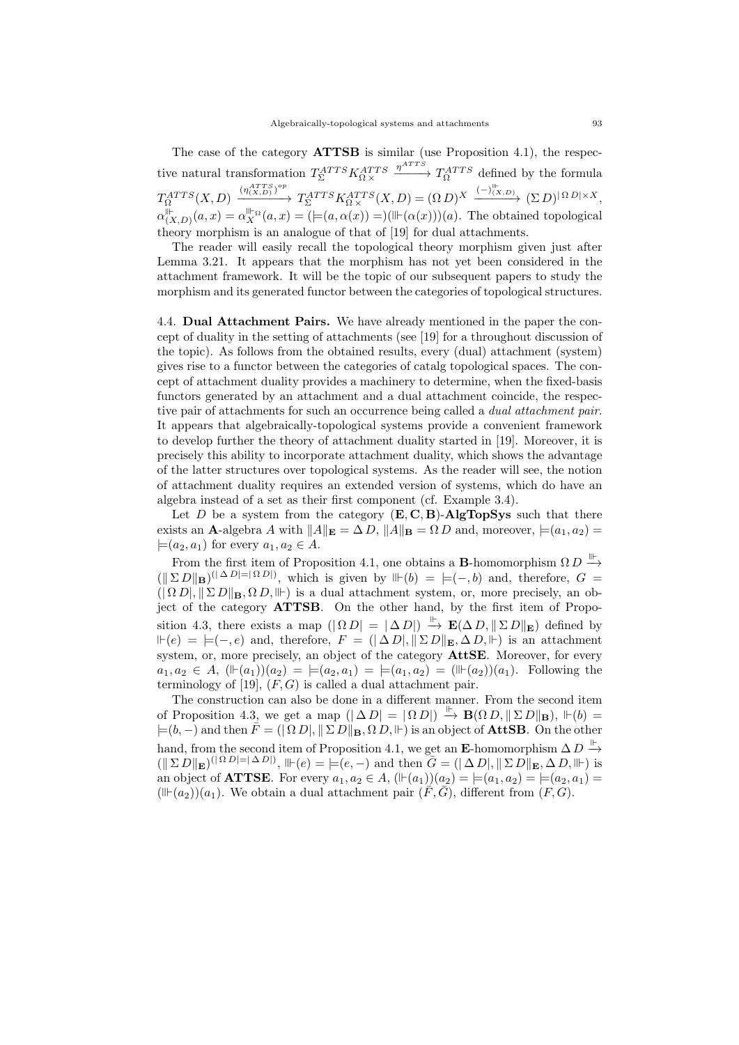The case of the category **ATTSB** is similar (use Proposition 4.1), the respective natural transformation $T_{\Sigma}^{ATTS} K_{\Omega\times}^{ATTS} \xrightarrow{\eta^{ATTS}} T_{\Omega}^{ATTS}$ defined by the formula $T_{\Omega}^{ATTS}(X,D) \xrightarrow{(\eta^{ATTS}_{(X,D)})^{op}} T_{\Sigma}^{ATTS} K_{\Omega\times}^{ATTS}(X,D) = (\Omega\, D)^X \xrightarrow{(-)^{\Vdash}_{(X,D)}} (\Sigma\, D)^{|\,\Omega\, D| \times X}$, $\alpha^{\Vdash}_{(X,D)}(a,x) = \alpha_X^{\Vdash\Omega}(a,x) = (\models(a,\alpha(x)) =)(\Vdash(\alpha(x)))(a)$. The obtained topological theory morphism is an analogue of that of [19] for dual attachments.

The reader will easily recall the topological theory morphism given just after Lemma 3.21. It appears that the morphism has not yet been considered in the attachment framework. It will be the topic of our subsequent papers to study the morphism and its generated functor between the categories of topological structures.

4.4. **Dual Attachment Pairs.** We have already mentioned in the paper the concept of duality in the setting of attachments (see [19] for a throughout discussion of the topic). As follows from the obtained results, every (dual) attachment (system) gives rise to a functor between the categories of catalg topological spaces. The concept of attachment duality provides a machinery to determine, when the fixed-basis functors generated by an attachment and a dual attachment coincide, the respective pair of attachments for such an occurrence being called a *dual attachment pair*. It appears that algebraically-topological systems provide a convenient framework to develop further the theory of attachment duality started in [19]. Moreover, it is precisely this ability to incorporate attachment duality, which shows the advantage of the latter structures over topological systems. As the reader will see, the notion of attachment duality requires an extended version of systems, which do have an algebra instead of a set as their first component (cf. Example 3.4).

Let $D$ be a system from the category $(\mathbf{E},\mathbf{C},\mathbf{B})$-**AlgTopSys** such that there exists an $\mathbf{A}$-algebra $A$ with $\|A\|_{\mathbf{E}} = \Delta\, D$, $\|A\|_{\mathbf{B}} = \Omega\, D$ and, moreover, $\models(a_1,a_2) = \models(a_2,a_1)$ for every $a_1, a_2 \in A$.

From the first item of Proposition 4.1, one obtains a $\mathbf{B}$-homomorphism $\Omega\, D \xrightarrow{\Vdash} (\|\Sigma\, D\|_{\mathbf{B}})^{(|\,\Delta\, D| = |\,\Omega\, D|)}$, which is given by $\Vdash(b) = \models(-,b)$ and, therefore, $G = (|\,\Omega\, D|, \|\Sigma\, D\|_{\mathbf{B}}, \Omega\, D, \Vdash)$ is a dual attachment system, or, more precisely, an object of the category **ATTSB**. On the other hand, by the first item of Proposition 4.3, there exists a map $(|\,\Omega\, D| = |\,\Delta\, D|) \xrightarrow{\Vdash} \mathbf{E}(\Delta\, D, \|\Sigma\, D\|_{\mathbf{E}})$ defined by $\Vdash(e) = \models(-,e)$ and, therefore, $F = (|\,\Delta\, D|, \|\Sigma\, D\|_{\mathbf{E}}, \Delta\, D, \Vdash)$ is an attachment system, or, more precisely, an object of the category **AttSE**. Moreover, for every $a_1, a_2 \in A$, $(\Vdash(a_1))(a_2) = \models(a_2,a_1) = \models(a_1,a_2) = (\Vdash(a_2))(a_1)$. Following the terminology of [19], $(F,G)$ is called a dual attachment pair.

The construction can also be done in a different manner. From the second item of Proposition 4.3, we get a map $(|\,\Delta\, D| = |\,\Omega\, D|) \xrightarrow{\Vdash} \mathbf{B}(\Omega\, D, \|\Sigma\, D\|_{\mathbf{B}})$, $\Vdash(b) = \models(b,-)$ and then $\bar{F} = (|\,\Omega\, D|, \|\Sigma\, D\|_{\mathbf{B}}, \Omega\, D, \Vdash)$ is an object of **AttSB**. On the other hand, from the second item of Proposition 4.1, we get an $\mathbf{E}$-homomorphism $\Delta\, D \xrightarrow{\Vdash} (\|\Sigma\, D\|_{\mathbf{E}})^{(|\,\Omega\, D| = |\,\Delta\, D|)}$, $\Vdash(e) = \models(e,-)$ and then $\bar{G} = (|\,\Delta\, D|, \|\Sigma\, D\|_{\mathbf{E}}, \Delta\, D, \Vdash)$ is an object of **ATTSE**. For every $a_1, a_2 \in A$, $(\Vdash(a_1))(a_2) = \models(a_1,a_2) = \models(a_2,a_1) = (\Vdash(a_2))(a_1)$. We obtain a dual attachment pair $(\bar{F},\bar{G})$, different from $(F,G)$.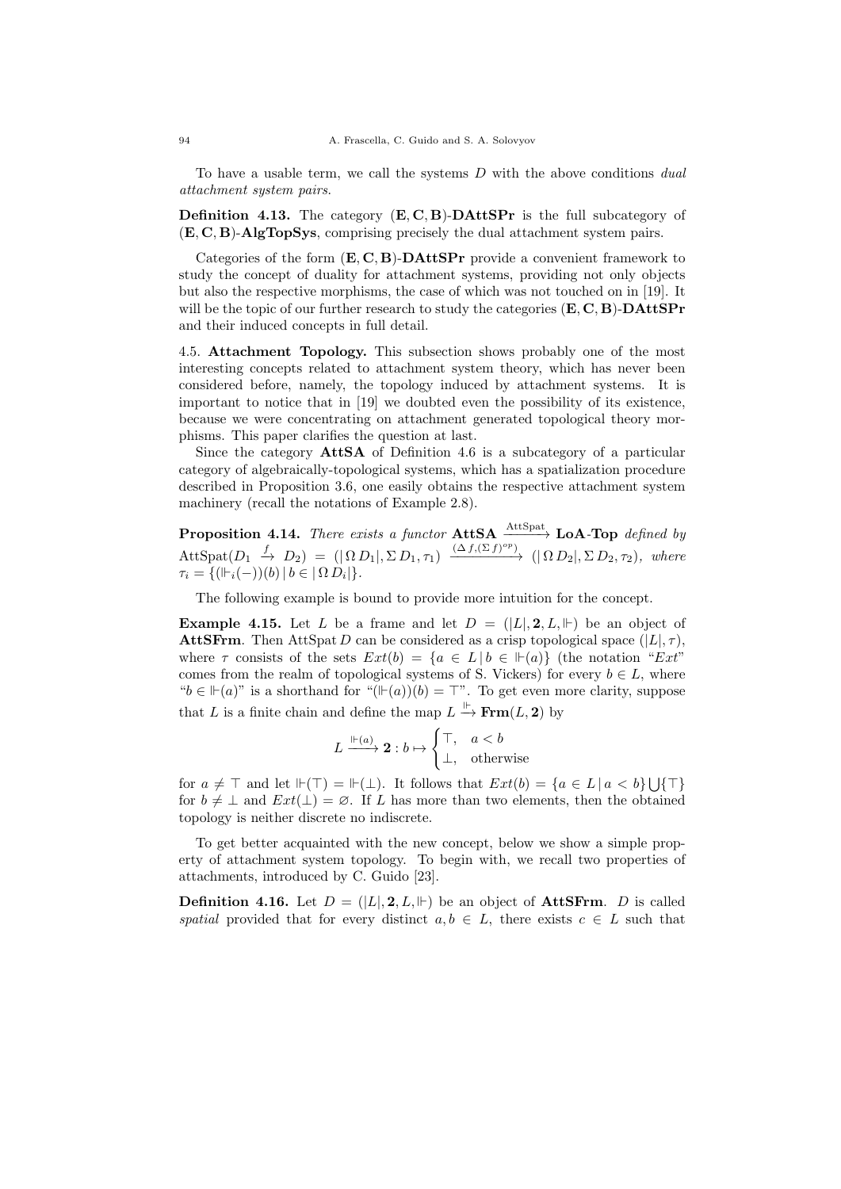To have a usable term, we call the systems $D$ with the above conditions *dual attachment system pairs.*

**Definition 4.13.** The category $(\mathbf{E},\mathbf{C},\mathbf{B})$-**DAttSPr** is the full subcategory of $(\mathbf{E},\mathbf{C},\mathbf{B})$-**AlgTopSys**, comprising precisely the dual attachment system pairs.

Categories of the form $(\mathbf{E},\mathbf{C},\mathbf{B})$-**DAttSPr** provide a convenient framework to study the concept of duality for attachment systems, providing not only objects but also the respective morphisms, the case of which was not touched on in [19]. It will be the topic of our further research to study the categories $(\mathbf{E},\mathbf{C},\mathbf{B})$-**DAttSPr** and their induced concepts in full detail.

4.5. **Attachment Topology.** This subsection shows probably one of the most interesting concepts related to attachment system theory, which has never been considered before, namely, the topology induced by attachment systems. It is important to notice that in [19] we doubted even the possibility of its existence, because we were concentrating on attachment generated topological theory morphisms. This paper clarifies the question at last.

Since the category **AttSA** of Definition 4.6 is a subcategory of a particular category of algebraically-topological systems, which has a spatialization procedure described in Proposition 3.6, one easily obtains the respective attachment system machinery (recall the notations of Example 2.8).

**Proposition 4.14.** *There exists a functor* $\mathbf{AttSA} \xrightarrow{\mathrm{AttSpat}} \mathbf{LoA}\text{-}\mathbf{Top}$ *defined by* $\mathrm{AttSpat}(D_1 \xrightarrow{f} D_2) = (|\,\Omega\, D_1|, \Sigma\, D_1, \tau_1) \xrightarrow{(\Delta\, f, (\Sigma\, f)^{op})} (|\,\Omega\, D_2|, \Sigma\, D_2, \tau_2)$*, where* $\tau_i = \{(\Vdash_i(-))(b)\,|\, b \in |\,\Omega\, D_i|\}$.

The following example is bound to provide more intuition for the concept.

**Example 4.15.** Let $L$ be a frame and let $D = (|L|, \mathbf{2}, L, \Vdash)$ be an object of **AttSFrm**. Then $\mathrm{AttSpat}\, D$ can be considered as a crisp topological space $(|L|, \tau)$, where $\tau$ consists of the sets $Ext(b) = \{a \in L\,|\, b \in\, \Vdash(a)\}$ (the notation "$Ext$" comes from the realm of topological systems of S. Vickers) for every $b \in L$, where "$b \in\, \Vdash(a)$" is a shorthand for "$(\Vdash(a))(b) = \top$". To get even more clarity, suppose that $L$ is a finite chain and define the map $L \xrightarrow{\Vdash} \mathbf{Frm}(L, \mathbf{2})$ by

$$L \xrightarrow{\Vdash(a)} \mathbf{2} : b \mapsto \begin{cases} \top, & a < b \\ \bot, & \text{otherwise} \end{cases}$$

for $a \neq \top$ and let $\Vdash(\top) = \Vdash(\bot)$. It follows that $Ext(b) = \{a \in L\,|\, a < b\} \bigcup \{\top\}$ for $b \neq \bot$ and $Ext(\bot) = \varnothing$. If $L$ has more than two elements, then the obtained topology is neither discrete no indiscrete.

To get better acquainted with the new concept, below we show a simple property of attachment system topology. To begin with, we recall two properties of attachments, introduced by C. Guido [23].

**Definition 4.16.** Let $D = (|L|, \mathbf{2}, L, \Vdash)$ be an object of **AttSFrm**. $D$ is called *spatial* provided that for every distinct $a, b \in L$, there exists $c \in L$ such that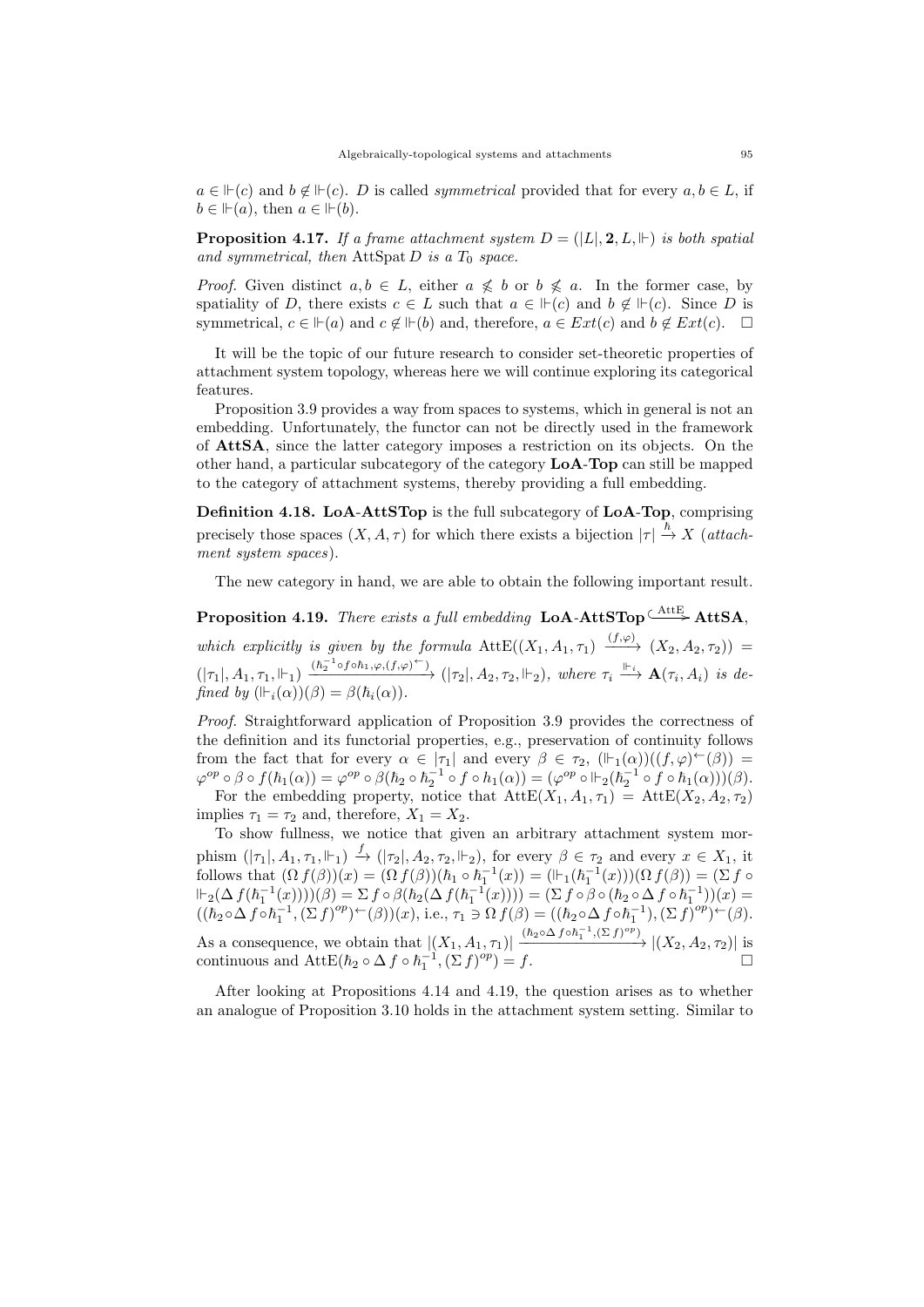$a \in \Vdash(c)$ and $b \notin \Vdash(c)$. $D$ is called *symmetrical* provided that for every $a, b \in L$, if $b \in \Vdash(a)$, then $a \in \Vdash(b)$.

**Proposition 4.17.** *If a frame attachment system $D = (|L|, \mathbf{2}, L, \Vdash)$ is both spatial and symmetrical, then* $\mathrm{AttSpat}\, D$ *is a $T_0$ space.*

*Proof.* Given distinct $a, b \in L$, either $a \not\leqslant b$ or $b \not\leqslant a$. In the former case, by spatiality of $D$, there exists $c \in L$ such that $a \in \Vdash(c)$ and $b \notin \Vdash(c)$. Since $D$ is symmetrical, $c \in \Vdash(a)$ and $c \notin \Vdash(b)$ and, therefore, $a \in Ext(c)$ and $b \notin Ext(c)$. $\square$

It will be the topic of our future research to consider set-theoretic properties of attachment system topology, whereas here we will continue exploring its categorical features.

Proposition 3.9 provides a way from spaces to systems, which in general is not an embedding. Unfortunately, the functor can not be directly used in the framework of **AttSA**, since the latter category imposes a restriction on its objects. On the other hand, a particular subcategory of the category **LoA**-**Top** can still be mapped to the category of attachment systems, thereby providing a full embedding.

**Definition 4.18.** **LoA**-**AttSTop** is the full subcategory of **LoA**-**Top**, comprising precisely those spaces $(X, A, \tau)$ for which there exists a bijection $|\tau| \xrightarrow{\hbar} X$ (*attachment system spaces*).

The new category in hand, we are able to obtain the following important result.

**Proposition 4.19.** *There exists a full embedding* $\mathbf{LoA}\text{-}\mathbf{AttSTop} \xhookrightarrow{\mathrm{AttE}} \mathbf{AttSA}$, *which explicitly is given by the formula* $\mathrm{AttE}((X_1, A_1, \tau_1) \xrightarrow{(f,\varphi)} (X_2, A_2, \tau_2)) = (|\tau_1|, A_1, \tau_1, \Vdash_1) \xrightarrow{(\hbar_2^{-1} \circ f \circ \hbar_1, \varphi, (f,\varphi)^{\leftarrow})} (|\tau_2|, A_2, \tau_2, \Vdash_2)$, *where $\tau_i \xrightarrow{\Vdash_i} \mathbf{A}(\tau_i, A_i)$ is defined by $(\Vdash_i(\alpha))(\beta) = \beta(\hbar_i(\alpha))$.*

*Proof.* Straightforward application of Proposition 3.9 provides the correctness of the definition and its functorial properties, e.g., preservation of continuity follows from the fact that for every $\alpha \in |\tau_1|$ and every $\beta \in \tau_2$, $(\Vdash_1(\alpha))((f,\varphi)^{\leftarrow}(\beta)) = \varphi^{op} \circ \beta \circ f(\hbar_1(\alpha)) = \varphi^{op} \circ \beta(\hbar_2 \circ \hbar_2^{-1} \circ f \circ \hbar_1(\alpha)) = (\varphi^{op} \circ \Vdash_2(\hbar_2^{-1} \circ f \circ \hbar_1(\alpha)))(\beta)$.

For the embedding property, notice that $\mathrm{AttE}(X_1, A_1, \tau_1) = \mathrm{AttE}(X_2, A_2, \tau_2)$ implies $\tau_1 = \tau_2$ and, therefore, $X_1 = X_2$.

To show fullness, we notice that given an arbitrary attachment system morphism $(|\tau_1|, A_1, \tau_1, \Vdash_1) \xrightarrow{f} (|\tau_2|, A_2, \tau_2, \Vdash_2)$, for every $\beta \in \tau_2$ and every $x \in X_1$, it follows that $(\Omega\, f(\beta))(x) = (\Omega\, f(\beta))(\hbar_1 \circ \hbar_1^{-1}(x)) = (\Vdash_1(\hbar_1^{-1}(x)))(\Omega\, f(\beta)) = (\Sigma\, f \circ \Vdash_2(\Delta\, f(\hbar_1^{-1}(x))))(\beta) = \Sigma\, f \circ \beta(\hbar_2(\Delta\, f(\hbar_1^{-1}(x)))) = (\Sigma\, f \circ \beta \circ (\hbar_2 \circ \Delta\, f \circ \hbar_1^{-1}))(x) = ((\hbar_2 \circ \Delta\, f \circ \hbar_1^{-1}, (\Sigma\, f)^{op})^{\leftarrow}(\beta))(x)$, i.e., $\tau_1 \ni \Omega\, f(\beta) = ((\hbar_2 \circ \Delta\, f \circ \hbar_1^{-1}), (\Sigma\, f)^{op})^{\leftarrow}(\beta)$. As a consequence, we obtain that $|(X_1, A_1, \tau_1)| \xrightarrow{(\hbar_2 \circ \Delta\, f \circ \hbar_1^{-1}, (\Sigma\, f)^{op})} |(X_2, A_2, \tau_2)|$ is continuous and $\mathrm{AttE}(\hbar_2 \circ \Delta\, f \circ \hbar_1^{-1}, (\Sigma\, f)^{op}) = f$. $\square$

After looking at Propositions 4.14 and 4.19, the question arises as to whether an analogue of Proposition 3.10 holds in the attachment system setting. Similar to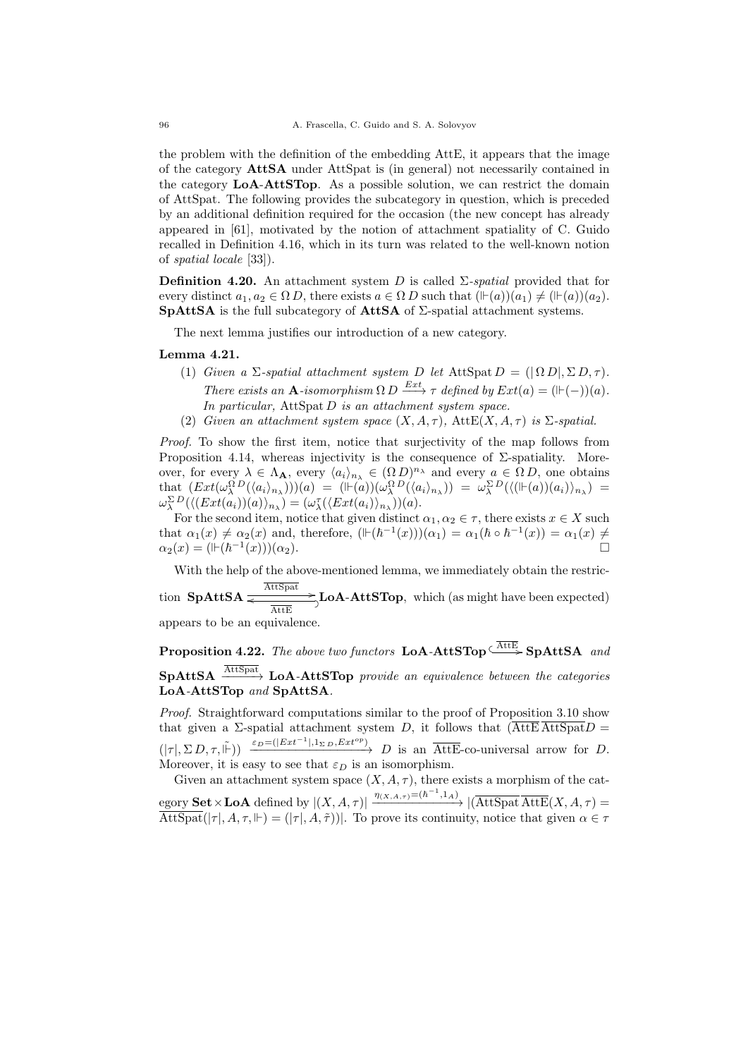the problem with the definition of the embedding AttE, it appears that the image of the category **AttSA** under AttSpat is (in general) not necessarily contained in the category **LoA-AttSTop**. As a possible solution, we can restrict the domain of AttSpat. The following provides the subcategory in question, which is preceded by an additional definition required for the occasion (the new concept has already appeared in [61], motivated by the notion of attachment spatiality of C. Guido recalled in Definition 4.16, which in its turn was related to the well-known notion of *spatial locale* [33]).

**Definition 4.20.** An attachment system $D$ is called $\Sigma$-*spatial* provided that for every distinct $a_1, a_2 \in \Omega\, D$, there exists $a \in \Omega\, D$ such that $(\Vdash(a))(a_1) \neq (\Vdash(a))(a_2)$. **SpAttSA** is the full subcategory of **AttSA** of $\Sigma$-spatial attachment systems.

The next lemma justifies our introduction of a new category.

**Lemma 4.21.**

(1) *Given a $\Sigma$-spatial attachment system $D$ let* $\mathrm{AttSpat}\, D = (|\,\Omega\, D|, \Sigma\, D, \tau)$. *There exists an **A**-isomorphism* $\Omega\, D \xrightarrow{Ext} \tau$ *defined by* $Ext(a) = (\Vdash(-))(a)$. *In particular,* $\mathrm{AttSpat}\, D$ *is an attachment system space.*

(2) *Given an attachment system space* $(X, A, \tau)$, $\mathrm{AttE}(X, A, \tau)$ *is $\Sigma$-spatial.*

*Proof.* To show the first item, notice that surjectivity of the map follows from Proposition 4.14, whereas injectivity is the consequence of $\Sigma$-spatiality. Moreover, for every $\lambda \in \Lambda_{\mathbf{A}}$, every $\langle a_i \rangle_{n_\lambda} \in (\Omega\, D)^{n_\lambda}$ and every $a \in \Omega\, D$, one obtains that $(Ext(\omega_\lambda^{\Omega\, D}(\langle a_i \rangle_{n_\lambda})))(a) = (\Vdash(a))(\omega_\lambda^{\Omega\, D}(\langle a_i \rangle_{n_\lambda})) = \omega_\lambda^{\Sigma\, D}(\langle (\Vdash(a))(a_i) \rangle_{n_\lambda}) = \omega_\lambda^{\Sigma\, D}(\langle (Ext(a_i))(a) \rangle_{n_\lambda}) = (\omega_\lambda^{\tau}(\langle Ext(a_i) \rangle_{n_\lambda}))(a)$.

For the second item, notice that given distinct $\alpha_1, \alpha_2 \in \tau$, there exists $x \in X$ such that $\alpha_1(x) \neq \alpha_2(x)$ and, therefore, $(\Vdash(\hbar^{-1}(x)))(\alpha_1) = \alpha_1(\hbar \circ \hbar^{-1}(x)) = \alpha_1(x) \neq \alpha_2(x) = (\Vdash(\hbar^{-1}(x)))(\alpha_2)$. $\square$

With the help of the above-mentioned lemma, we immediately obtain the restriction **SpAttSA** $\underset{\overline{\mathrm{AttE}}}{\overset{\overline{\mathrm{AttSpat}}}{\rightleftarrows}}$ **LoA-AttSTop**, which (as might have been expected) appears to be an equivalence.

**Proposition 4.22.** *The above two functors* **LoA-AttSTop** $\xhookrightarrow{\overline{\mathrm{AttE}}}$ **SpAttSA** *and* **SpAttSA** $\xrightarrow{\overline{\mathrm{AttSpat}}}$ **LoA-AttSTop** *provide an equivalence between the categories* **LoA-AttSTop** *and* **SpAttSA**.

*Proof.* Straightforward computations similar to the proof of Proposition 3.10 show that given a $\Sigma$-spatial attachment system $D$, it follows that $(\overline{\mathrm{AttE}}\,\overline{\mathrm{AttSpat}}D = (|\tau|, \Sigma\, D, \tau, \tilde{\Vdash})) \xrightarrow{\varepsilon_D = (|Ext^{-1}|, 1_{\Sigma\, D}, Ext^{op})} D$ is an $\overline{\mathrm{AttE}}$-co-universal arrow for $D$. Moreover, it is easy to see that $\varepsilon_D$ is an isomorphism.

Given an attachment system space $(X, A, \tau)$, there exists a morphism of the category $\mathbf{Set} \times \mathbf{LoA}$ defined by $|(X, A, \tau)| \xrightarrow{\eta_{(X,A,\tau)} = (\hbar^{-1}, 1_A)} |(\overline{\mathrm{AttSpat}}\,\overline{\mathrm{AttE}}(X, A, \tau) = \overline{\mathrm{AttSpat}}(|\tau|, A, \tau, \Vdash) = (|\tau|, A, \tilde{\tau}))|$. To prove its continuity, notice that given $\alpha \in \tau$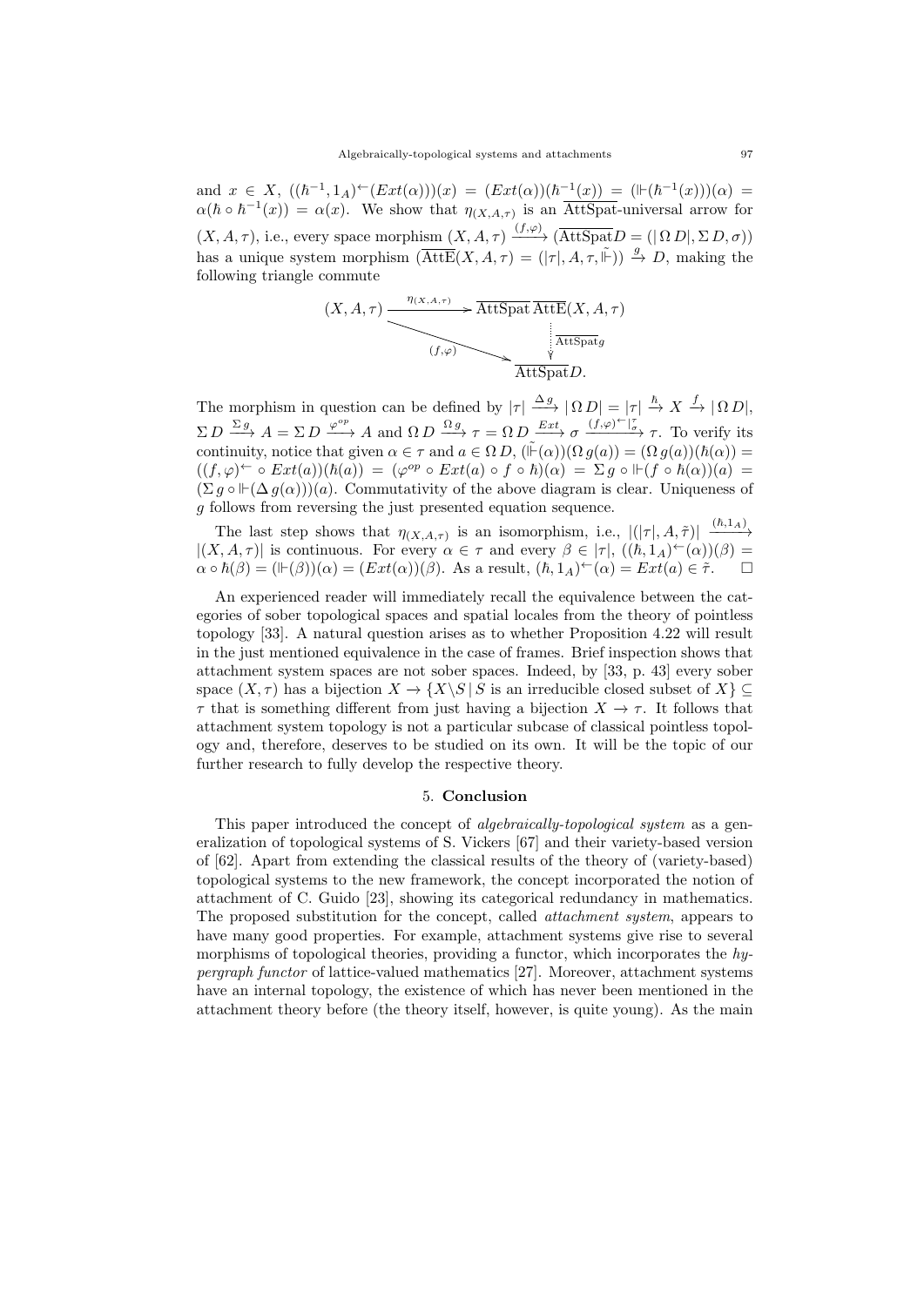and $x \in X$, $((\hbar^{-1}, 1_A)^{\leftarrow}(Ext(\alpha)))(x) = (Ext(\alpha))(\hbar^{-1}(x)) = (\Vdash(\hbar^{-1}(x)))(\alpha) = \alpha(\hbar \circ \hbar^{-1}(x)) = \alpha(x)$. We show that $\eta_{(X,A,\tau)}$ is an $\overline{\text{AttSpat}}$-universal arrow for $(X, A, \tau)$, i.e., every space morphism $(X, A, \tau) \xrightarrow{(f,\varphi)} (\overline{\text{AttSpat}}D = (|\,\Omega\, D|, \Sigma\, D, \sigma))$ has a unique system morphism $(\overline{\text{AttE}}(X, A, \tau) = (|\tau|, A, \tau, \tilde{\Vdash})) \xrightarrow{g} D$, making the following triangle commute

$$\begin{array}{ccc} (X, A, \tau) & \xrightarrow{\eta_{(X,A,\tau)}} & \overline{\text{AttSpat}}\,\overline{\text{AttE}}(X, A, \tau) \\ & \searrow^{(f,\varphi)} & \vdots\, \overline{\text{AttSpat}}g \\ & & \overline{\text{AttSpat}}D. \end{array}$$

The morphism in question can be defined by $|\tau| \xrightarrow{\Delta\, g} |\,\Omega\, D| = |\tau| \xrightarrow{\hbar} X \xrightarrow{f} |\,\Omega\, D|$, $\Sigma\, D \xrightarrow{\Sigma\, g} A = \Sigma\, D \xrightarrow{\varphi^{op}} A$ and $\Omega\, D \xrightarrow{\Omega\, g} \tau = \Omega\, D \xrightarrow{Ext} \sigma \xrightarrow{(f,\varphi)^{\leftarrow}|^{\tau}_{\sigma}} \tau$. To verify its continuity, notice that given $\alpha \in \tau$ and $a \in \Omega\, D$, $(\tilde{\Vdash}(\alpha))(\Omega\, g(a)) = (\Omega\, g(a))(\hbar(\alpha)) = ((f, \varphi)^{\leftarrow} \circ Ext(a))(\hbar(a)) = (\varphi^{op} \circ Ext(a) \circ f \circ \hbar)(\alpha) = \Sigma\, g \circ \Vdash(f \circ \hbar(\alpha))(a) = (\Sigma\, g \circ \Vdash(\Delta\, g(\alpha)))(a)$. Commutativity of the above diagram is clear. Uniqueness of $g$ follows from reversing the just presented equation sequence.

The last step shows that $\eta_{(X,A,\tau)}$ is an isomorphism, i.e., $|(|\tau|, A, \tilde{\tau})| \xrightarrow{(\hbar,1_A)} |(X, A, \tau)|$ is continuous. For every $\alpha \in \tau$ and every $\beta \in |\tau|$, $((\hbar, 1_A)^{\leftarrow}(\alpha))(\beta) = \alpha \circ \hbar(\beta) = (\Vdash(\beta))(\alpha) = (Ext(\alpha))(\beta)$. As a result, $(\hbar, 1_A)^{\leftarrow}(\alpha) = Ext(a) \in \tilde{\tau}$. $\square$

An experienced reader will immediately recall the equivalence between the categories of sober topological spaces and spatial locales from the theory of pointless topology [33]. A natural question arises as to whether Proposition 4.22 will result in the just mentioned equivalence in the case of frames. Brief inspection shows that attachment system spaces are not sober spaces. Indeed, by [33, p. 43] every sober space $(X, \tau)$ has a bijection $X \to \{X \backslash S \,|\, S$ is an irreducible closed subset of $X\} \subseteq \tau$ that is something different from just having a bijection $X \to \tau$. It follows that attachment system topology is not a particular subcase of classical pointless topology and, therefore, deserves to be studied on its own. It will be the topic of our further research to fully develop the respective theory.

## 5. Conclusion

This paper introduced the concept of *algebraically-topological system* as a generalization of topological systems of S. Vickers [67] and their variety-based version of [62]. Apart from extending the classical results of the theory of (variety-based) topological systems to the new framework, the concept incorporated the notion of attachment of C. Guido [23], showing its categorical redundancy in mathematics. The proposed substitution for the concept, called *attachment system*, appears to have many good properties. For example, attachment systems give rise to several morphisms of topological theories, providing a functor, which incorporates the *hypergraph functor* of lattice-valued mathematics [27]. Moreover, attachment systems have an internal topology, the existence of which has never been mentioned in the attachment theory before (the theory itself, however, is quite young). As the main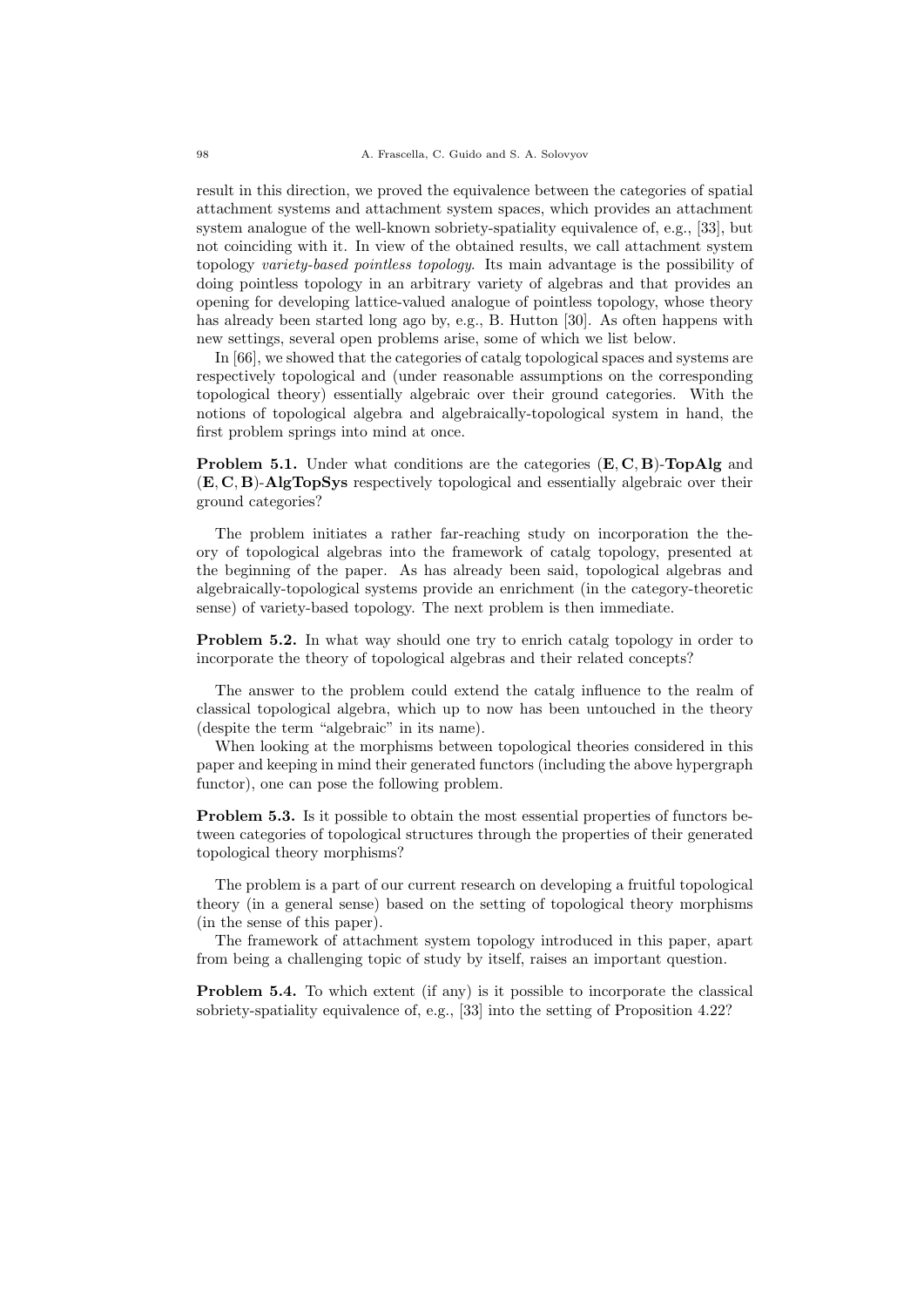result in this direction, we proved the equivalence between the categories of spatial attachment systems and attachment system spaces, which provides an attachment system analogue of the well-known sobriety-spatiality equivalence of, e.g., [33], but not coinciding with it. In view of the obtained results, we call attachment system topology *variety-based pointless topology*. Its main advantage is the possibility of doing pointless topology in an arbitrary variety of algebras and that provides an opening for developing lattice-valued analogue of pointless topology, whose theory has already been started long ago by, e.g., B. Hutton [30]. As often happens with new settings, several open problems arise, some of which we list below.

In [66], we showed that the categories of catalg topological spaces and systems are respectively topological and (under reasonable assumptions on the corresponding topological theory) essentially algebraic over their ground categories. With the notions of topological algebra and algebraically-topological system in hand, the first problem springs into mind at once.

**Problem 5.1.** Under what conditions are the categories $(\mathbf{E}, \mathbf{C}, \mathbf{B})$-**TopAlg** and $(\mathbf{E}, \mathbf{C}, \mathbf{B})$-**AlgTopSys** respectively topological and essentially algebraic over their ground categories?

The problem initiates a rather far-reaching study on incorporation the theory of topological algebras into the framework of catalg topology, presented at the beginning of the paper. As has already been said, topological algebras and algebraically-topological systems provide an enrichment (in the category-theoretic sense) of variety-based topology. The next problem is then immediate.

**Problem 5.2.** In what way should one try to enrich catalg topology in order to incorporate the theory of topological algebras and their related concepts?

The answer to the problem could extend the catalg influence to the realm of classical topological algebra, which up to now has been untouched in the theory (despite the term "algebraic" in its name).

When looking at the morphisms between topological theories considered in this paper and keeping in mind their generated functors (including the above hypergraph functor), one can pose the following problem.

**Problem 5.3.** Is it possible to obtain the most essential properties of functors between categories of topological structures through the properties of their generated topological theory morphisms?

The problem is a part of our current research on developing a fruitful topological theory (in a general sense) based on the setting of topological theory morphisms (in the sense of this paper).

The framework of attachment system topology introduced in this paper, apart from being a challenging topic of study by itself, raises an important question.

**Problem 5.4.** To which extent (if any) is it possible to incorporate the classical sobriety-spatiality equivalence of, e.g., [33] into the setting of Proposition 4.22?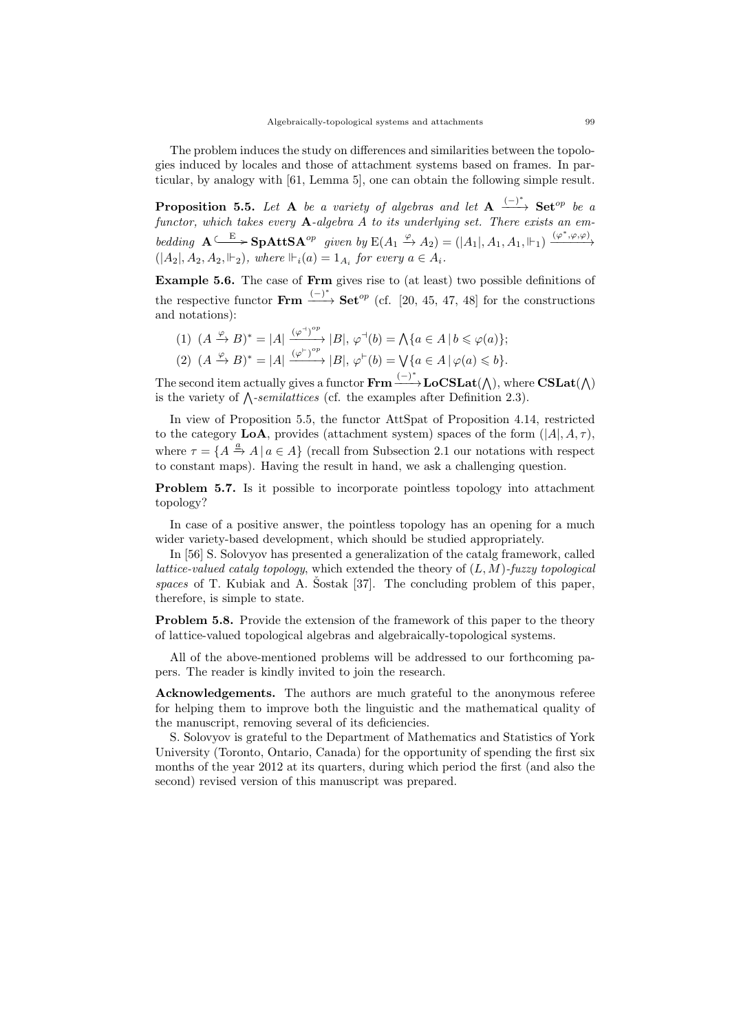The problem induces the study on differences and similarities between the topologies induced by locales and those of attachment systems based on frames. In particular, by analogy with [61, Lemma 5], one can obtain the following simple result.

**Proposition 5.5.** *Let* $\mathbf{A}$ *be a variety of algebras and let* $\mathbf{A} \xrightarrow{(-)^*} \mathbf{Set}^{op}$ *be a functor, which takes every* $\mathbf{A}$*-algebra* $A$ *to its underlying set. There exists an embedding* $\mathbf{A} \overset{\mathrm{E}}{\hookrightarrow} \mathbf{SpAttSA}^{op}$ *given by* $\mathrm{E}(A_1 \xrightarrow{\varphi} A_2) = (|A_1|, A_1, A_1, \Vdash_1) \xrightarrow{(\varphi^*, \varphi, \varphi)} (|A_2|, A_2, A_2, \Vdash_2)$*, where* $\Vdash_i(a) = 1_{A_i}$ *for every* $a \in A_i$*.*

**Example 5.6.** The case of $\mathbf{Frm}$ gives rise to (at least) two possible definitions of the respective functor $\mathbf{Frm} \xrightarrow{(-)^*} \mathbf{Set}^{op}$ (cf. [20, 45, 47, 48] for the constructions and notations):

(1) $(A \xrightarrow{\varphi} B)^* = |A| \xrightarrow{(\varphi^{\dashv})^{op}} |B|$, $\varphi^{\dashv}(b) = \bigwedge\{a \in A \,|\, b \leqslant \varphi(a)\}$;

(2) $(A \xrightarrow{\varphi} B)^* = |A| \xrightarrow{(\varphi^{\vdash})^{op}} |B|$, $\varphi^{\vdash}(b) = \bigvee\{a \in A \,|\, \varphi(a) \leqslant b\}$.

The second item actually gives a functor $\mathbf{Frm} \xrightarrow{(-)^*} \mathbf{LoCSLat}(\bigwedge)$, where $\mathbf{CSLat}(\bigwedge)$ is the variety of $\bigwedge$*-semilattices* (cf. the examples after Definition 2.3).

In view of Proposition 5.5, the functor AttSpat of Proposition 4.14, restricted to the category $\mathbf{LoA}$, provides (attachment system) spaces of the form $(|A|, A, \tau)$, where $\tau = \{A \xrightarrow{\underline{a}} A \,|\, a \in A\}$ (recall from Subsection 2.1 our notations with respect to constant maps). Having the result in hand, we ask a challenging question.

**Problem 5.7.** Is it possible to incorporate pointless topology into attachment topology?

In case of a positive answer, the pointless topology has an opening for a much wider variety-based development, which should be studied appropriately.

In [56] S. Solovyov has presented a generalization of the catalg framework, called *lattice-valued catalg topology*, which extended the theory of $(L, M)$*-fuzzy topological spaces* of T. Kubiak and A. Šostak [37]. The concluding problem of this paper, therefore, is simple to state.

**Problem 5.8.** Provide the extension of the framework of this paper to the theory of lattice-valued topological algebras and algebraically-topological systems.

All of the above-mentioned problems will be addressed to our forthcoming papers. The reader is kindly invited to join the research.

**Acknowledgements.** The authors are much grateful to the anonymous referee for helping them to improve both the linguistic and the mathematical quality of the manuscript, removing several of its deficiencies.

S. Solovyov is grateful to the Department of Mathematics and Statistics of York University (Toronto, Ontario, Canada) for the opportunity of spending the first six months of the year 2012 at its quarters, during which period the first (and also the second) revised version of this manuscript was prepared.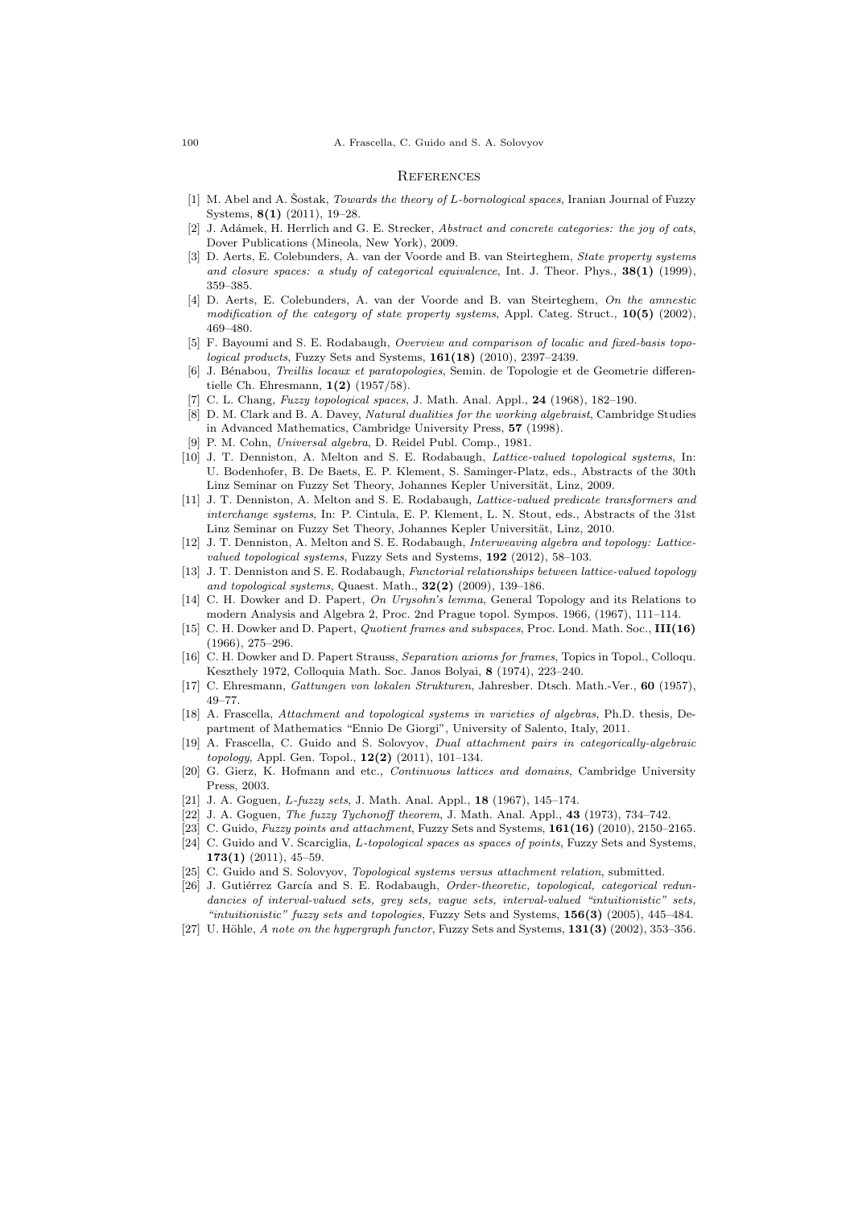## References

[1] M. Abel and A. Šostak, *Towards the theory of L-bornological spaces*, Iranian Journal of Fuzzy Systems, **8(1)** (2011), 19–28.

[2] J. Adámek, H. Herrlich and G. E. Strecker, *Abstract and concrete categories: the joy of cats*, Dover Publications (Mineola, New York), 2009.

[3] D. Aerts, E. Colebunders, A. van der Voorde and B. van Steirteghem, *State property systems and closure spaces: a study of categorical equivalence*, Int. J. Theor. Phys., **38(1)** (1999), 359–385.

[4] D. Aerts, E. Colebunders, A. van der Voorde and B. van Steirteghem, *On the amnestic modification of the category of state property systems*, Appl. Categ. Struct., **10(5)** (2002), 469–480.

[5] F. Bayoumi and S. E. Rodabaugh, *Overview and comparison of localic and fixed-basis topological products*, Fuzzy Sets and Systems, **161(18)** (2010), 2397–2439.

[6] J. Bénabou, *Treillis locaux et paratopologies*, Semin. de Topologie et de Geometrie differentielle Ch. Ehresmann, **1(2)** (1957/58).

[7] C. L. Chang, *Fuzzy topological spaces*, J. Math. Anal. Appl., **24** (1968), 182–190.

[8] D. M. Clark and B. A. Davey, *Natural dualities for the working algebraist*, Cambridge Studies in Advanced Mathematics, Cambridge University Press, **57** (1998).

[9] P. M. Cohn, *Universal algebra*, D. Reidel Publ. Comp., 1981.

[10] J. T. Denniston, A. Melton and S. E. Rodabaugh, *Lattice-valued topological systems*, In: U. Bodenhofer, B. De Baets, E. P. Klement, S. Saminger-Platz, eds., Abstracts of the 30th Linz Seminar on Fuzzy Set Theory, Johannes Kepler Universität, Linz, 2009.

[11] J. T. Denniston, A. Melton and S. E. Rodabaugh, *Lattice-valued predicate transformers and interchange systems*, In: P. Cintula, E. P. Klement, L. N. Stout, eds., Abstracts of the 31st Linz Seminar on Fuzzy Set Theory, Johannes Kepler Universität, Linz, 2010.

[12] J. T. Denniston, A. Melton and S. E. Rodabaugh, *Interweaving algebra and topology: Lattice-valued topological systems*, Fuzzy Sets and Systems, **192** (2012), 58–103.

[13] J. T. Denniston and S. E. Rodabaugh, *Functorial relationships between lattice-valued topology and topological systems*, Quaest. Math., **32(2)** (2009), 139–186.

[14] C. H. Dowker and D. Papert, *On Urysohn's lemma*, General Topology and its Relations to modern Analysis and Algebra 2, Proc. 2nd Prague topol. Sympos. 1966, (1967), 111–114.

[15] C. H. Dowker and D. Papert, *Quotient frames and subspaces*, Proc. Lond. Math. Soc., **III(16)** (1966), 275–296.

[16] C. H. Dowker and D. Papert Strauss, *Separation axioms for frames*, Topics in Topol., Colloqu. Keszthely 1972, Colloquia Math. Soc. Janos Bolyai, **8** (1974), 223–240.

[17] C. Ehresmann, *Gattungen von lokalen Strukturen*, Jahresber. Dtsch. Math.-Ver., **60** (1957), 49–77.

[18] A. Frascella, *Attachment and topological systems in varieties of algebras*, Ph.D. thesis, Department of Mathematics "Ennio De Giorgi", University of Salento, Italy, 2011.

[19] A. Frascella, C. Guido and S. Solovyov, *Dual attachment pairs in categorically-algebraic topology*, Appl. Gen. Topol., **12(2)** (2011), 101–134.

[20] G. Gierz, K. Hofmann and etc., *Continuous lattices and domains*, Cambridge University Press, 2003.

[21] J. A. Goguen, *L-fuzzy sets*, J. Math. Anal. Appl., **18** (1967), 145–174.

[22] J. A. Goguen, *The fuzzy Tychonoff theorem*, J. Math. Anal. Appl., **43** (1973), 734–742.

[23] C. Guido, *Fuzzy points and attachment*, Fuzzy Sets and Systems, **161(16)** (2010), 2150–2165.

[24] C. Guido and V. Scarciglia, *L-topological spaces as spaces of points*, Fuzzy Sets and Systems, **173(1)** (2011), 45–59.

[25] C. Guido and S. Solovyov, *Topological systems versus attachment relation*, submitted.

[26] J. Gutiérrez García and S. E. Rodabaugh, *Order-theoretic, topological, categorical redundancies of interval-valued sets, grey sets, vague sets, interval-valued "intuitionistic" sets, "intuitionistic" fuzzy sets and topologies*, Fuzzy Sets and Systems, **156(3)** (2005), 445–484.

[27] U. Höhle, *A note on the hypergraph functor*, Fuzzy Sets and Systems, **131(3)** (2002), 353–356.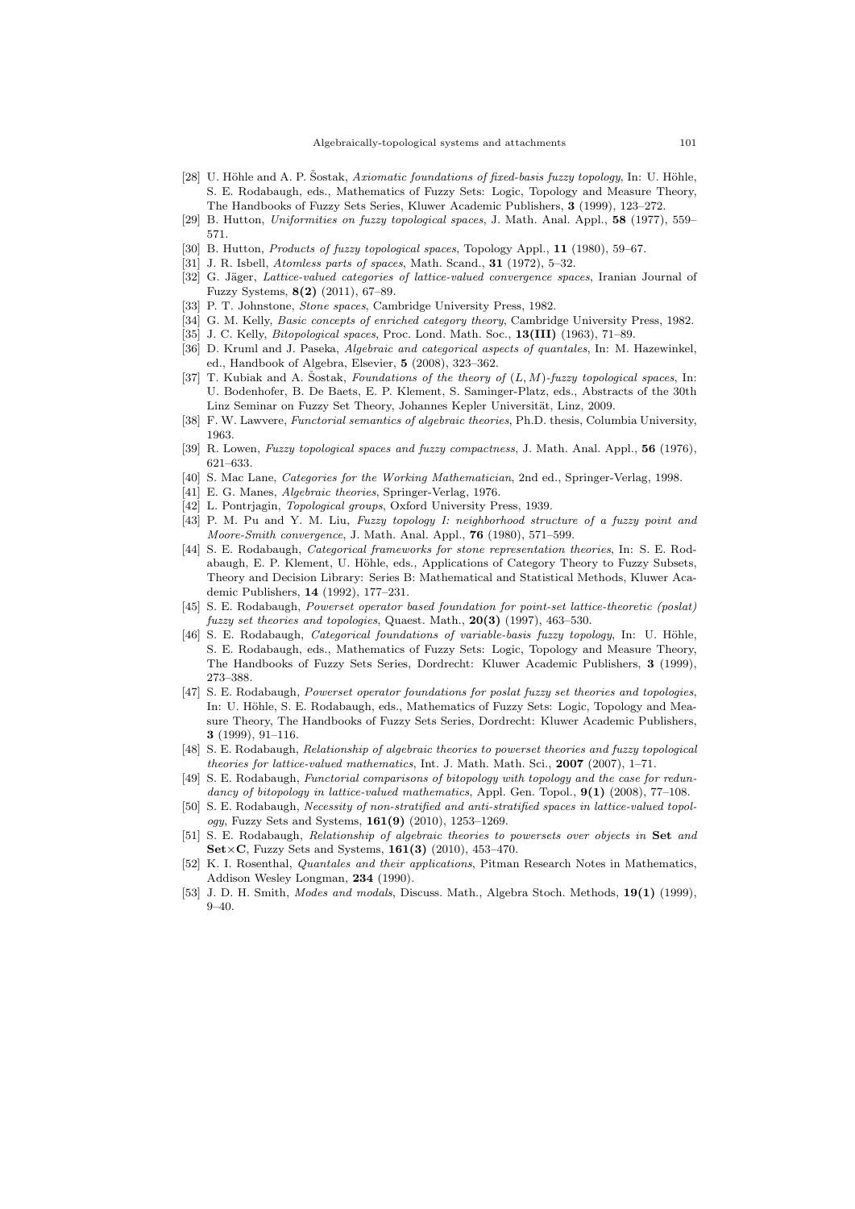[28] U. Höhle and A. P. Šostak, *Axiomatic foundations of fixed-basis fuzzy topology*, In: U. Höhle, S. E. Rodabaugh, eds., Mathematics of Fuzzy Sets: Logic, Topology and Measure Theory, The Handbooks of Fuzzy Sets Series, Kluwer Academic Publishers, **3** (1999), 123–272.

[29] B. Hutton, *Uniformities on fuzzy topological spaces*, J. Math. Anal. Appl., **58** (1977), 559–571.

[30] B. Hutton, *Products of fuzzy topological spaces*, Topology Appl., **11** (1980), 59–67.

[31] J. R. Isbell, *Atomless parts of spaces*, Math. Scand., **31** (1972), 5–32.

[32] G. Jäger, *Lattice-valued categories of lattice-valued convergence spaces*, Iranian Journal of Fuzzy Systems, **8(2)** (2011), 67–89.

[33] P. T. Johnstone, *Stone spaces*, Cambridge University Press, 1982.

[34] G. M. Kelly, *Basic concepts of enriched category theory*, Cambridge University Press, 1982.

[35] J. C. Kelly, *Bitopological spaces*, Proc. Lond. Math. Soc., **13(III)** (1963), 71–89.

[36] D. Kruml and J. Paseka, *Algebraic and categorical aspects of quantales*, In: M. Hazewinkel, ed., Handbook of Algebra, Elsevier, **5** (2008), 323–362.

[37] T. Kubiak and A. Šostak, *Foundations of the theory of $(L, M)$-fuzzy topological spaces*, In: U. Bodenhofer, B. De Baets, E. P. Klement, S. Saminger-Platz, eds., Abstracts of the 30th Linz Seminar on Fuzzy Set Theory, Johannes Kepler Universität, Linz, 2009.

[38] F. W. Lawvere, *Functorial semantics of algebraic theories*, Ph.D. thesis, Columbia University, 1963.

[39] R. Lowen, *Fuzzy topological spaces and fuzzy compactness*, J. Math. Anal. Appl., **56** (1976), 621–633.

[40] S. Mac Lane, *Categories for the Working Mathematician*, 2nd ed., Springer-Verlag, 1998.

[41] E. G. Manes, *Algebraic theories*, Springer-Verlag, 1976.

[42] L. Pontrjagin, *Topological groups*, Oxford University Press, 1939.

[43] P. M. Pu and Y. M. Liu, *Fuzzy topology I: neighborhood structure of a fuzzy point and Moore-Smith convergence*, J. Math. Anal. Appl., **76** (1980), 571–599.

[44] S. E. Rodabaugh, *Categorical frameworks for stone representation theories*, In: S. E. Rodabaugh, E. P. Klement, U. Höhle, eds., Applications of Category Theory to Fuzzy Subsets, Theory and Decision Library: Series B: Mathematical and Statistical Methods, Kluwer Academic Publishers, **14** (1992), 177–231.

[45] S. E. Rodabaugh, *Powerset operator based foundation for point-set lattice-theoretic (poslat) fuzzy set theories and topologies*, Quaest. Math., **20(3)** (1997), 463–530.

[46] S. E. Rodabaugh, *Categorical foundations of variable-basis fuzzy topology*, In: U. Höhle, S. E. Rodabaugh, eds., Mathematics of Fuzzy Sets: Logic, Topology and Measure Theory, The Handbooks of Fuzzy Sets Series, Dordrecht: Kluwer Academic Publishers, **3** (1999), 273–388.

[47] S. E. Rodabaugh, *Powerset operator foundations for poslat fuzzy set theories and topologies*, In: U. Höhle, S. E. Rodabaugh, eds., Mathematics of Fuzzy Sets: Logic, Topology and Measure Theory, The Handbooks of Fuzzy Sets Series, Dordrecht: Kluwer Academic Publishers, **3** (1999), 91–116.

[48] S. E. Rodabaugh, *Relationship of algebraic theories to powerset theories and fuzzy topological theories for lattice-valued mathematics*, Int. J. Math. Math. Sci., **2007** (2007), 1–71.

[49] S. E. Rodabaugh, *Functorial comparisons of bitopology with topology and the case for redundancy of bitopology in lattice-valued mathematics*, Appl. Gen. Topol., **9(1)** (2008), 77–108.

[50] S. E. Rodabaugh, *Necessity of non-stratified and anti-stratified spaces in lattice-valued topology*, Fuzzy Sets and Systems, **161(9)** (2010), 1253–1269.

[51] S. E. Rodabaugh, *Relationship of algebraic theories to powersets over objects in* **Set** *and* **Set**×**C**, Fuzzy Sets and Systems, **161(3)** (2010), 453–470.

[52] K. I. Rosenthal, *Quantales and their applications*, Pitman Research Notes in Mathematics, Addison Wesley Longman, **234** (1990).

[53] J. D. H. Smith, *Modes and modals*, Discuss. Math., Algebra Stoch. Methods, **19(1)** (1999), 9–40.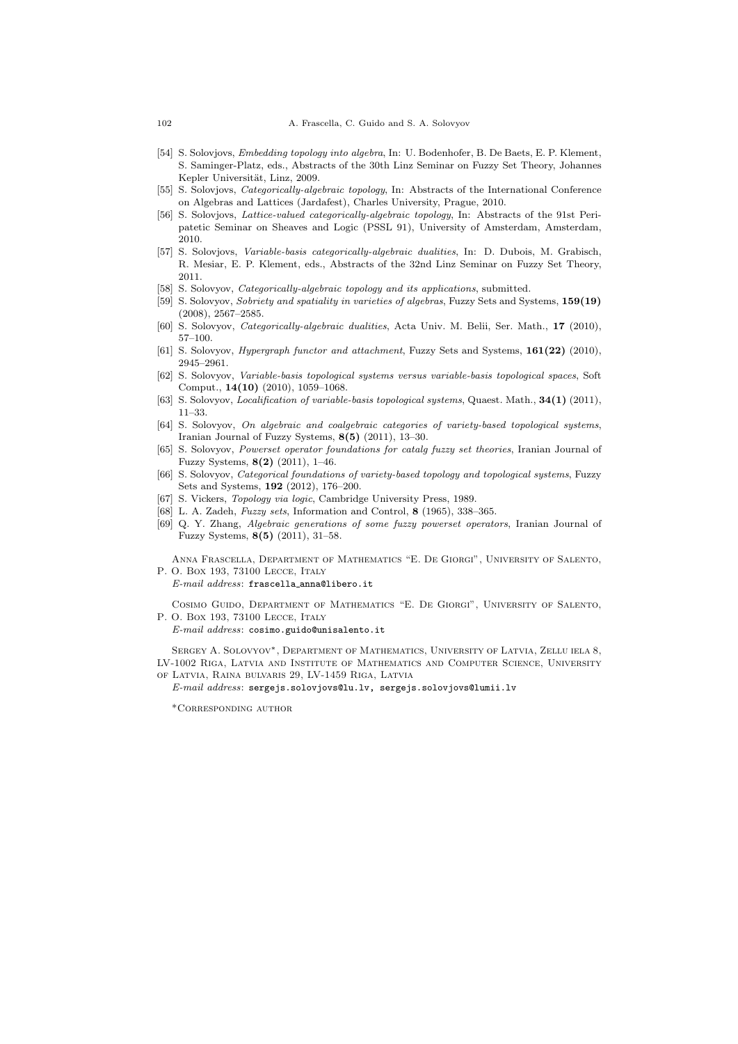[54] S. Solovjovs, *Embedding topology into algebra*, In: U. Bodenhofer, B. De Baets, E. P. Klement, S. Saminger-Platz, eds., Abstracts of the 30th Linz Seminar on Fuzzy Set Theory, Johannes Kepler Universität, Linz, 2009.

[55] S. Solovjovs, *Categorically-algebraic topology*, In: Abstracts of the International Conference on Algebras and Lattices (Jardafest), Charles University, Prague, 2010.

[56] S. Solovjovs, *Lattice-valued categorically-algebraic topology*, In: Abstracts of the 91st Peripatetic Seminar on Sheaves and Logic (PSSL 91), University of Amsterdam, Amsterdam, 2010.

[57] S. Solovjovs, *Variable-basis categorically-algebraic dualities*, In: D. Dubois, M. Grabisch, R. Mesiar, E. P. Klement, eds., Abstracts of the 32nd Linz Seminar on Fuzzy Set Theory, 2011.

[58] S. Solovyov, *Categorically-algebraic topology and its applications*, submitted.

[59] S. Solovyov, *Sobriety and spatiality in varieties of algebras*, Fuzzy Sets and Systems, **159(19)** (2008), 2567–2585.

[60] S. Solovyov, *Categorically-algebraic dualities*, Acta Univ. M. Belii, Ser. Math., **17** (2010), 57–100.

[61] S. Solovyov, *Hypergraph functor and attachment*, Fuzzy Sets and Systems, **161(22)** (2010), 2945–2961.

[62] S. Solovyov, *Variable-basis topological systems versus variable-basis topological spaces*, Soft Comput., **14(10)** (2010), 1059–1068.

[63] S. Solovyov, *Localification of variable-basis topological systems*, Quaest. Math., **34(1)** (2011), 11–33.

[64] S. Solovyov, *On algebraic and coalgebraic categories of variety-based topological systems*, Iranian Journal of Fuzzy Systems, **8(5)** (2011), 13–30.

[65] S. Solovyov, *Powerset operator foundations for catalg fuzzy set theories*, Iranian Journal of Fuzzy Systems, **8(2)** (2011), 1–46.

[66] S. Solovyov, *Categorical foundations of variety-based topology and topological systems*, Fuzzy Sets and Systems, **192** (2012), 176–200.

[67] S. Vickers, *Topology via logic*, Cambridge University Press, 1989.

[68] L. A. Zadeh, *Fuzzy sets*, Information and Control, **8** (1965), 338–365.

[69] Q. Y. Zhang, *Algebraic generations of some fuzzy powerset operators*, Iranian Journal of Fuzzy Systems, **8(5)** (2011), 31–58.

Anna Frascella, Department of Mathematics "E. De Giorgi", University of Salento, P. O. Box 193, 73100 Lecce, Italy

*E-mail address*: frascella_anna@libero.it

Cosimo Guido, Department of Mathematics "E. De Giorgi", University of Salento, P. O. Box 193, 73100 Lecce, Italy

*E-mail address*: cosimo.guido@unisalento.it

Sergey A. Solovyov*, Department of Mathematics, University of Latvia, Zellu iela 8, LV-1002 Riga, Latvia and Institute of Mathematics and Computer Science, University of Latvia, Raina bulvaris 29, LV-1459 Riga, Latvia

*E-mail address*: sergejs.solovjovs@lu.lv, sergejs.solovjovs@lumii.lv

*Corresponding author